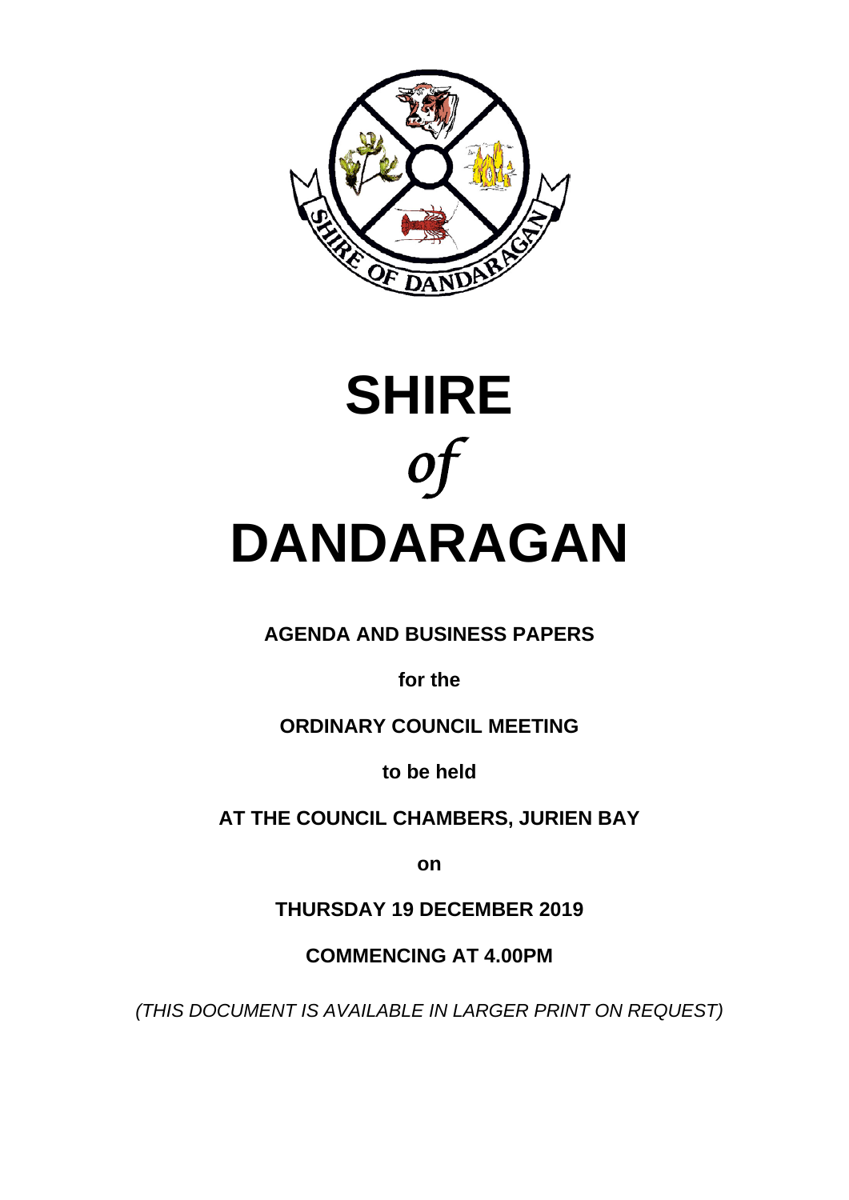# SHIRE

*of*

# DANDARAGAN

**AGENDA AND BUSINESS PAPERS**

**for the**

**ORDINARY COUNCIL MEETING**

**to be held**

**AT THE COUNCIL CHAMBERS, JURIEN BAY**

**on**

**THURSDAY 19 DECEMBER 2019**

**COMMENCING AT 4.00PM**

*(THIS DOCUMENT IS AVAILABLE IN LARGER PRINT ON REQUEST)*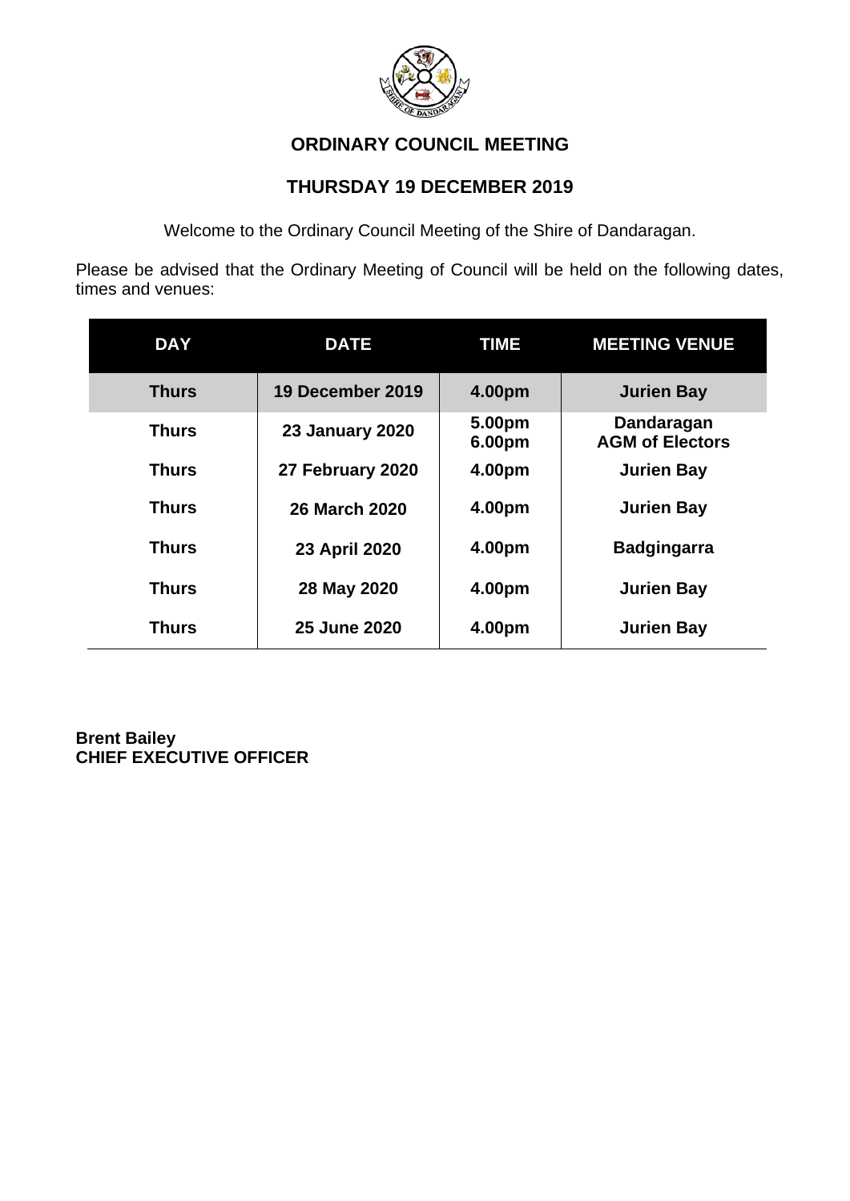**ORDINARY COUNCIL MEETING**

**THURSDAY 19 DECEMBER 2019**

Welcome to the Ordinary Council Meeting of the Shire of Dandaragan.

Please be advised that the Ordinary Meeting of Council will be held on the following dates, times and venues:

| DAY | DATE | TIME | MEETING VENUE |
|---|---|---|---|
| **Thurs** | **19 December 2019** | **4.00pm** | **Jurien Bay** |
| **Thurs** | **23 January 2020** | **5.00pm 6.00pm** | **Dandaragan AGM of Electors** |
| **Thurs** | **27 February 2020** | **4.00pm** | **Jurien Bay** |
| **Thurs** | **26 March 2020** | **4.00pm** | **Jurien Bay** |
| **Thurs** | **23 April 2020** | **4.00pm** | **Badgingarra** |
| **Thurs** | **28 May 2020** | **4.00pm** | **Jurien Bay** |
| **Thurs** | **25 June 2020** | **4.00pm** | **Jurien Bay** |

**Brent Bailey**
**CHIEF EXECUTIVE OFFICER**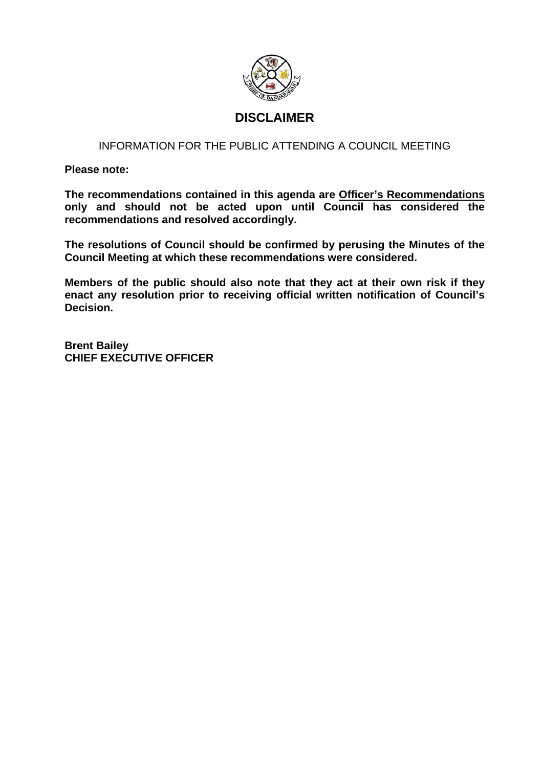# DISCLAIMER

INFORMATION FOR THE PUBLIC ATTENDING A COUNCIL MEETING

**Please note:**

**The recommendations contained in this agenda are <u>Officer's Recommendations</u> only and should not be acted upon until Council has considered the recommendations and resolved accordingly.**

**The resolutions of Council should be confirmed by perusing the Minutes of the Council Meeting at which these recommendations were considered.**

**Members of the public should also note that they act at their own risk if they enact any resolution prior to receiving official written notification of Council's Decision.**

**Brent Bailey**
**CHIEF EXECUTIVE OFFICER**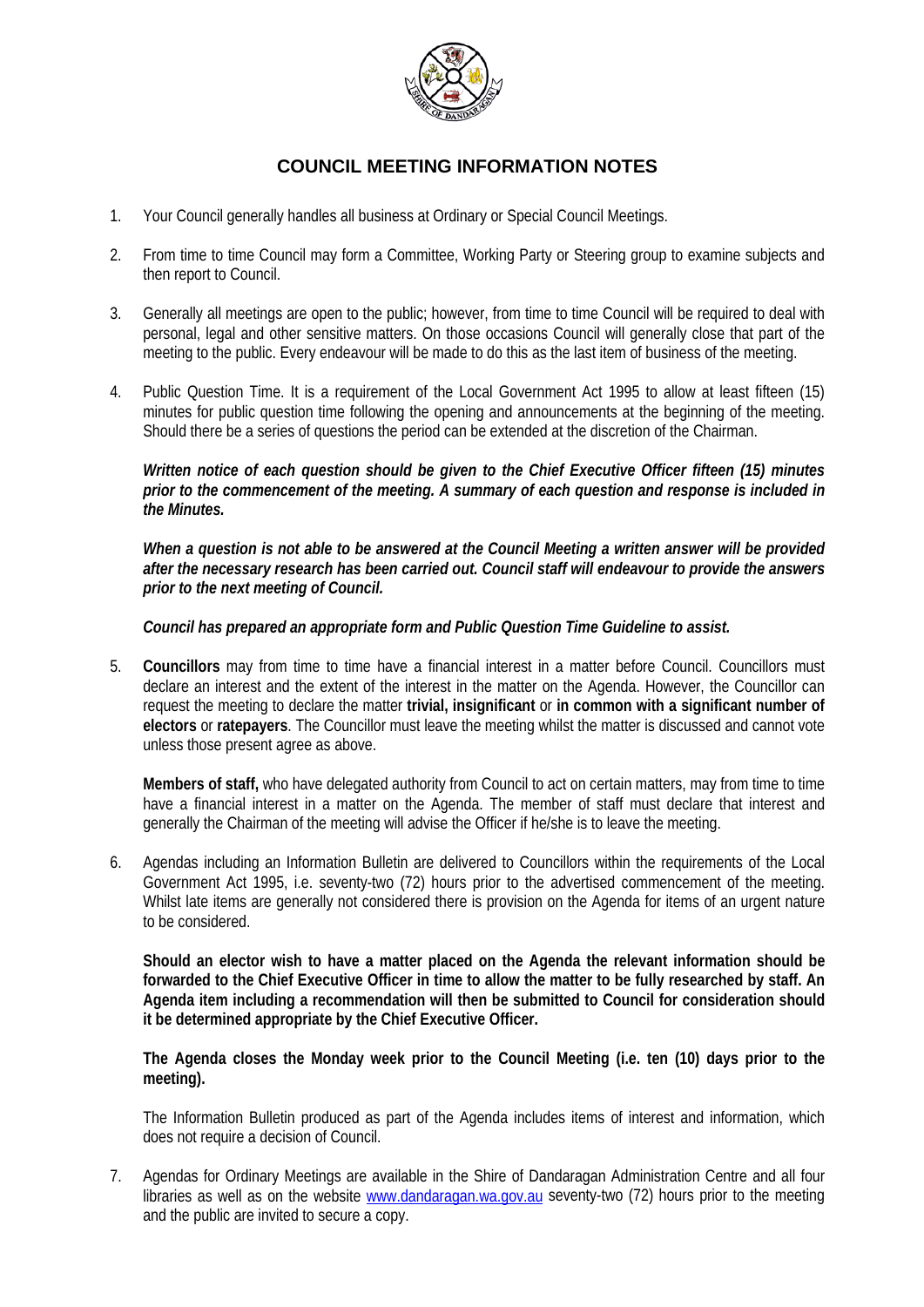# COUNCIL MEETING INFORMATION NOTES

1. Your Council generally handles all business at Ordinary or Special Council Meetings.

2. From time to time Council may form a Committee, Working Party or Steering group to examine subjects and then report to Council.

3. Generally all meetings are open to the public; however, from time to time Council will be required to deal with personal, legal and other sensitive matters. On those occasions Council will generally close that part of the meeting to the public. Every endeavour will be made to do this as the last item of business of the meeting.

4. Public Question Time. It is a requirement of the Local Government Act 1995 to allow at least fifteen (15) minutes for public question time following the opening and announcements at the beginning of the meeting. Should there be a series of questions the period can be extended at the discretion of the Chairman.

   ***Written notice of each question should be given to the Chief Executive Officer fifteen (15) minutes prior to the commencement of the meeting. A summary of each question and response is included in the Minutes.***

   ***When a question is not able to be answered at the Council Meeting a written answer will be provided after the necessary research has been carried out. Council staff will endeavour to provide the answers prior to the next meeting of Council.***

   ***Council has prepared an appropriate form and Public Question Time Guideline to assist.***

5. **Councillors** may from time to time have a financial interest in a matter before Council. Councillors must declare an interest and the extent of the interest in the matter on the Agenda. However, the Councillor can request the meeting to declare the matter **trivial, insignificant** or **in common with a significant number of electors** or **ratepayers**. The Councillor must leave the meeting whilst the matter is discussed and cannot vote unless those present agree as above.

   **Members of staff,** who have delegated authority from Council to act on certain matters, may from time to time have a financial interest in a matter on the Agenda. The member of staff must declare that interest and generally the Chairman of the meeting will advise the Officer if he/she is to leave the meeting.

6. Agendas including an Information Bulletin are delivered to Councillors within the requirements of the Local Government Act 1995, i.e. seventy-two (72) hours prior to the advertised commencement of the meeting. Whilst late items are generally not considered there is provision on the Agenda for items of an urgent nature to be considered.

   **Should an elector wish to have a matter placed on the Agenda the relevant information should be forwarded to the Chief Executive Officer in time to allow the matter to be fully researched by staff. An Agenda item including a recommendation will then be submitted to Council for consideration should it be determined appropriate by the Chief Executive Officer.**

   **The Agenda closes the Monday week prior to the Council Meeting (i.e. ten (10) days prior to the meeting).**

   The Information Bulletin produced as part of the Agenda includes items of interest and information, which does not require a decision of Council.

7. Agendas for Ordinary Meetings are available in the Shire of Dandaragan Administration Centre and all four libraries as well as on the website www.dandaragan.wa.gov.au seventy-two (72) hours prior to the meeting and the public are invited to secure a copy.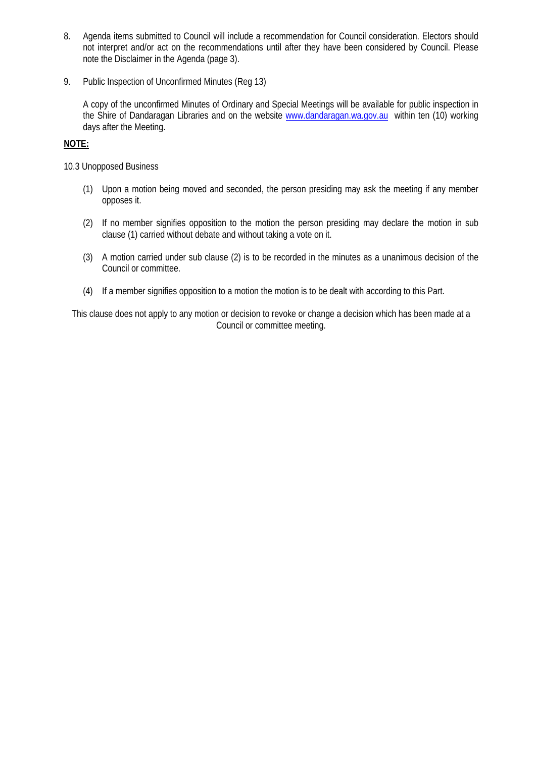8. Agenda items submitted to Council will include a recommendation for Council consideration. Electors should not interpret and/or act on the recommendations until after they have been considered by Council. Please note the Disclaimer in the Agenda (page 3).

9. Public Inspection of Unconfirmed Minutes (Reg 13)

   A copy of the unconfirmed Minutes of Ordinary and Special Meetings will be available for public inspection in the Shire of Dandaragan Libraries and on the website [www.dandaragan.wa.gov.au](http://www.dandaragan.wa.gov.au) within ten (10) working days after the Meeting.

**NOTE:**

10.3 Unopposed Business

(1) Upon a motion being moved and seconded, the person presiding may ask the meeting if any member opposes it.

(2) If no member signifies opposition to the motion the person presiding may declare the motion in sub clause (1) carried without debate and without taking a vote on it.

(3) A motion carried under sub clause (2) is to be recorded in the minutes as a unanimous decision of the Council or committee.

(4) If a member signifies opposition to a motion the motion is to be dealt with according to this Part.

This clause does not apply to any motion or decision to revoke or change a decision which has been made at a Council or committee meeting.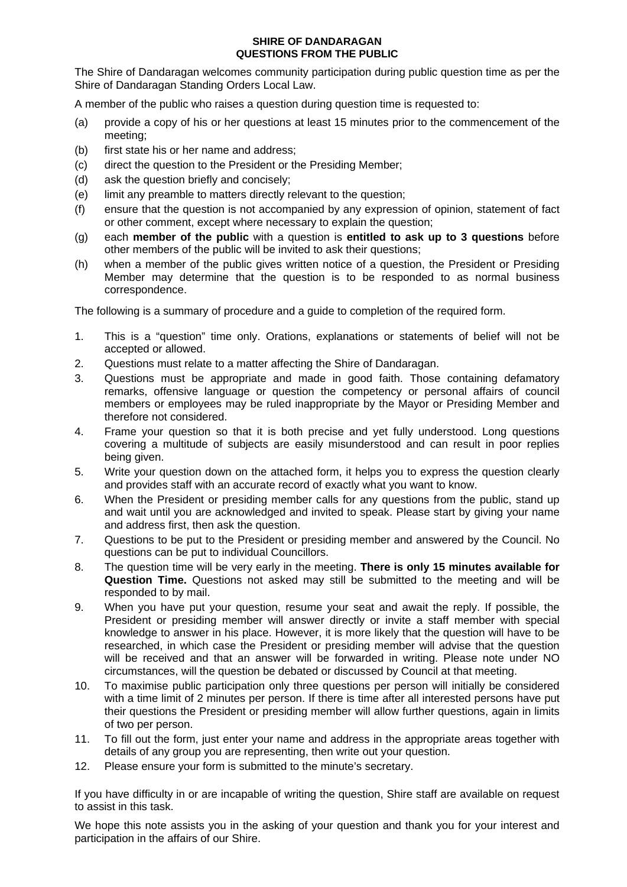**SHIRE OF DANDARAGAN**
**QUESTIONS FROM THE PUBLIC**

The Shire of Dandaragan welcomes community participation during public question time as per the Shire of Dandaragan Standing Orders Local Law.

A member of the public who raises a question during question time is requested to:

(a) provide a copy of his or her questions at least 15 minutes prior to the commencement of the meeting;
(b) first state his or her name and address;
(c) direct the question to the President or the Presiding Member;
(d) ask the question briefly and concisely;
(e) limit any preamble to matters directly relevant to the question;
(f) ensure that the question is not accompanied by any expression of opinion, statement of fact or other comment, except where necessary to explain the question;
(g) each **member of the public** with a question is **entitled to ask up to 3 questions** before other members of the public will be invited to ask their questions;
(h) when a member of the public gives written notice of a question, the President or Presiding Member may determine that the question is to be responded to as normal business correspondence.

The following is a summary of procedure and a guide to completion of the required form.

1. This is a "question" time only. Orations, explanations or statements of belief will not be accepted or allowed.
2. Questions must relate to a matter affecting the Shire of Dandaragan.
3. Questions must be appropriate and made in good faith. Those containing defamatory remarks, offensive language or question the competency or personal affairs of council members or employees may be ruled inappropriate by the Mayor or Presiding Member and therefore not considered.
4. Frame your question so that it is both precise and yet fully understood. Long questions covering a multitude of subjects are easily misunderstood and can result in poor replies being given.
5. Write your question down on the attached form, it helps you to express the question clearly and provides staff with an accurate record of exactly what you want to know.
6. When the President or presiding member calls for any questions from the public, stand up and wait until you are acknowledged and invited to speak. Please start by giving your name and address first, then ask the question.
7. Questions to be put to the President or presiding member and answered by the Council. No questions can be put to individual Councillors.
8. The question time will be very early in the meeting. **There is only 15 minutes available for Question Time.** Questions not asked may still be submitted to the meeting and will be responded to by mail.
9. When you have put your question, resume your seat and await the reply. If possible, the President or presiding member will answer directly or invite a staff member with special knowledge to answer in his place. However, it is more likely that the question will have to be researched, in which case the President or presiding member will advise that the question will be received and that an answer will be forwarded in writing. Please note under NO circumstances, will the question be debated or discussed by Council at that meeting.
10. To maximise public participation only three questions per person will initially be considered with a time limit of 2 minutes per person. If there is time after all interested persons have put their questions the President or presiding member will allow further questions, again in limits of two per person.
11. To fill out the form, just enter your name and address in the appropriate areas together with details of any group you are representing, then write out your question.
12. Please ensure your form is submitted to the minute's secretary.

If you have difficulty in or are incapable of writing the question, Shire staff are available on request to assist in this task.

We hope this note assists you in the asking of your question and thank you for your interest and participation in the affairs of our Shire.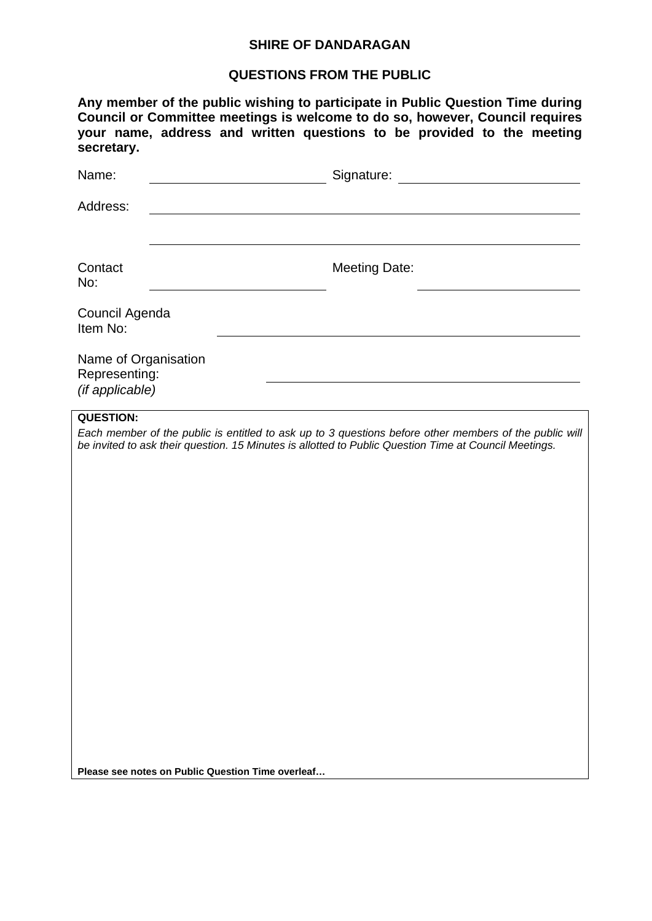# SHIRE OF DANDARAGAN

## QUESTIONS FROM THE PUBLIC

**Any member of the public wishing to participate in Public Question Time during Council or Committee meetings is welcome to do so, however, Council requires your name, address and written questions to be provided to the meeting secretary.**

Name: \_\_\_\_\_\_\_\_\_\_\_\_\_\_\_\_\_\_\_\_ Signature: \_\_\_\_\_\_\_\_\_\_\_\_\_\_\_\_\_\_\_\_

Address: \_\_\_\_\_\_\_\_\_\_\_\_\_\_\_\_\_\_\_\_\_\_\_\_\_\_\_\_\_\_\_\_\_\_\_\_\_\_\_\_

\_\_\_\_\_\_\_\_\_\_\_\_\_\_\_\_\_\_\_\_\_\_\_\_\_\_\_\_\_\_\_\_\_\_\_\_\_\_\_\_

Contact No: \_\_\_\_\_\_\_\_\_\_\_\_\_\_\_\_\_\_\_\_ Meeting Date: \_\_\_\_\_\_\_\_\_\_\_\_\_\_\_\_\_\_\_\_

Council Agenda Item No: \_\_\_\_\_\_\_\_\_\_\_\_\_\_\_\_\_\_\_\_\_\_\_\_\_\_\_\_\_\_\_\_\_\_\_\_\_\_\_\_

Name of Organisation Representing:
*(if applicable)* \_\_\_\_\_\_\_\_\_\_\_\_\_\_\_\_\_\_\_\_\_\_\_\_\_\_\_\_\_\_\_\_\_\_\_\_\_\_\_\_

**QUESTION:**

*Each member of the public is entitled to ask up to 3 questions before other members of the public will be invited to ask their question. 15 Minutes is allotted to Public Question Time at Council Meetings.*

**Please see notes on Public Question Time overleaf…**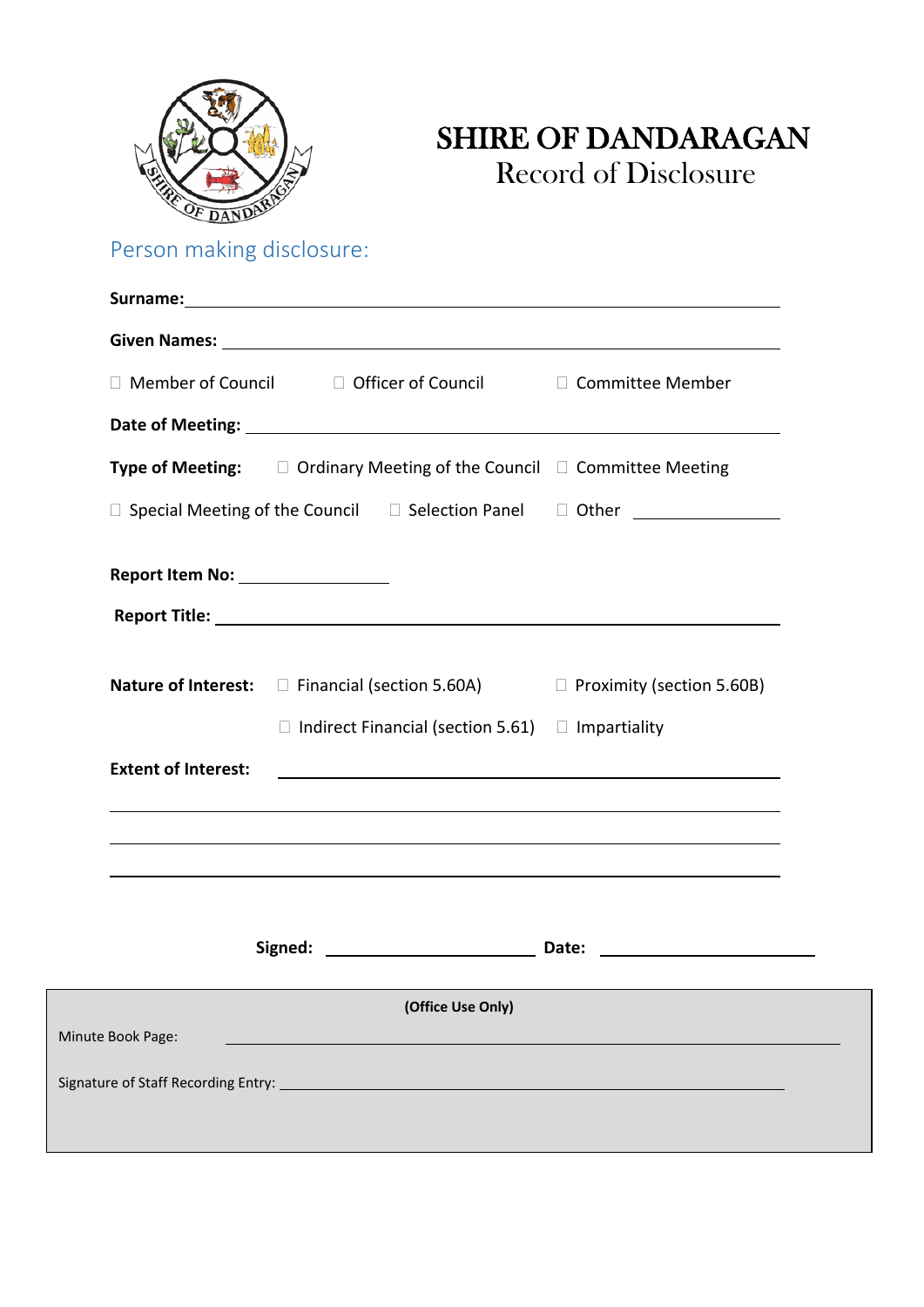# SHIRE OF DANDARAGAN

## Record of Disclosure

### Person making disclosure:

**Surname:** ______________________________________________

**Given Names:** ______________________________________________

☐ Member of Council ☐ Officer of Council ☐ Committee Member

**Date of Meeting:** ______________________________________________

**Type of Meeting:** ☐ Ordinary Meeting of the Council ☐ Committee Meeting

☐ Special Meeting of the Council ☐ Selection Panel ☐ Other ______________

**Report Item No:** ______________

**Report Title:** ______________________________________________

**Nature of Interest:** ☐ Financial (section 5.60A) ☐ Proximity (section 5.60B)

☐ Indirect Financial (section 5.61) ☐ Impartiality

**Extent of Interest:** ______________________________________________

______________________________________________

______________________________________________

______________________________________________

**Signed:** ______________________ **Date:** ______________________

**(Office Use Only)**

Minute Book Page: ______________________________________________

Signature of Staff Recording Entry: ______________________________________________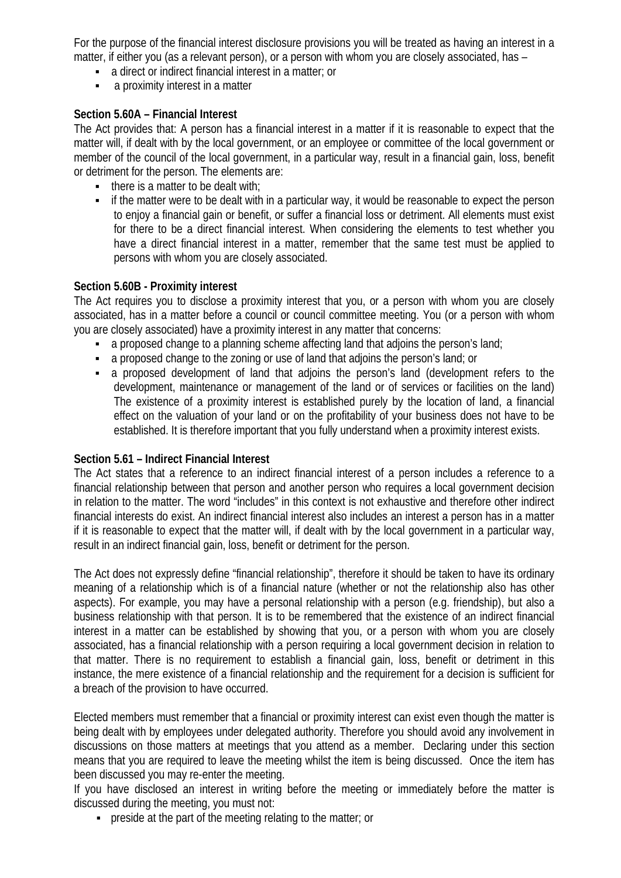For the purpose of the financial interest disclosure provisions you will be treated as having an interest in a matter, if either you (as a relevant person), or a person with whom you are closely associated, has –

- a direct or indirect financial interest in a matter; or
- a proximity interest in a matter

**Section 5.60A – Financial Interest**

The Act provides that: A person has a financial interest in a matter if it is reasonable to expect that the matter will, if dealt with by the local government, or an employee or committee of the local government or member of the council of the local government, in a particular way, result in a financial gain, loss, benefit or detriment for the person. The elements are:

- there is a matter to be dealt with;
- if the matter were to be dealt with in a particular way, it would be reasonable to expect the person to enjoy a financial gain or benefit, or suffer a financial loss or detriment. All elements must exist for there to be a direct financial interest. When considering the elements to test whether you have a direct financial interest in a matter, remember that the same test must be applied to persons with whom you are closely associated.

**Section 5.60B - Proximity interest**

The Act requires you to disclose a proximity interest that you, or a person with whom you are closely associated, has in a matter before a council or council committee meeting. You (or a person with whom you are closely associated) have a proximity interest in any matter that concerns:

- a proposed change to a planning scheme affecting land that adjoins the person's land;
- a proposed change to the zoning or use of land that adjoins the person's land; or
- a proposed development of land that adjoins the person's land (development refers to the development, maintenance or management of the land or of services or facilities on the land) The existence of a proximity interest is established purely by the location of land, a financial effect on the valuation of your land or on the profitability of your business does not have to be established. It is therefore important that you fully understand when a proximity interest exists.

**Section 5.61 – Indirect Financial Interest**

The Act states that a reference to an indirect financial interest of a person includes a reference to a financial relationship between that person and another person who requires a local government decision in relation to the matter. The word "includes" in this context is not exhaustive and therefore other indirect financial interests do exist. An indirect financial interest also includes an interest a person has in a matter if it is reasonable to expect that the matter will, if dealt with by the local government in a particular way, result in an indirect financial gain, loss, benefit or detriment for the person.

The Act does not expressly define "financial relationship", therefore it should be taken to have its ordinary meaning of a relationship which is of a financial nature (whether or not the relationship also has other aspects). For example, you may have a personal relationship with a person (e.g. friendship), but also a business relationship with that person. It is to be remembered that the existence of an indirect financial interest in a matter can be established by showing that you, or a person with whom you are closely associated, has a financial relationship with a person requiring a local government decision in relation to that matter. There is no requirement to establish a financial gain, loss, benefit or detriment in this instance, the mere existence of a financial relationship and the requirement for a decision is sufficient for a breach of the provision to have occurred.

Elected members must remember that a financial or proximity interest can exist even though the matter is being dealt with by employees under delegated authority. Therefore you should avoid any involvement in discussions on those matters at meetings that you attend as a member. Declaring under this section means that you are required to leave the meeting whilst the item is being discussed. Once the item has been discussed you may re-enter the meeting.

If you have disclosed an interest in writing before the meeting or immediately before the matter is discussed during the meeting, you must not:

- preside at the part of the meeting relating to the matter; or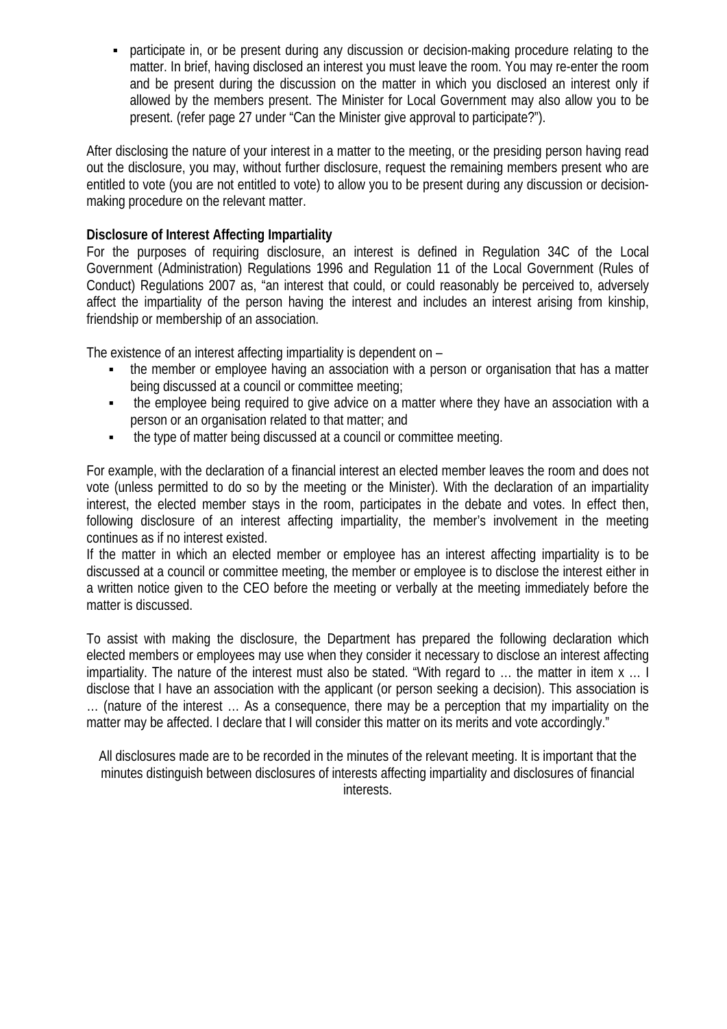- participate in, or be present during any discussion or decision-making procedure relating to the matter. In brief, having disclosed an interest you must leave the room. You may re-enter the room and be present during the discussion on the matter in which you disclosed an interest only if allowed by the members present. The Minister for Local Government may also allow you to be present. (refer page 27 under "Can the Minister give approval to participate?").

After disclosing the nature of your interest in a matter to the meeting, or the presiding person having read out the disclosure, you may, without further disclosure, request the remaining members present who are entitled to vote (you are not entitled to vote) to allow you to be present during any discussion or decision-making procedure on the relevant matter.

**Disclosure of Interest Affecting Impartiality**

For the purposes of requiring disclosure, an interest is defined in Regulation 34C of the Local Government (Administration) Regulations 1996 and Regulation 11 of the Local Government (Rules of Conduct) Regulations 2007 as, "an interest that could, or could reasonably be perceived to, adversely affect the impartiality of the person having the interest and includes an interest arising from kinship, friendship or membership of an association.

The existence of an interest affecting impartiality is dependent on –

- the member or employee having an association with a person or organisation that has a matter being discussed at a council or committee meeting;
- the employee being required to give advice on a matter where they have an association with a person or an organisation related to that matter; and
- the type of matter being discussed at a council or committee meeting.

For example, with the declaration of a financial interest an elected member leaves the room and does not vote (unless permitted to do so by the meeting or the Minister). With the declaration of an impartiality interest, the elected member stays in the room, participates in the debate and votes. In effect then, following disclosure of an interest affecting impartiality, the member's involvement in the meeting continues as if no interest existed.

If the matter in which an elected member or employee has an interest affecting impartiality is to be discussed at a council or committee meeting, the member or employee is to disclose the interest either in a written notice given to the CEO before the meeting or verbally at the meeting immediately before the matter is discussed.

To assist with making the disclosure, the Department has prepared the following declaration which elected members or employees may use when they consider it necessary to disclose an interest affecting impartiality. The nature of the interest must also be stated. "With regard to … the matter in item x … I disclose that I have an association with the applicant (or person seeking a decision). This association is … (nature of the interest … As a consequence, there may be a perception that my impartiality on the matter may be affected. I declare that I will consider this matter on its merits and vote accordingly."

All disclosures made are to be recorded in the minutes of the relevant meeting. It is important that the minutes distinguish between disclosures of interests affecting impartiality and disclosures of financial interests.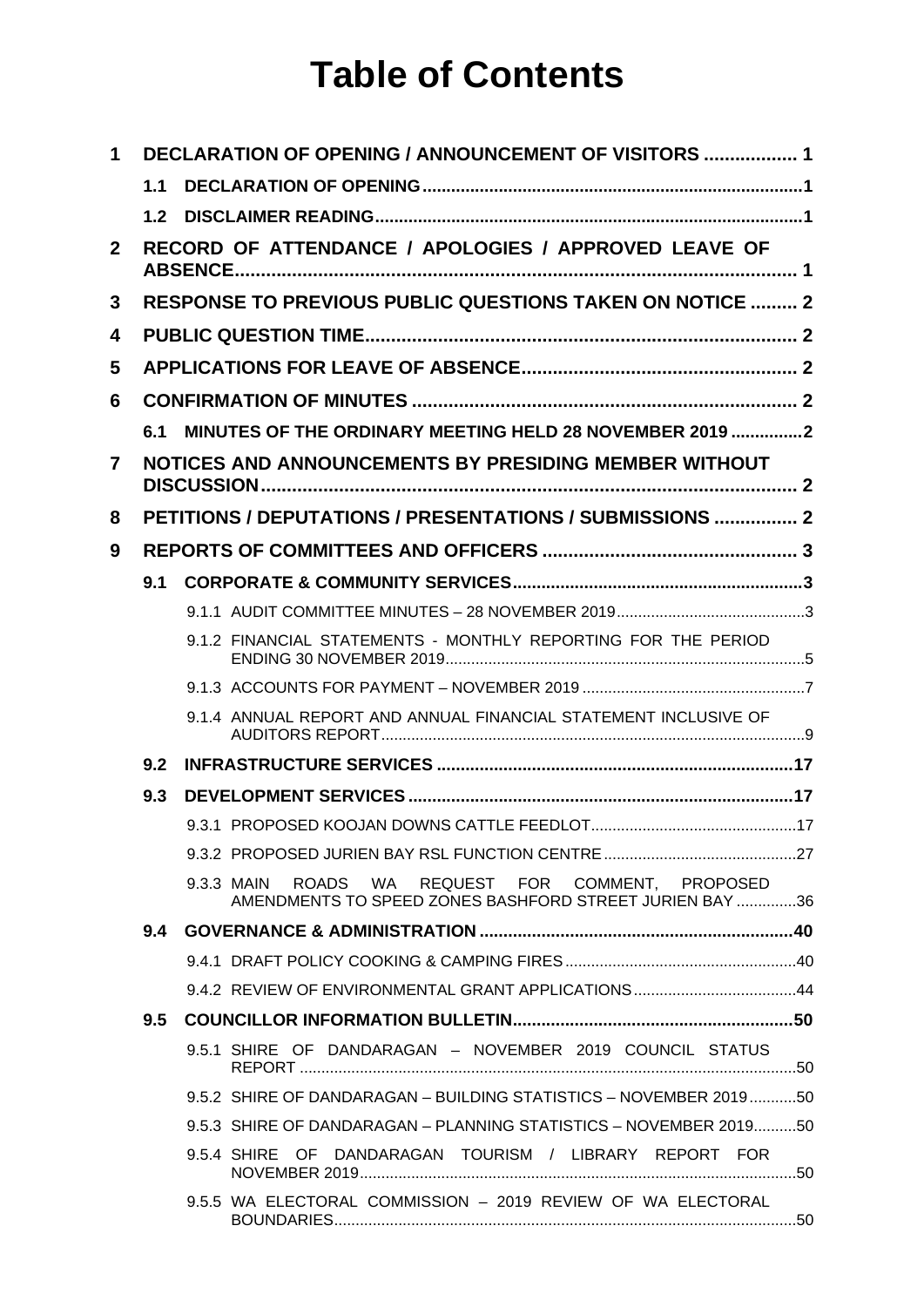# Table of Contents

1 DECLARATION OF OPENING / ANNOUNCEMENT OF VISITORS .................. 1

- 1.1 DECLARATION OF OPENING ........................................................................ 1
- 1.2 DISCLAIMER READING ................................................................................. 1

2 RECORD OF ATTENDANCE / APOLOGIES / APPROVED LEAVE OF ABSENCE ........................................................................................................ 1

3 RESPONSE TO PREVIOUS PUBLIC QUESTIONS TAKEN ON NOTICE ......... 2

4 PUBLIC QUESTION TIME ................................................................................ 2

5 APPLICATIONS FOR LEAVE OF ABSENCE ................................................... 2

6 CONFIRMATION OF MINUTES ......................................................................... 2

- 6.1 MINUTES OF THE ORDINARY MEETING HELD 28 NOVEMBER 2019 ............... 2

7 NOTICES AND ANNOUNCEMENTS BY PRESIDING MEMBER WITHOUT DISCUSSION ..................................................................................................... 2

8 PETITIONS / DEPUTATIONS / PRESENTATIONS / SUBMISSIONS ................ 2

9 REPORTS OF COMMITTEES AND OFFICERS ................................................ 3

- 9.1 CORPORATE & COMMUNITY SERVICES .......................................................... 3
  - 9.1.1 AUDIT COMMITTEE MINUTES – 28 NOVEMBER 2019 ........................................... 3
  - 9.1.2 FINANCIAL STATEMENTS - MONTHLY REPORTING FOR THE PERIOD ENDING 30 NOVEMBER 2019 ................................................................................... 5
  - 9.1.3 ACCOUNTS FOR PAYMENT – NOVEMBER 2019 ..................................................... 7
  - 9.1.4 ANNUAL REPORT AND ANNUAL FINANCIAL STATEMENT INCLUSIVE OF AUDITORS REPORT ................................................................................................ 9
- 9.2 INFRASTRUCTURE SERVICES ......................................................................... 17
- 9.3 DEVELOPMENT SERVICES .............................................................................. 17
  - 9.3.1 PROPOSED KOOJAN DOWNS CATTLE FEEDLOT ................................................ 17
  - 9.3.2 PROPOSED JURIEN BAY RSL FUNCTION CENTRE ............................................. 27
  - 9.3.3 MAIN ROADS WA REQUEST FOR COMMENT, PROPOSED AMENDMENTS TO SPEED ZONES BASHFORD STREET JURIEN BAY .............. 36
- 9.4 GOVERNANCE & ADMINISTRATION ................................................................ 40
  - 9.4.1 DRAFT POLICY COOKING & CAMPING FIRES ...................................................... 40
  - 9.4.2 REVIEW OF ENVIRONMENTAL GRANT APPLICATIONS ...................................... 44
- 9.5 COUNCILLOR INFORMATION BULLETIN .......................................................... 50
  - 9.5.1 SHIRE OF DANDARAGAN – NOVEMBER 2019 COUNCIL STATUS REPORT .................................................................................................................... 50
  - 9.5.2 SHIRE OF DANDARAGAN – BUILDING STATISTICS – NOVEMBER 2019 ........... 50
  - 9.5.3 SHIRE OF DANDARAGAN – PLANNING STATISTICS – NOVEMBER 2019 .......... 50
  - 9.5.4 SHIRE OF DANDARAGAN TOURISM / LIBRARY REPORT FOR NOVEMBER 2019 ..................................................................................................... 50
  - 9.5.5 WA ELECTORAL COMMISSION – 2019 REVIEW OF WA ELECTORAL BOUNDARIES ........................................................................................................... 50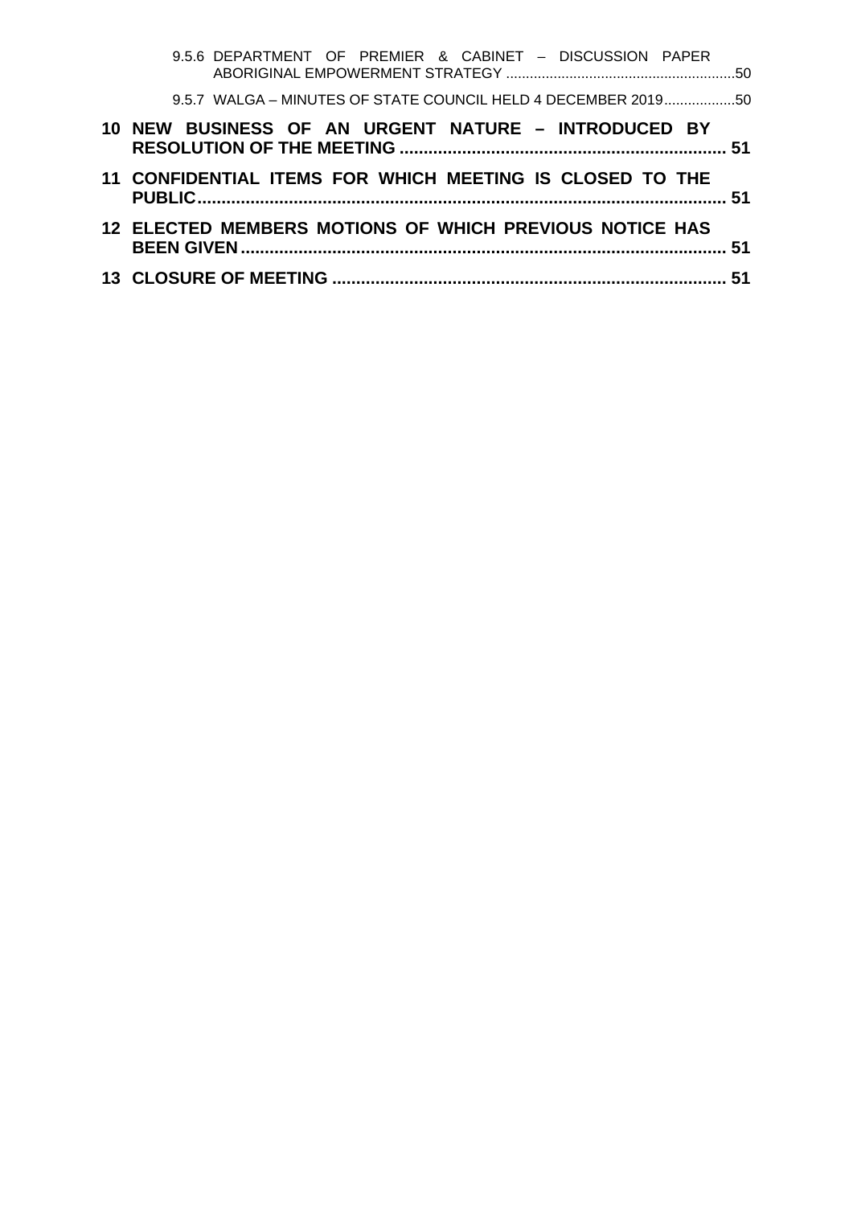9.5.6 DEPARTMENT OF PREMIER & CABINET – DISCUSSION PAPER ABORIGINAL EMPOWERMENT STRATEGY ........................................................50

9.5.7 WALGA – MINUTES OF STATE COUNCIL HELD 4 DECEMBER 2019..................50

**10 NEW BUSINESS OF AN URGENT NATURE – INTRODUCED BY RESOLUTION OF THE MEETING .................................................................. 51**

**11 CONFIDENTIAL ITEMS FOR WHICH MEETING IS CLOSED TO THE PUBLIC............................................................................................................ 51**

**12 ELECTED MEMBERS MOTIONS OF WHICH PREVIOUS NOTICE HAS BEEN GIVEN................................................................................................. 51**

**13 CLOSURE OF MEETING ................................................................................ 51**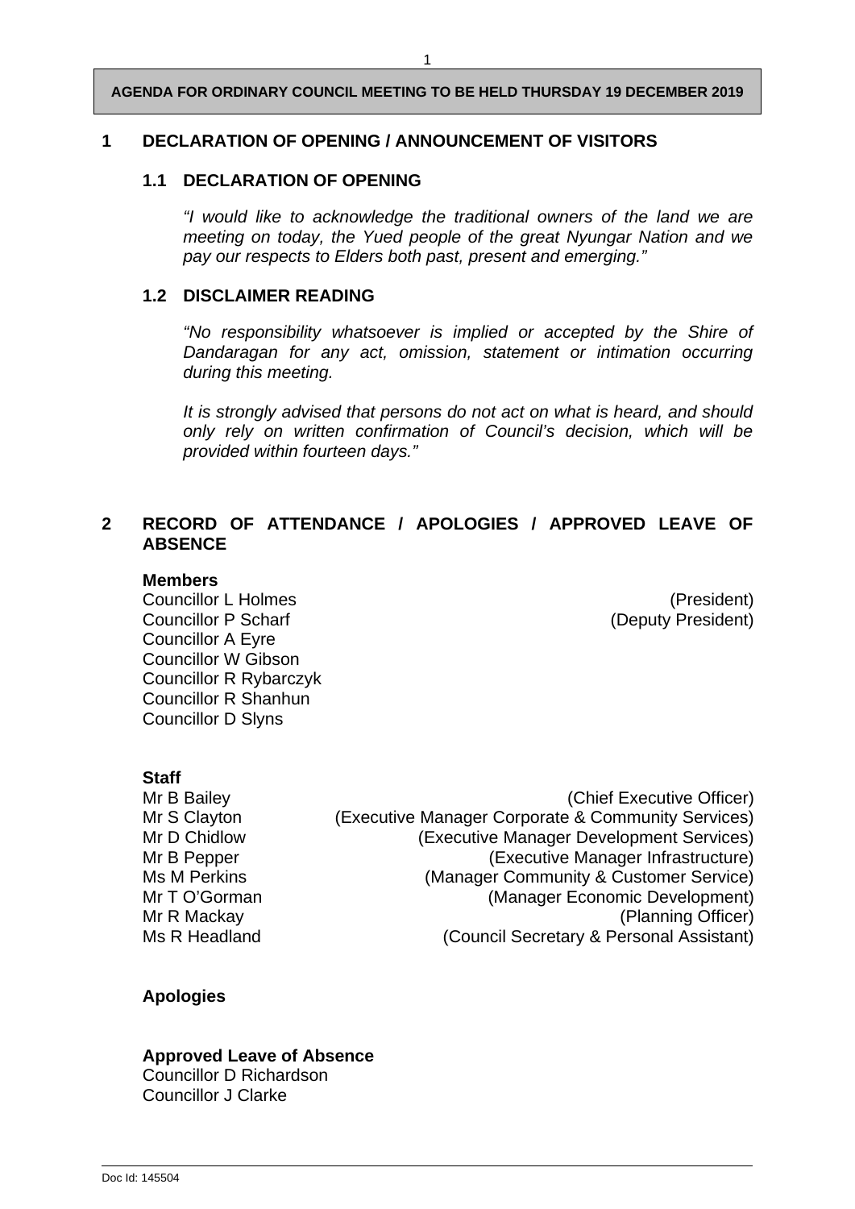**AGENDA FOR ORDINARY COUNCIL MEETING TO BE HELD THURSDAY 19 DECEMBER 2019**

# 1 DECLARATION OF OPENING / ANNOUNCEMENT OF VISITORS

## 1.1 DECLARATION OF OPENING

*"I would like to acknowledge the traditional owners of the land we are meeting on today, the Yued people of the great Nyungar Nation and we pay our respects to Elders both past, present and emerging."*

## 1.2 DISCLAIMER READING

*"No responsibility whatsoever is implied or accepted by the Shire of Dandaragan for any act, omission, statement or intimation occurring during this meeting.*

*It is strongly advised that persons do not act on what is heard, and should only rely on written confirmation of Council's decision, which will be provided within fourteen days."*

# 2 RECORD OF ATTENDANCE / APOLOGIES / APPROVED LEAVE OF ABSENCE

**Members**

| | |
|---|---|
| Councillor L Holmes | (President) |
| Councillor P Scharf | (Deputy President) |
| Councillor A Eyre | |
| Councillor W Gibson | |
| Councillor R Rybarczyk | |
| Councillor R Shanhun | |
| Councillor D Slyns | |

**Staff**

| | |
|---|---|
| Mr B Bailey | (Chief Executive Officer) |
| Mr S Clayton | (Executive Manager Corporate & Community Services) |
| Mr D Chidlow | (Executive Manager Development Services) |
| Mr B Pepper | (Executive Manager Infrastructure) |
| Ms M Perkins | (Manager Community & Customer Service) |
| Mr T O'Gorman | (Manager Economic Development) |
| Mr R Mackay | (Planning Officer) |
| Ms R Headland | (Council Secretary & Personal Assistant) |

**Apologies**

**Approved Leave of Absence**
Councillor D Richardson
Councillor J Clarke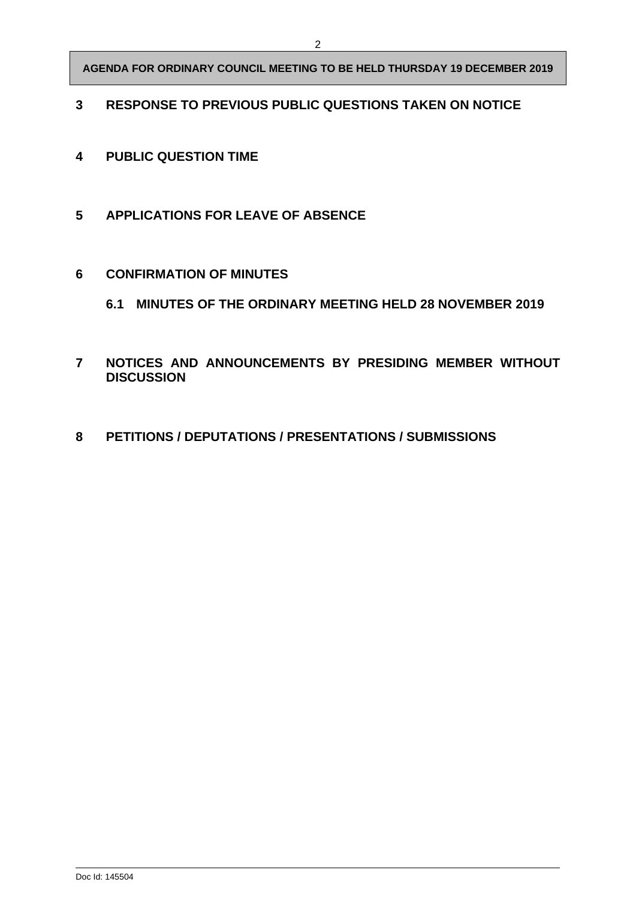## 3 RESPONSE TO PREVIOUS PUBLIC QUESTIONS TAKEN ON NOTICE

## 4 PUBLIC QUESTION TIME

## 5 APPLICATIONS FOR LEAVE OF ABSENCE

## 6 CONFIRMATION OF MINUTES

### 6.1 MINUTES OF THE ORDINARY MEETING HELD 28 NOVEMBER 2019

## 7 NOTICES AND ANNOUNCEMENTS BY PRESIDING MEMBER WITHOUT DISCUSSION

## 8 PETITIONS / DEPUTATIONS / PRESENTATIONS / SUBMISSIONS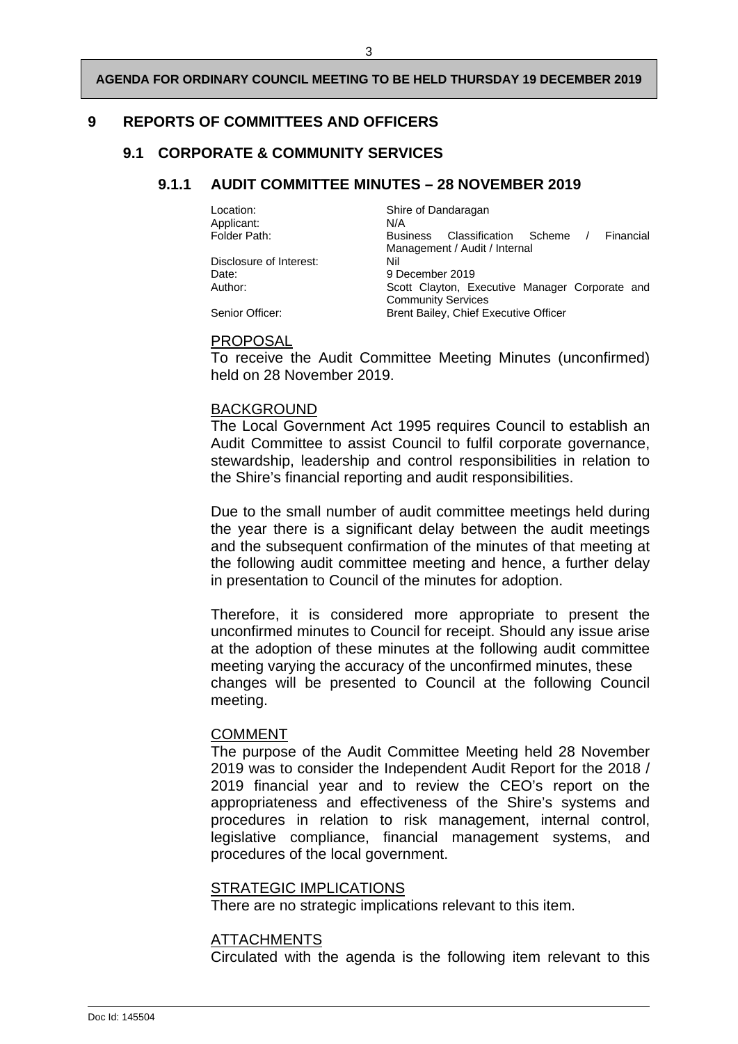# 9 REPORTS OF COMMITTEES AND OFFICERS

## 9.1 CORPORATE & COMMUNITY SERVICES

### 9.1.1 AUDIT COMMITTEE MINUTES – 28 NOVEMBER 2019

| | |
|---|---|
| Location: | Shire of Dandaragan |
| Applicant: | N/A |
| Folder Path: | Business Classification Scheme / Financial Management / Audit / Internal |
| Disclosure of Interest: | Nil |
| Date: | 9 December 2019 |
| Author: | Scott Clayton, Executive Manager Corporate and Community Services |
| Senior Officer: | Brent Bailey, Chief Executive Officer |

PROPOSAL

To receive the Audit Committee Meeting Minutes (unconfirmed) held on 28 November 2019.

BACKGROUND

The Local Government Act 1995 requires Council to establish an Audit Committee to assist Council to fulfil corporate governance, stewardship, leadership and control responsibilities in relation to the Shire's financial reporting and audit responsibilities.

Due to the small number of audit committee meetings held during the year there is a significant delay between the audit meetings and the subsequent confirmation of the minutes of that meeting at the following audit committee meeting and hence, a further delay in presentation to Council of the minutes for adoption.

Therefore, it is considered more appropriate to present the unconfirmed minutes to Council for receipt. Should any issue arise at the adoption of these minutes at the following audit committee meeting varying the accuracy of the unconfirmed minutes, these changes will be presented to Council at the following Council meeting.

COMMENT

The purpose of the Audit Committee Meeting held 28 November 2019 was to consider the Independent Audit Report for the 2018 / 2019 financial year and to review the CEO's report on the appropriateness and effectiveness of the Shire's systems and procedures in relation to risk management, internal control, legislative compliance, financial management systems, and procedures of the local government.

STRATEGIC IMPLICATIONS

There are no strategic implications relevant to this item.

ATTACHMENTS

Circulated with the agenda is the following item relevant to this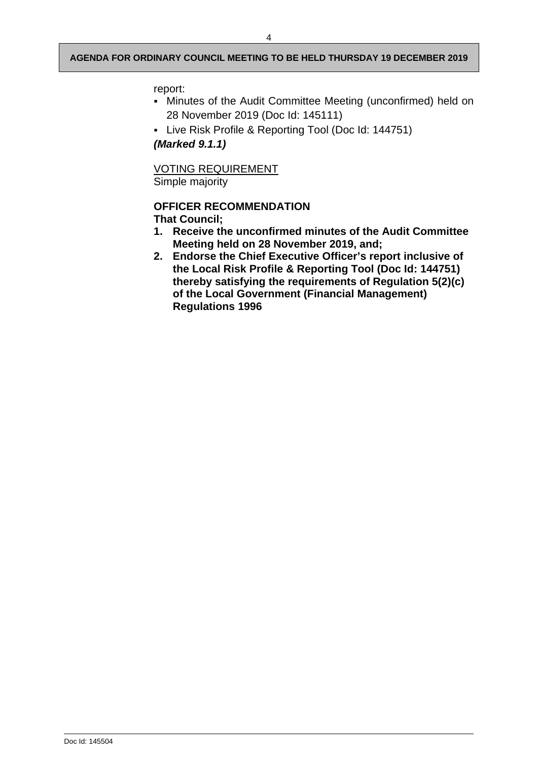report:

- Minutes of the Audit Committee Meeting (unconfirmed) held on 28 November 2019 (Doc Id: 145111)
- Live Risk Profile & Reporting Tool (Doc Id: 144751)

***(Marked 9.1.1)***

VOTING REQUIREMENT
Simple majority

**OFFICER RECOMMENDATION**
**That Council;**

1. **Receive the unconfirmed minutes of the Audit Committee Meeting held on 28 November 2019, and;**
2. **Endorse the Chief Executive Officer's report inclusive of the Local Risk Profile & Reporting Tool (Doc Id: 144751) thereby satisfying the requirements of Regulation 5(2)(c) of the Local Government (Financial Management) Regulations 1996**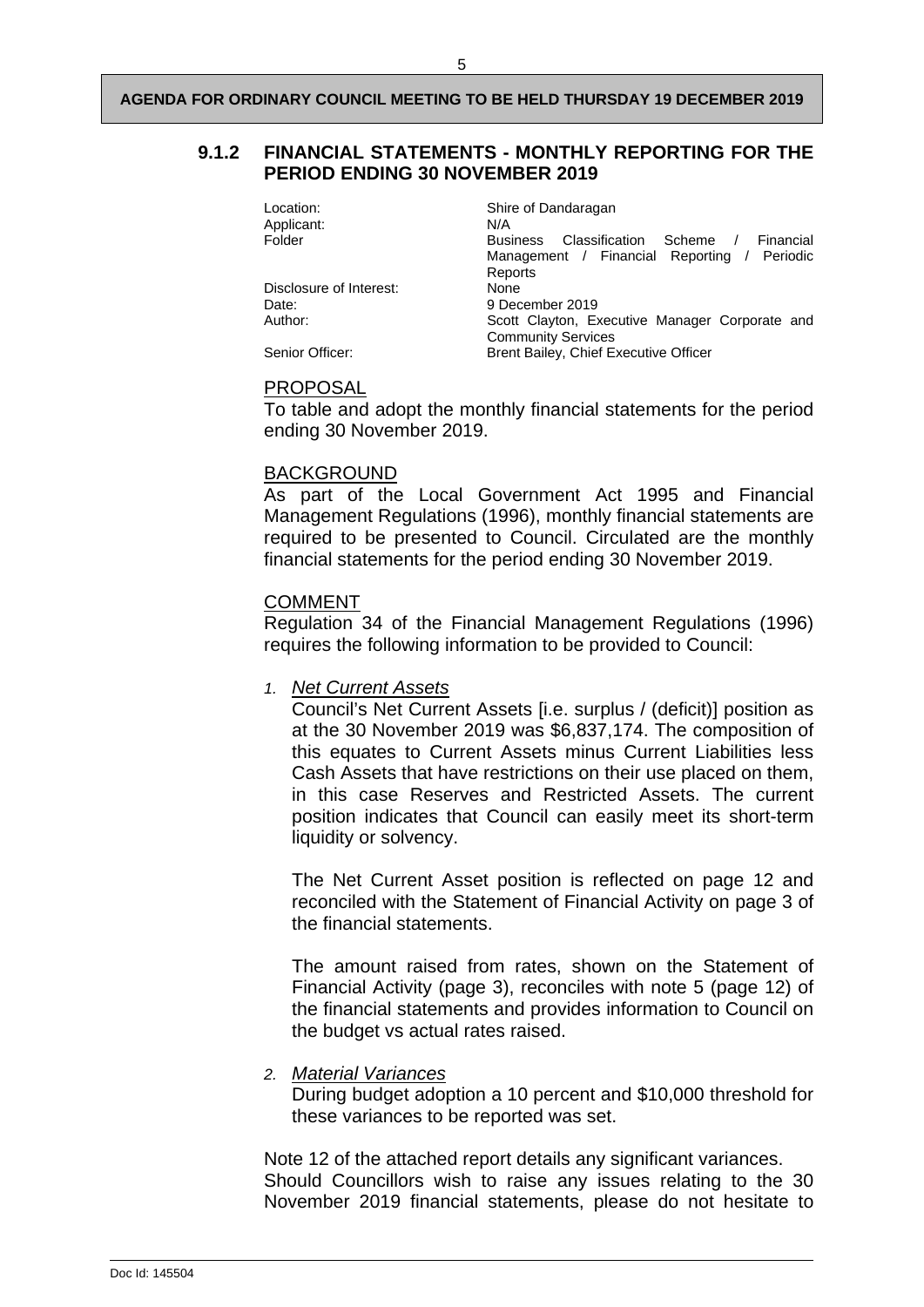## 9.1.2 FINANCIAL STATEMENTS - MONTHLY REPORTING FOR THE PERIOD ENDING 30 NOVEMBER 2019

| | |
|---|---|
| Location: | Shire of Dandaragan |
| Applicant: | N/A |
| Folder | Business Classification Scheme / Financial Management / Financial Reporting / Periodic Reports |
| Disclosure of Interest: | None |
| Date: | 9 December 2019 |
| Author: | Scott Clayton, Executive Manager Corporate and Community Services |
| Senior Officer: | Brent Bailey, Chief Executive Officer |

### PROPOSAL

To table and adopt the monthly financial statements for the period ending 30 November 2019.

### BACKGROUND

As part of the Local Government Act 1995 and Financial Management Regulations (1996), monthly financial statements are required to be presented to Council. Circulated are the monthly financial statements for the period ending 30 November 2019.

### COMMENT

Regulation 34 of the Financial Management Regulations (1996) requires the following information to be provided to Council:

1. *Net Current Assets*

   Council's Net Current Assets [i.e. surplus / (deficit)] position as at the 30 November 2019 was $6,837,174. The composition of this equates to Current Assets minus Current Liabilities less Cash Assets that have restrictions on their use placed on them, in this case Reserves and Restricted Assets. The current position indicates that Council can easily meet its short-term liquidity or solvency.

   The Net Current Asset position is reflected on page 12 and reconciled with the Statement of Financial Activity on page 3 of the financial statements.

   The amount raised from rates, shown on the Statement of Financial Activity (page 3), reconciles with note 5 (page 12) of the financial statements and provides information to Council on the budget vs actual rates raised.

2. *Material Variances*

   During budget adoption a 10 percent and $10,000 threshold for these variances to be reported was set.

Note 12 of the attached report details any significant variances.
Should Councillors wish to raise any issues relating to the 30 November 2019 financial statements, please do not hesitate to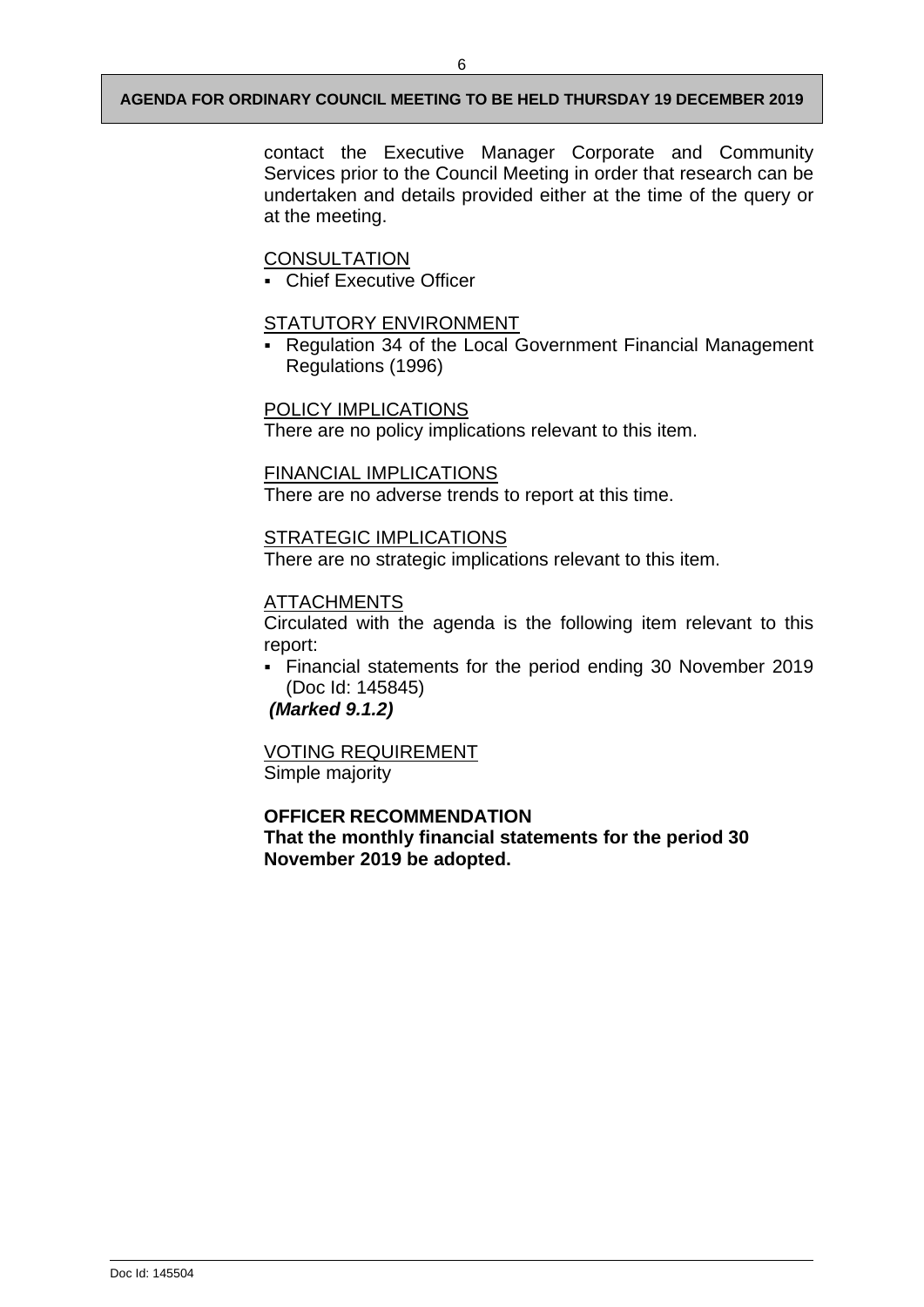contact the Executive Manager Corporate and Community Services prior to the Council Meeting in order that research can be undertaken and details provided either at the time of the query or at the meeting.

CONSULTATION

- Chief Executive Officer

STATUTORY ENVIRONMENT

- Regulation 34 of the Local Government Financial Management Regulations (1996)

POLICY IMPLICATIONS

There are no policy implications relevant to this item.

FINANCIAL IMPLICATIONS

There are no adverse trends to report at this time.

STRATEGIC IMPLICATIONS

There are no strategic implications relevant to this item.

ATTACHMENTS

Circulated with the agenda is the following item relevant to this report:

- Financial statements for the period ending 30 November 2019 (Doc Id: 145845)

***(Marked 9.1.2)***

VOTING REQUIREMENT

Simple majority

**OFFICER RECOMMENDATION**

**That the monthly financial statements for the period 30 November 2019 be adopted.**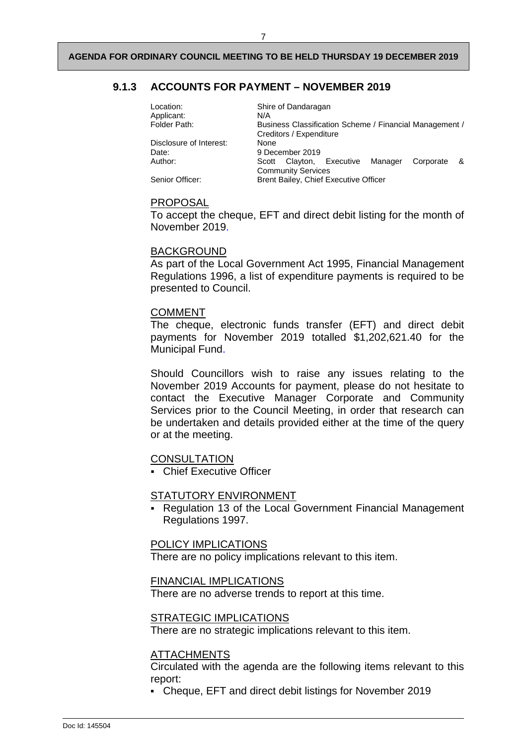## 9.1.3 ACCOUNTS FOR PAYMENT – NOVEMBER 2019

| | |
|---|---|
| Location: | Shire of Dandaragan |
| Applicant: | N/A |
| Folder Path: | Business Classification Scheme / Financial Management / Creditors / Expenditure |
| Disclosure of Interest: | None |
| Date: | 9 December 2019 |
| Author: | Scott Clayton, Executive Manager Corporate & Community Services |
| Senior Officer: | Brent Bailey, Chief Executive Officer |

### PROPOSAL

To accept the cheque, EFT and direct debit listing for the month of November 2019.

### BACKGROUND

As part of the Local Government Act 1995, Financial Management Regulations 1996, a list of expenditure payments is required to be presented to Council.

### COMMENT

The cheque, electronic funds transfer (EFT) and direct debit payments for November 2019 totalled $1,202,621.40 for the Municipal Fund.

Should Councillors wish to raise any issues relating to the November 2019 Accounts for payment, please do not hesitate to contact the Executive Manager Corporate and Community Services prior to the Council Meeting, in order that research can be undertaken and details provided either at the time of the query or at the meeting.

### CONSULTATION

- Chief Executive Officer

### STATUTORY ENVIRONMENT

- Regulation 13 of the Local Government Financial Management Regulations 1997.

### POLICY IMPLICATIONS

There are no policy implications relevant to this item.

### FINANCIAL IMPLICATIONS

There are no adverse trends to report at this time.

### STRATEGIC IMPLICATIONS

There are no strategic implications relevant to this item.

### ATTACHMENTS

Circulated with the agenda are the following items relevant to this report:

- Cheque, EFT and direct debit listings for November 2019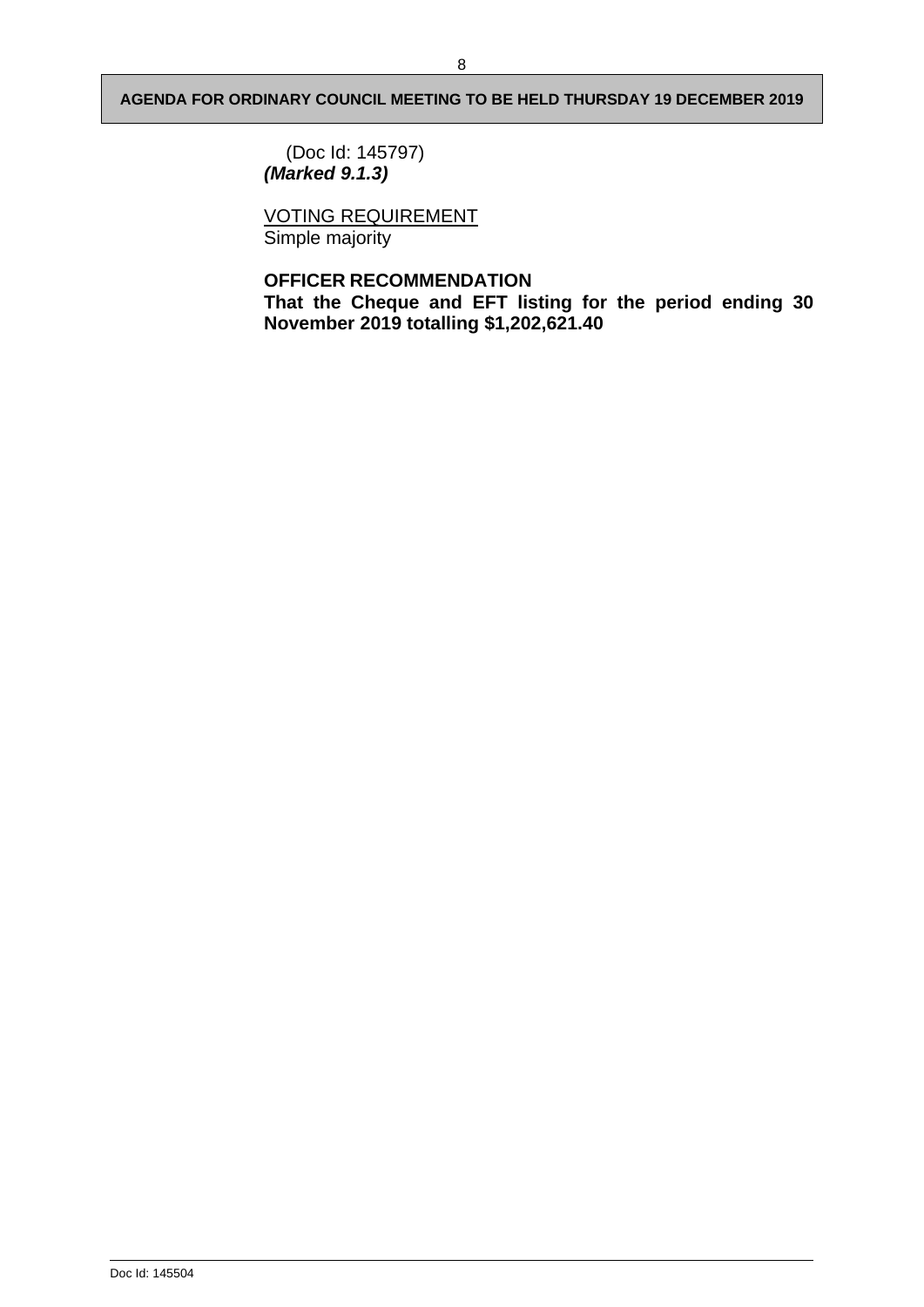(Doc Id: 145797)
***(Marked 9.1.3)***

<u>VOTING REQUIREMENT</u>
Simple majority

**OFFICER RECOMMENDATION**
**That the Cheque and EFT listing for the period ending 30 November 2019 totalling $1,202,621.40**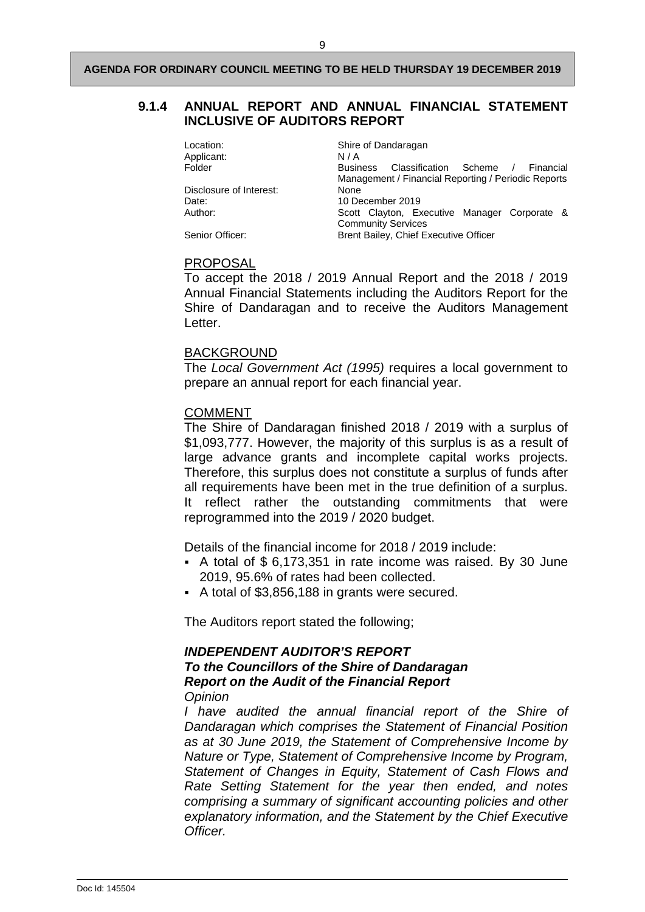## 9.1.4 ANNUAL REPORT AND ANNUAL FINANCIAL STATEMENT INCLUSIVE OF AUDITORS REPORT

| | |
|---|---|
| Location: | Shire of Dandaragan |
| Applicant: | N / A |
| Folder | Business Classification Scheme / Financial Management / Financial Reporting / Periodic Reports |
| Disclosure of Interest: | None |
| Date: | 10 December 2019 |
| Author: | Scott Clayton, Executive Manager Corporate & Community Services |
| Senior Officer: | Brent Bailey, Chief Executive Officer |

PROPOSAL

To accept the 2018 / 2019 Annual Report and the 2018 / 2019 Annual Financial Statements including the Auditors Report for the Shire of Dandaragan and to receive the Auditors Management Letter.

BACKGROUND

The *Local Government Act (1995)* requires a local government to prepare an annual report for each financial year.

COMMENT

The Shire of Dandaragan finished 2018 / 2019 with a surplus of $1,093,777. However, the majority of this surplus is as a result of large advance grants and incomplete capital works projects. Therefore, this surplus does not constitute a surplus of funds after all requirements have been met in the true definition of a surplus. It reflect rather the outstanding commitments that were reprogrammed into the 2019 / 2020 budget.

Details of the financial income for 2018 / 2019 include:

- A total of $ 6,173,351 in rate income was raised. By 30 June 2019, 95.6% of rates had been collected.
- A total of $3,856,188 in grants were secured.

The Auditors report stated the following;

***INDEPENDENT AUDITOR'S REPORT***
***To the Councillors of the Shire of Dandaragan***
***Report on the Audit of the Financial Report***
*Opinion*

*I have audited the annual financial report of the Shire of Dandaragan which comprises the Statement of Financial Position as at 30 June 2019, the Statement of Comprehensive Income by Nature or Type, Statement of Comprehensive Income by Program, Statement of Changes in Equity, Statement of Cash Flows and Rate Setting Statement for the year then ended, and notes comprising a summary of significant accounting policies and other explanatory information, and the Statement by the Chief Executive Officer.*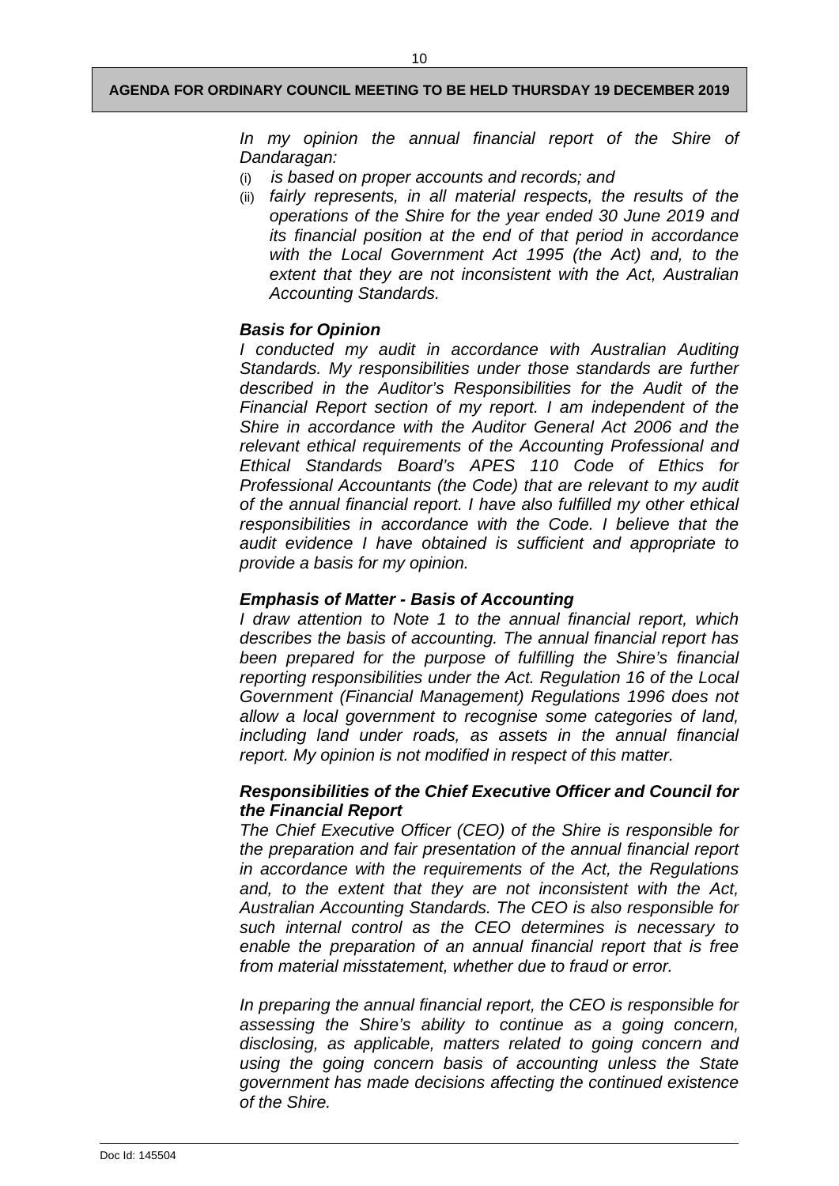*In my opinion the annual financial report of the Shire of Dandaragan:*

(i) *is based on proper accounts and records; and*
(ii) *fairly represents, in all material respects, the results of the operations of the Shire for the year ended 30 June 2019 and its financial position at the end of that period in accordance with the Local Government Act 1995 (the Act) and, to the extent that they are not inconsistent with the Act, Australian Accounting Standards.*

***Basis for Opinion***

*I conducted my audit in accordance with Australian Auditing Standards. My responsibilities under those standards are further described in the Auditor's Responsibilities for the Audit of the Financial Report section of my report. I am independent of the Shire in accordance with the Auditor General Act 2006 and the relevant ethical requirements of the Accounting Professional and Ethical Standards Board's APES 110 Code of Ethics for Professional Accountants (the Code) that are relevant to my audit of the annual financial report. I have also fulfilled my other ethical responsibilities in accordance with the Code. I believe that the audit evidence I have obtained is sufficient and appropriate to provide a basis for my opinion.*

***Emphasis of Matter - Basis of Accounting***

*I draw attention to Note 1 to the annual financial report, which describes the basis of accounting. The annual financial report has been prepared for the purpose of fulfilling the Shire's financial reporting responsibilities under the Act. Regulation 16 of the Local Government (Financial Management) Regulations 1996 does not allow a local government to recognise some categories of land, including land under roads, as assets in the annual financial report. My opinion is not modified in respect of this matter.*

***Responsibilities of the Chief Executive Officer and Council for the Financial Report***

*The Chief Executive Officer (CEO) of the Shire is responsible for the preparation and fair presentation of the annual financial report in accordance with the requirements of the Act, the Regulations and, to the extent that they are not inconsistent with the Act, Australian Accounting Standards. The CEO is also responsible for such internal control as the CEO determines is necessary to enable the preparation of an annual financial report that is free from material misstatement, whether due to fraud or error.*

*In preparing the annual financial report, the CEO is responsible for assessing the Shire's ability to continue as a going concern, disclosing, as applicable, matters related to going concern and using the going concern basis of accounting unless the State government has made decisions affecting the continued existence of the Shire.*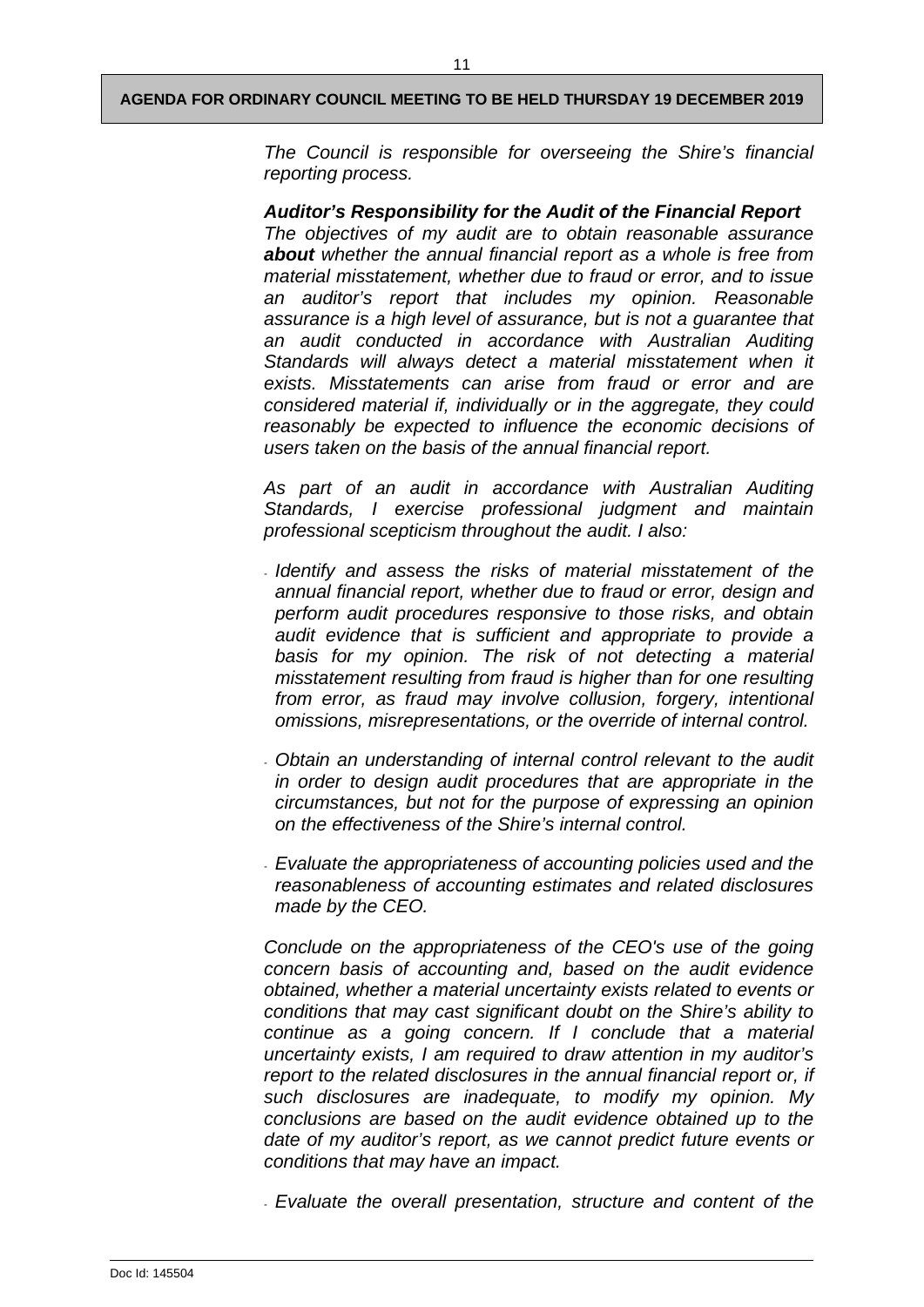*The Council is responsible for overseeing the Shire's financial reporting process.*

***Auditor's Responsibility for the Audit of the Financial Report***

*The objectives of my audit are to obtain reasonable assurance **about** whether the annual financial report as a whole is free from material misstatement, whether due to fraud or error, and to issue an auditor's report that includes my opinion. Reasonable assurance is a high level of assurance, but is not a guarantee that an audit conducted in accordance with Australian Auditing Standards will always detect a material misstatement when it exists. Misstatements can arise from fraud or error and are considered material if, individually or in the aggregate, they could reasonably be expected to influence the economic decisions of users taken on the basis of the annual financial report.*

*As part of an audit in accordance with Australian Auditing Standards, I exercise professional judgment and maintain professional scepticism throughout the audit. I also:*

- *Identify and assess the risks of material misstatement of the annual financial report, whether due to fraud or error, design and perform audit procedures responsive to those risks, and obtain audit evidence that is sufficient and appropriate to provide a basis for my opinion. The risk of not detecting a material misstatement resulting from fraud is higher than for one resulting from error, as fraud may involve collusion, forgery, intentional omissions, misrepresentations, or the override of internal control.*
- *Obtain an understanding of internal control relevant to the audit in order to design audit procedures that are appropriate in the circumstances, but not for the purpose of expressing an opinion on the effectiveness of the Shire's internal control.*
- *Evaluate the appropriateness of accounting policies used and the reasonableness of accounting estimates and related disclosures made by the CEO.*

*Conclude on the appropriateness of the CEO's use of the going concern basis of accounting and, based on the audit evidence obtained, whether a material uncertainty exists related to events or conditions that may cast significant doubt on the Shire's ability to continue as a going concern. If I conclude that a material uncertainty exists, I am required to draw attention in my auditor's report to the related disclosures in the annual financial report or, if such disclosures are inadequate, to modify my opinion. My conclusions are based on the audit evidence obtained up to the date of my auditor's report, as we cannot predict future events or conditions that may have an impact.*

- *Evaluate the overall presentation, structure and content of the*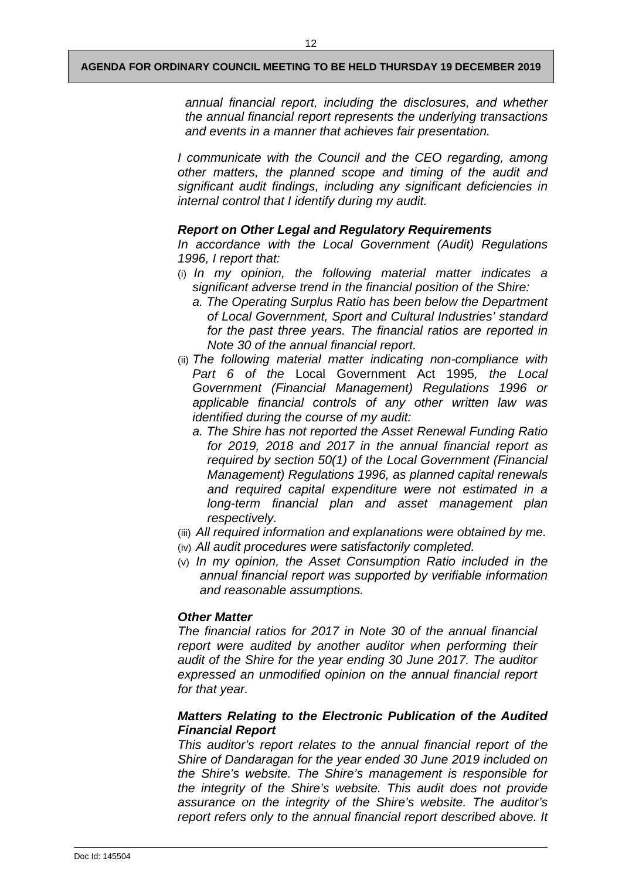*annual financial report, including the disclosures, and whether the annual financial report represents the underlying transactions and events in a manner that achieves fair presentation.*

*I communicate with the Council and the CEO regarding, among other matters, the planned scope and timing of the audit and significant audit findings, including any significant deficiencies in internal control that I identify during my audit.*

***Report on Other Legal and Regulatory Requirements***

*In accordance with the Local Government (Audit) Regulations 1996, I report that:*

(i) *In my opinion, the following material matter indicates a significant adverse trend in the financial position of the Shire:*
   a. *The Operating Surplus Ratio has been below the Department of Local Government, Sport and Cultural Industries' standard for the past three years. The financial ratios are reported in Note 30 of the annual financial report.*

(ii) *The following material matter indicating non-compliance with Part 6 of the* Local Government Act 1995*, the Local Government (Financial Management) Regulations 1996 or applicable financial controls of any other written law was identified during the course of my audit:*
   a. *The Shire has not reported the Asset Renewal Funding Ratio for 2019, 2018 and 2017 in the annual financial report as required by section 50(1) of the Local Government (Financial Management) Regulations 1996, as planned capital renewals and required capital expenditure were not estimated in a long-term financial plan and asset management plan respectively.*

(iii) *All required information and explanations were obtained by me.*

(iv) *All audit procedures were satisfactorily completed.*

(v) *In my opinion, the Asset Consumption Ratio included in the annual financial report was supported by verifiable information and reasonable assumptions.*

***Other Matter***

*The financial ratios for 2017 in Note 30 of the annual financial report were audited by another auditor when performing their audit of the Shire for the year ending 30 June 2017. The auditor expressed an unmodified opinion on the annual financial report for that year.*

***Matters Relating to the Electronic Publication of the Audited Financial Report***

*This auditor's report relates to the annual financial report of the Shire of Dandaragan for the year ended 30 June 2019 included on the Shire's website. The Shire's management is responsible for the integrity of the Shire's website. This audit does not provide assurance on the integrity of the Shire's website. The auditor's report refers only to the annual financial report described above. It*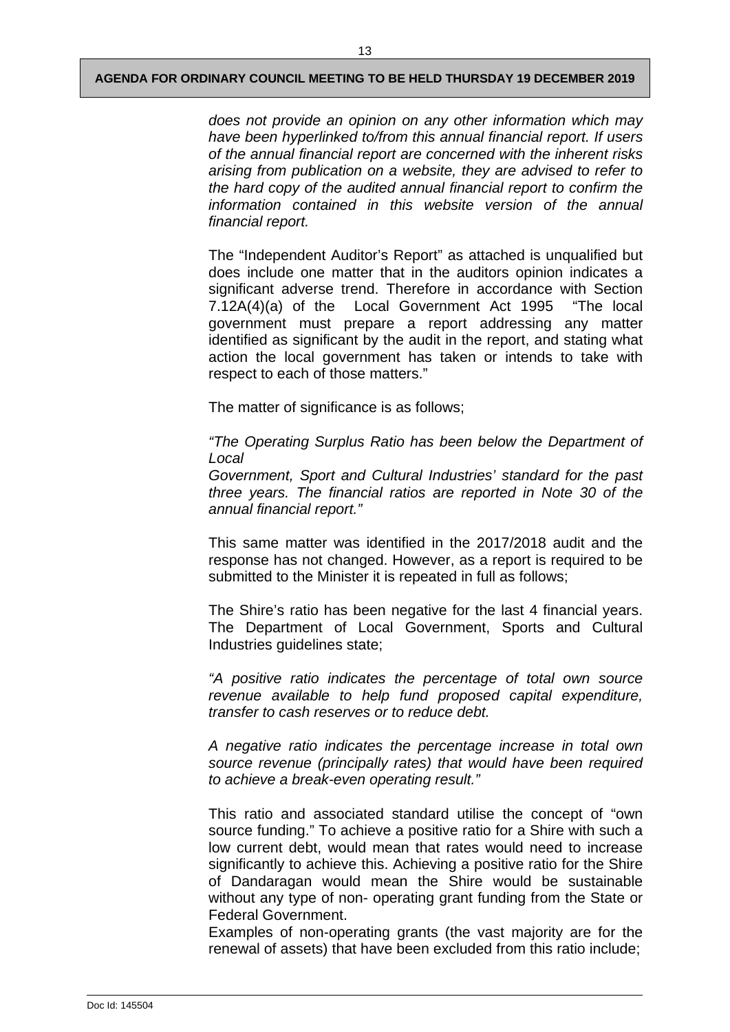*does not provide an opinion on any other information which may have been hyperlinked to/from this annual financial report. If users of the annual financial report are concerned with the inherent risks arising from publication on a website, they are advised to refer to the hard copy of the audited annual financial report to confirm the information contained in this website version of the annual financial report.*

The "Independent Auditor's Report" as attached is unqualified but does include one matter that in the auditors opinion indicates a significant adverse trend. Therefore in accordance with Section 7.12A(4)(a) of the Local Government Act 1995 "The local government must prepare a report addressing any matter identified as significant by the audit in the report, and stating what action the local government has taken or intends to take with respect to each of those matters."

The matter of significance is as follows;

*"The Operating Surplus Ratio has been below the Department of Local Government, Sport and Cultural Industries' standard for the past three years. The financial ratios are reported in Note 30 of the annual financial report."*

This same matter was identified in the 2017/2018 audit and the response has not changed. However, as a report is required to be submitted to the Minister it is repeated in full as follows;

The Shire's ratio has been negative for the last 4 financial years. The Department of Local Government, Sports and Cultural Industries guidelines state;

*"A positive ratio indicates the percentage of total own source revenue available to help fund proposed capital expenditure, transfer to cash reserves or to reduce debt.*

*A negative ratio indicates the percentage increase in total own source revenue (principally rates) that would have been required to achieve a break-even operating result."*

This ratio and associated standard utilise the concept of "own source funding." To achieve a positive ratio for a Shire with such a low current debt, would mean that rates would need to increase significantly to achieve this. Achieving a positive ratio for the Shire of Dandaragan would mean the Shire would be sustainable without any type of non- operating grant funding from the State or Federal Government.

Examples of non-operating grants (the vast majority are for the renewal of assets) that have been excluded from this ratio include;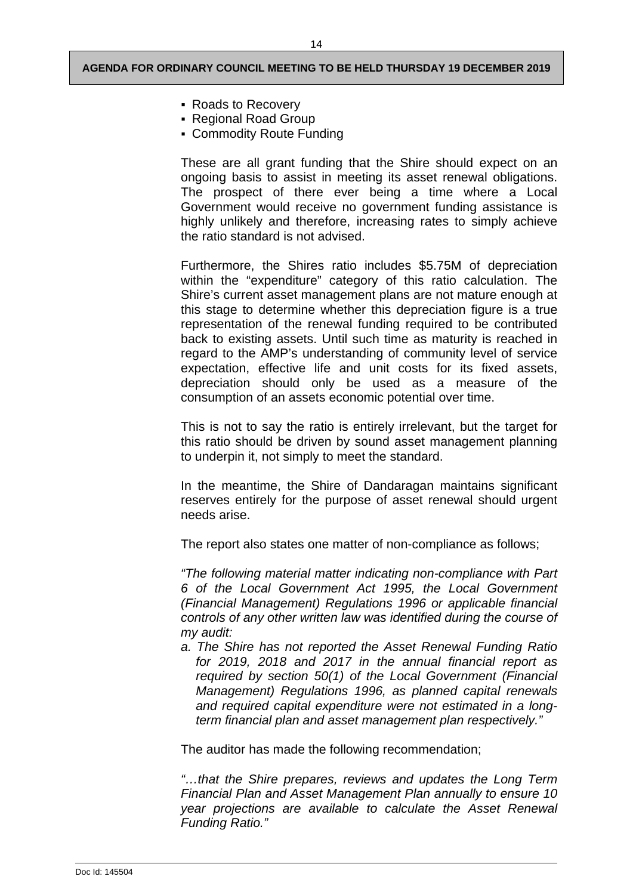- Roads to Recovery
- Regional Road Group
- Commodity Route Funding

These are all grant funding that the Shire should expect on an ongoing basis to assist in meeting its asset renewal obligations. The prospect of there ever being a time where a Local Government would receive no government funding assistance is highly unlikely and therefore, increasing rates to simply achieve the ratio standard is not advised.

Furthermore, the Shires ratio includes $5.75M of depreciation within the "expenditure" category of this ratio calculation. The Shire's current asset management plans are not mature enough at this stage to determine whether this depreciation figure is a true representation of the renewal funding required to be contributed back to existing assets. Until such time as maturity is reached in regard to the AMP's understanding of community level of service expectation, effective life and unit costs for its fixed assets, depreciation should only be used as a measure of the consumption of an assets economic potential over time.

This is not to say the ratio is entirely irrelevant, but the target for this ratio should be driven by sound asset management planning to underpin it, not simply to meet the standard.

In the meantime, the Shire of Dandaragan maintains significant reserves entirely for the purpose of asset renewal should urgent needs arise.

The report also states one matter of non-compliance as follows;

*"The following material matter indicating non-compliance with Part 6 of the Local Government Act 1995, the Local Government (Financial Management) Regulations 1996 or applicable financial controls of any other written law was identified during the course of my audit:*

*a. The Shire has not reported the Asset Renewal Funding Ratio for 2019, 2018 and 2017 in the annual financial report as required by section 50(1) of the Local Government (Financial Management) Regulations 1996, as planned capital renewals and required capital expenditure were not estimated in a long-term financial plan and asset management plan respectively."*

The auditor has made the following recommendation;

*"…that the Shire prepares, reviews and updates the Long Term Financial Plan and Asset Management Plan annually to ensure 10 year projections are available to calculate the Asset Renewal Funding Ratio."*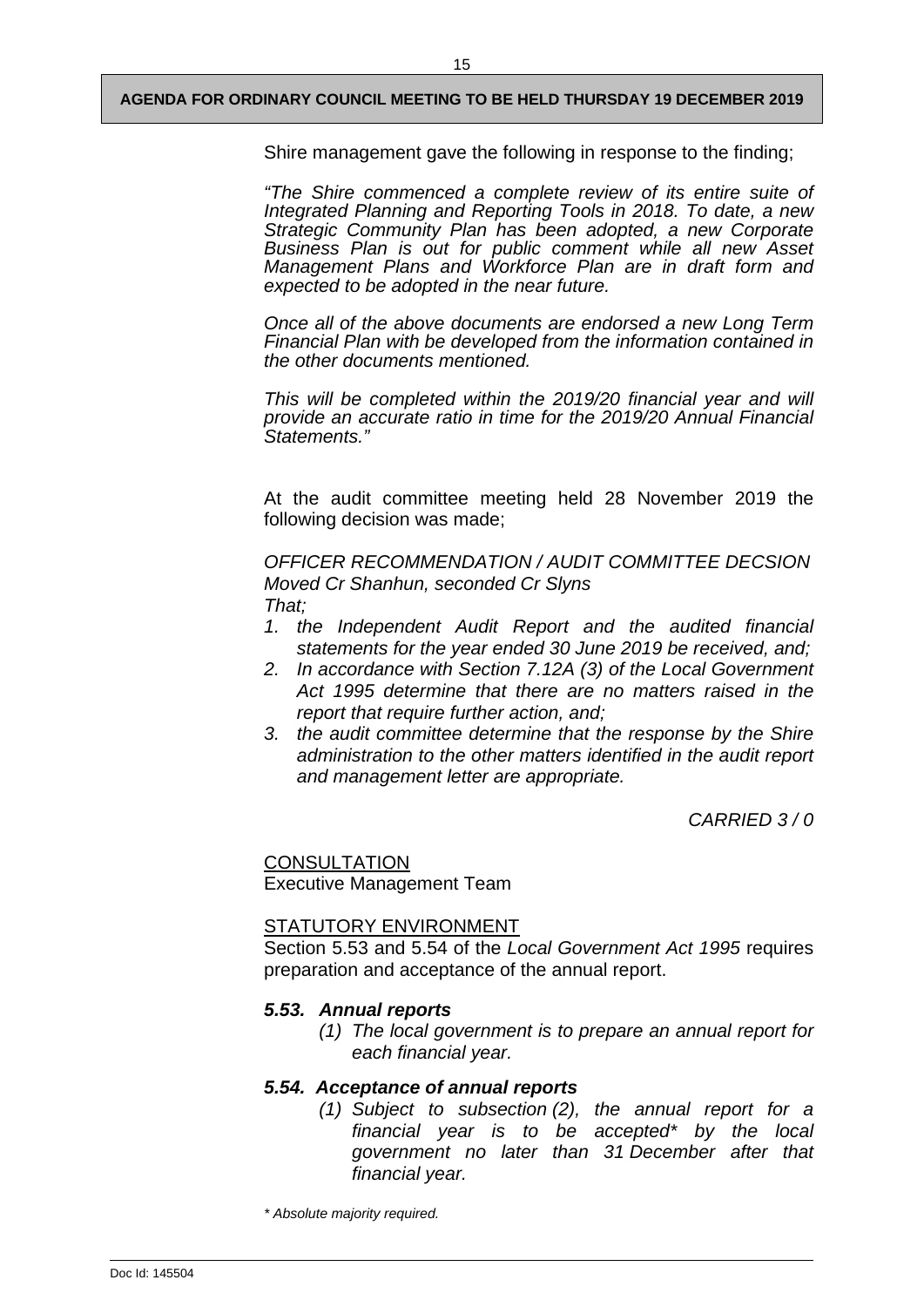Shire management gave the following in response to the finding;

*"The Shire commenced a complete review of its entire suite of Integrated Planning and Reporting Tools in 2018. To date, a new Strategic Community Plan has been adopted, a new Corporate Business Plan is out for public comment while all new Asset Management Plans and Workforce Plan are in draft form and expected to be adopted in the near future.*

*Once all of the above documents are endorsed a new Long Term Financial Plan with be developed from the information contained in the other documents mentioned.*

*This will be completed within the 2019/20 financial year and will provide an accurate ratio in time for the 2019/20 Annual Financial Statements."*

At the audit committee meeting held 28 November 2019 the following decision was made;

*OFFICER RECOMMENDATION / AUDIT COMMITTEE DECSION*
*Moved Cr Shanhun, seconded Cr Slyns*
*That;*

1. *the Independent Audit Report and the audited financial statements for the year ended 30 June 2019 be received, and;*
2. *In accordance with Section 7.12A (3) of the Local Government Act 1995 determine that there are no matters raised in the report that require further action, and;*
3. *the audit committee determine that the response by the Shire administration to the other matters identified in the audit report and management letter are appropriate.*

*CARRIED 3 / 0*

CONSULTATION
Executive Management Team

STATUTORY ENVIRONMENT
Section 5.53 and 5.54 of the *Local Government Act 1995* requires preparation and acceptance of the annual report.

***5.53. Annual reports***

*(1) The local government is to prepare an annual report for each financial year.*

***5.54. Acceptance of annual reports***

*(1) Subject to subsection (2), the annual report for a financial year is to be accepted\* by the local government no later than 31 December after that financial year.*

*\* Absolute majority required.*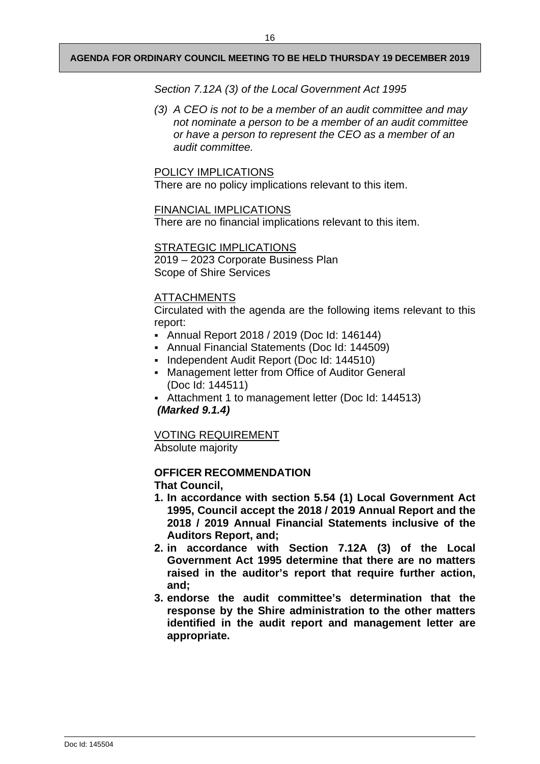*Section 7.12A (3) of the Local Government Act 1995*

*(3) A CEO is not to be a member of an audit committee and may not nominate a person to be a member of an audit committee or have a person to represent the CEO as a member of an audit committee.*

POLICY IMPLICATIONS

There are no policy implications relevant to this item.

FINANCIAL IMPLICATIONS

There are no financial implications relevant to this item.

STRATEGIC IMPLICATIONS

2019 – 2023 Corporate Business Plan
Scope of Shire Services

ATTACHMENTS

Circulated with the agenda are the following items relevant to this report:

- Annual Report 2018 / 2019 (Doc Id: 146144)
- Annual Financial Statements (Doc Id: 144509)
- Independent Audit Report (Doc Id: 144510)
- Management letter from Office of Auditor General (Doc Id: 144511)
- Attachment 1 to management letter (Doc Id: 144513)

***(Marked 9.1.4)***

VOTING REQUIREMENT

Absolute majority

**OFFICER RECOMMENDATION**

**That Council,**

1. **In accordance with section 5.54 (1) Local Government Act 1995, Council accept the 2018 / 2019 Annual Report and the 2018 / 2019 Annual Financial Statements inclusive of the Auditors Report, and;**
2. **in accordance with Section 7.12A (3) of the Local Government Act 1995 determine that there are no matters raised in the auditor's report that require further action, and;**
3. **endorse the audit committee's determination that the response by the Shire administration to the other matters identified in the audit report and management letter are appropriate.**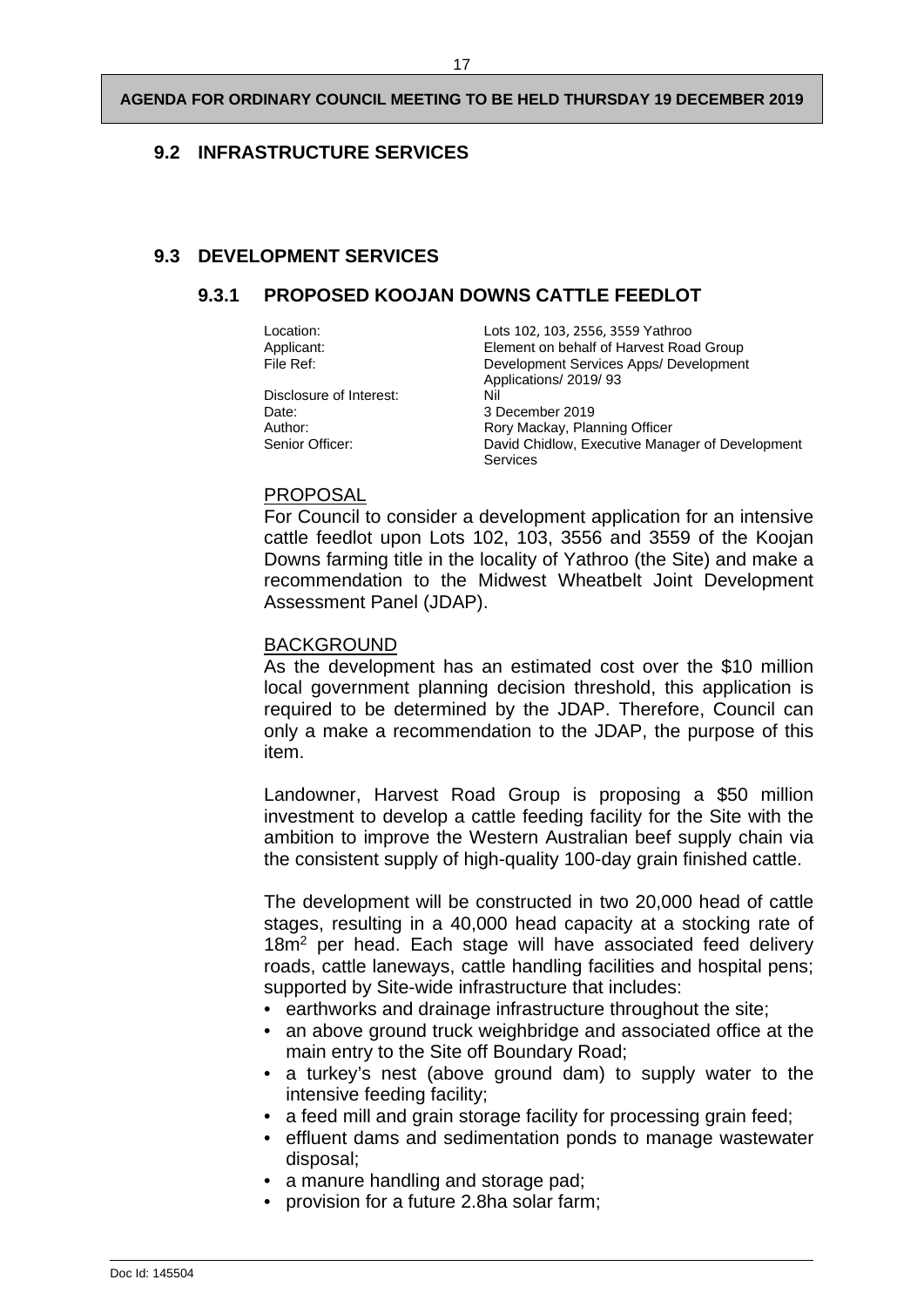## 9.2 INFRASTRUCTURE SERVICES

## 9.3 DEVELOPMENT SERVICES

### 9.3.1 PROPOSED KOOJAN DOWNS CATTLE FEEDLOT

| | |
|---|---|
| Location: | Lots 102, 103, 2556, 3559 Yathroo |
| Applicant: | Element on behalf of Harvest Road Group |
| File Ref: | Development Services Apps/ Development Applications/ 2019/ 93 |
| Disclosure of Interest: | Nil |
| Date: | 3 December 2019 |
| Author: | Rory Mackay, Planning Officer |
| Senior Officer: | David Chidlow, Executive Manager of Development Services |

PROPOSAL

For Council to consider a development application for an intensive cattle feedlot upon Lots 102, 103, 3556 and 3559 of the Koojan Downs farming title in the locality of Yathroo (the Site) and make a recommendation to the Midwest Wheatbelt Joint Development Assessment Panel (JDAP).

BACKGROUND

As the development has an estimated cost over the $10 million local government planning decision threshold, this application is required to be determined by the JDAP. Therefore, Council can only a make a recommendation to the JDAP, the purpose of this item.

Landowner, Harvest Road Group is proposing a $50 million investment to develop a cattle feeding facility for the Site with the ambition to improve the Western Australian beef supply chain via the consistent supply of high-quality 100-day grain finished cattle.

The development will be constructed in two 20,000 head of cattle stages, resulting in a 40,000 head capacity at a stocking rate of 18m$^2$ per head. Each stage will have associated feed delivery roads, cattle laneways, cattle handling facilities and hospital pens; supported by Site-wide infrastructure that includes:

- earthworks and drainage infrastructure throughout the site;
- an above ground truck weighbridge and associated office at the main entry to the Site off Boundary Road;
- a turkey's nest (above ground dam) to supply water to the intensive feeding facility;
- a feed mill and grain storage facility for processing grain feed;
- effluent dams and sedimentation ponds to manage wastewater disposal;
- a manure handling and storage pad;
- provision for a future 2.8ha solar farm;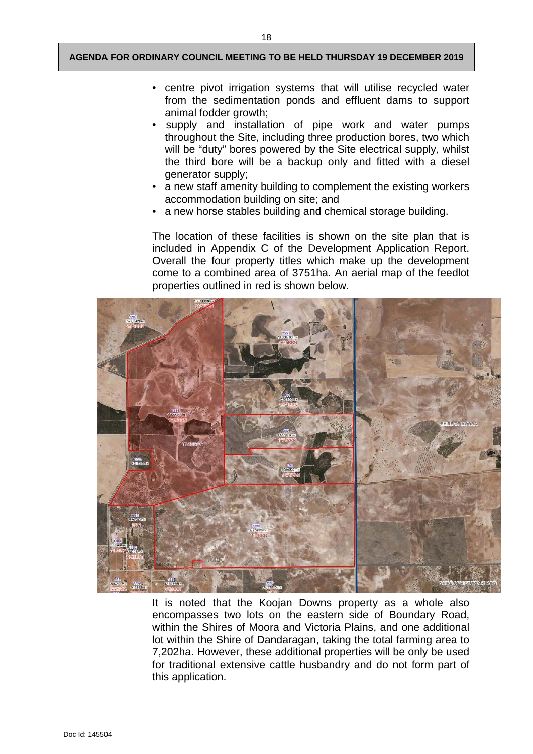- centre pivot irrigation systems that will utilise recycled water from the sedimentation ponds and effluent dams to support animal fodder growth;
- supply and installation of pipe work and water pumps throughout the Site, including three production bores, two which will be "duty" bores powered by the Site electrical supply, whilst the third bore will be a backup only and fitted with a diesel generator supply;
- a new staff amenity building to complement the existing workers accommodation building on site; and
- a new horse stables building and chemical storage building.

The location of these facilities is shown on the site plan that is included in Appendix C of the Development Application Report. Overall the four property titles which make up the development come to a combined area of 3751ha. An aerial map of the feedlot properties outlined in red is shown below.

It is noted that the Koojan Downs property as a whole also encompasses two lots on the eastern side of Boundary Road, within the Shires of Moora and Victoria Plains, and one additional lot within the Shire of Dandaragan, taking the total farming area to 7,202ha. However, these additional properties will be only be used for traditional extensive cattle husbandry and do not form part of this application.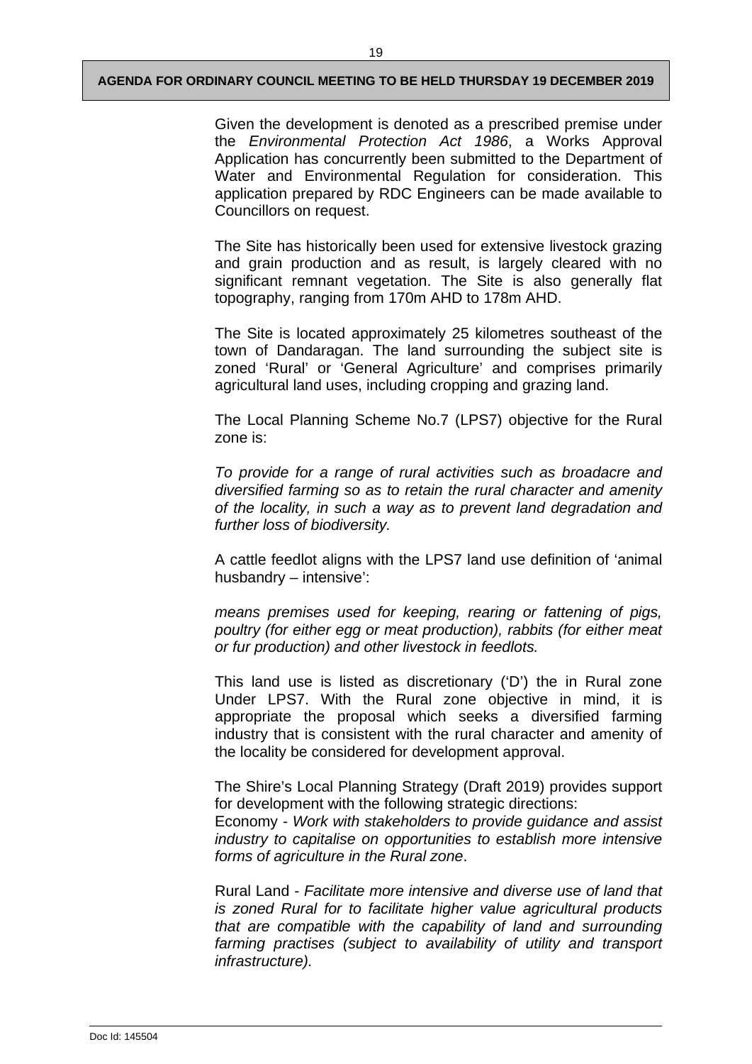Given the development is denoted as a prescribed premise under the *Environmental Protection Act 1986*, a Works Approval Application has concurrently been submitted to the Department of Water and Environmental Regulation for consideration. This application prepared by RDC Engineers can be made available to Councillors on request.

The Site has historically been used for extensive livestock grazing and grain production and as result, is largely cleared with no significant remnant vegetation. The Site is also generally flat topography, ranging from 170m AHD to 178m AHD.

The Site is located approximately 25 kilometres southeast of the town of Dandaragan. The land surrounding the subject site is zoned 'Rural' or 'General Agriculture' and comprises primarily agricultural land uses, including cropping and grazing land.

The Local Planning Scheme No.7 (LPS7) objective for the Rural zone is:

*To provide for a range of rural activities such as broadacre and diversified farming so as to retain the rural character and amenity of the locality, in such a way as to prevent land degradation and further loss of biodiversity.*

A cattle feedlot aligns with the LPS7 land use definition of 'animal husbandry – intensive':

*means premises used for keeping, rearing or fattening of pigs, poultry (for either egg or meat production), rabbits (for either meat or fur production) and other livestock in feedlots.*

This land use is listed as discretionary ('D') the in Rural zone Under LPS7. With the Rural zone objective in mind, it is appropriate the proposal which seeks a diversified farming industry that is consistent with the rural character and amenity of the locality be considered for development approval.

The Shire's Local Planning Strategy (Draft 2019) provides support for development with the following strategic directions:
Economy - *Work with stakeholders to provide guidance and assist industry to capitalise on opportunities to establish more intensive forms of agriculture in the Rural zone*.

Rural Land - *Facilitate more intensive and diverse use of land that is zoned Rural for to facilitate higher value agricultural products that are compatible with the capability of land and surrounding farming practises (subject to availability of utility and transport infrastructure).*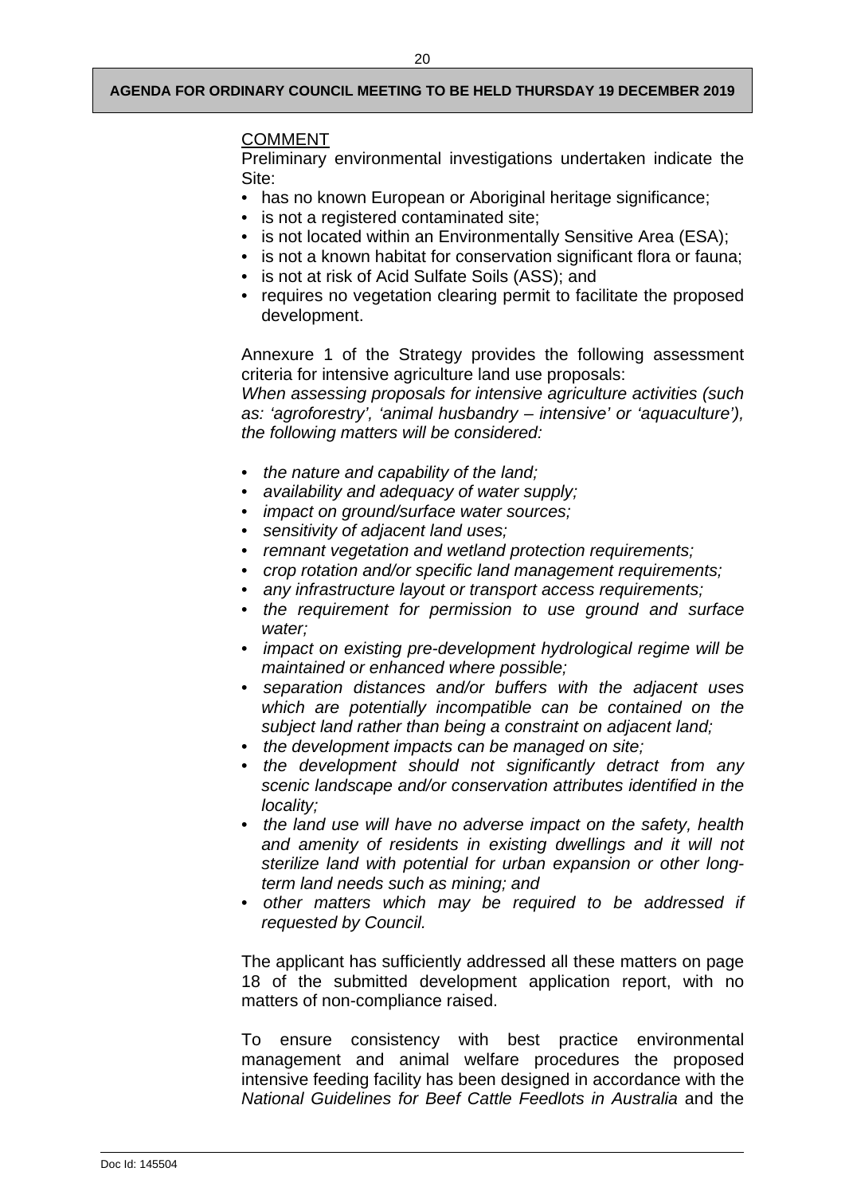## COMMENT

Preliminary environmental investigations undertaken indicate the Site:

- has no known European or Aboriginal heritage significance;
- is not a registered contaminated site;
- is not located within an Environmentally Sensitive Area (ESA);
- is not a known habitat for conservation significant flora or fauna;
- is not at risk of Acid Sulfate Soils (ASS); and
- requires no vegetation clearing permit to facilitate the proposed development.

Annexure 1 of the Strategy provides the following assessment criteria for intensive agriculture land use proposals:

*When assessing proposals for intensive agriculture activities (such as: 'agroforestry', 'animal husbandry – intensive' or 'aquaculture'), the following matters will be considered:*

- *the nature and capability of the land;*
- *availability and adequacy of water supply;*
- *impact on ground/surface water sources;*
- *sensitivity of adjacent land uses;*
- *remnant vegetation and wetland protection requirements;*
- *crop rotation and/or specific land management requirements;*
- *any infrastructure layout or transport access requirements;*
- *the requirement for permission to use ground and surface water;*
- *impact on existing pre-development hydrological regime will be maintained or enhanced where possible;*
- *separation distances and/or buffers with the adjacent uses which are potentially incompatible can be contained on the subject land rather than being a constraint on adjacent land;*
- *the development impacts can be managed on site;*
- *the development should not significantly detract from any scenic landscape and/or conservation attributes identified in the locality;*
- *the land use will have no adverse impact on the safety, health and amenity of residents in existing dwellings and it will not sterilize land with potential for urban expansion or other long-term land needs such as mining; and*
- *other matters which may be required to be addressed if requested by Council.*

The applicant has sufficiently addressed all these matters on page 18 of the submitted development application report, with no matters of non-compliance raised.

To ensure consistency with best practice environmental management and animal welfare procedures the proposed intensive feeding facility has been designed in accordance with the *National Guidelines for Beef Cattle Feedlots in Australia* and the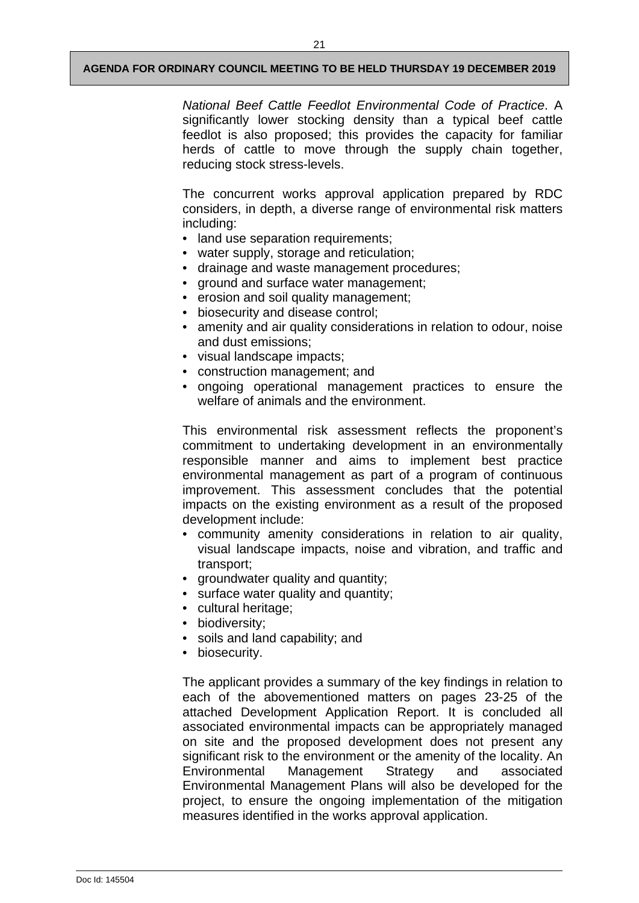*National Beef Cattle Feedlot Environmental Code of Practice*. A significantly lower stocking density than a typical beef cattle feedlot is also proposed; this provides the capacity for familiar herds of cattle to move through the supply chain together, reducing stock stress-levels.

The concurrent works approval application prepared by RDC considers, in depth, a diverse range of environmental risk matters including:

- land use separation requirements;
- water supply, storage and reticulation;
- drainage and waste management procedures;
- ground and surface water management;
- erosion and soil quality management;
- biosecurity and disease control;
- amenity and air quality considerations in relation to odour, noise and dust emissions;
- visual landscape impacts;
- construction management; and
- ongoing operational management practices to ensure the welfare of animals and the environment.

This environmental risk assessment reflects the proponent's commitment to undertaking development in an environmentally responsible manner and aims to implement best practice environmental management as part of a program of continuous improvement. This assessment concludes that the potential impacts on the existing environment as a result of the proposed development include:

- community amenity considerations in relation to air quality, visual landscape impacts, noise and vibration, and traffic and transport;
- groundwater quality and quantity;
- surface water quality and quantity;
- cultural heritage;
- biodiversity;
- soils and land capability; and
- biosecurity.

The applicant provides a summary of the key findings in relation to each of the abovementioned matters on pages 23-25 of the attached Development Application Report. It is concluded all associated environmental impacts can be appropriately managed on site and the proposed development does not present any significant risk to the environment or the amenity of the locality. An Environmental Management Strategy and associated Environmental Management Plans will also be developed for the project, to ensure the ongoing implementation of the mitigation measures identified in the works approval application.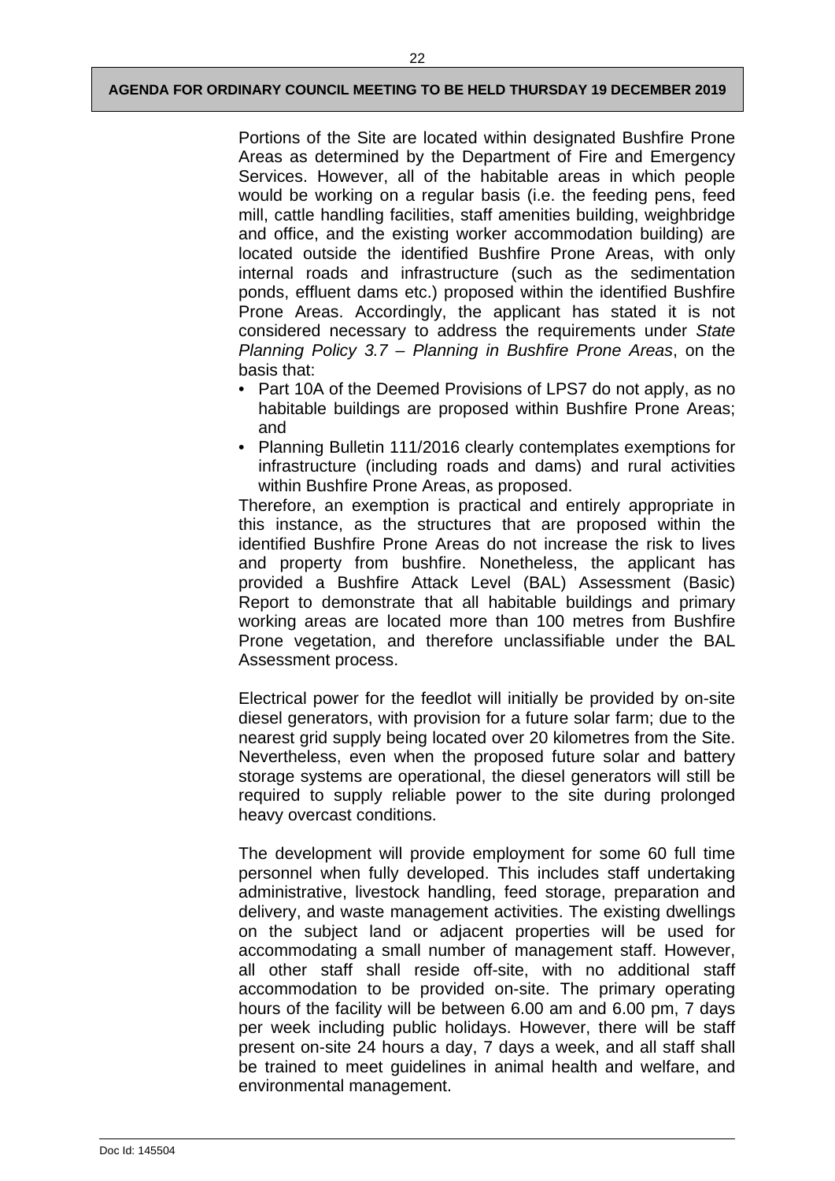Portions of the Site are located within designated Bushfire Prone Areas as determined by the Department of Fire and Emergency Services. However, all of the habitable areas in which people would be working on a regular basis (i.e. the feeding pens, feed mill, cattle handling facilities, staff amenities building, weighbridge and office, and the existing worker accommodation building) are located outside the identified Bushfire Prone Areas, with only internal roads and infrastructure (such as the sedimentation ponds, effluent dams etc.) proposed within the identified Bushfire Prone Areas. Accordingly, the applicant has stated it is not considered necessary to address the requirements under *State Planning Policy 3.7 – Planning in Bushfire Prone Areas*, on the basis that:

- Part 10A of the Deemed Provisions of LPS7 do not apply, as no habitable buildings are proposed within Bushfire Prone Areas; and
- Planning Bulletin 111/2016 clearly contemplates exemptions for infrastructure (including roads and dams) and rural activities within Bushfire Prone Areas, as proposed.

Therefore, an exemption is practical and entirely appropriate in this instance, as the structures that are proposed within the identified Bushfire Prone Areas do not increase the risk to lives and property from bushfire. Nonetheless, the applicant has provided a Bushfire Attack Level (BAL) Assessment (Basic) Report to demonstrate that all habitable buildings and primary working areas are located more than 100 metres from Bushfire Prone vegetation, and therefore unclassifiable under the BAL Assessment process.

Electrical power for the feedlot will initially be provided by on-site diesel generators, with provision for a future solar farm; due to the nearest grid supply being located over 20 kilometres from the Site. Nevertheless, even when the proposed future solar and battery storage systems are operational, the diesel generators will still be required to supply reliable power to the site during prolonged heavy overcast conditions.

The development will provide employment for some 60 full time personnel when fully developed. This includes staff undertaking administrative, livestock handling, feed storage, preparation and delivery, and waste management activities. The existing dwellings on the subject land or adjacent properties will be used for accommodating a small number of management staff. However, all other staff shall reside off-site, with no additional staff accommodation to be provided on-site. The primary operating hours of the facility will be between 6.00 am and 6.00 pm, 7 days per week including public holidays. However, there will be staff present on-site 24 hours a day, 7 days a week, and all staff shall be trained to meet guidelines in animal health and welfare, and environmental management.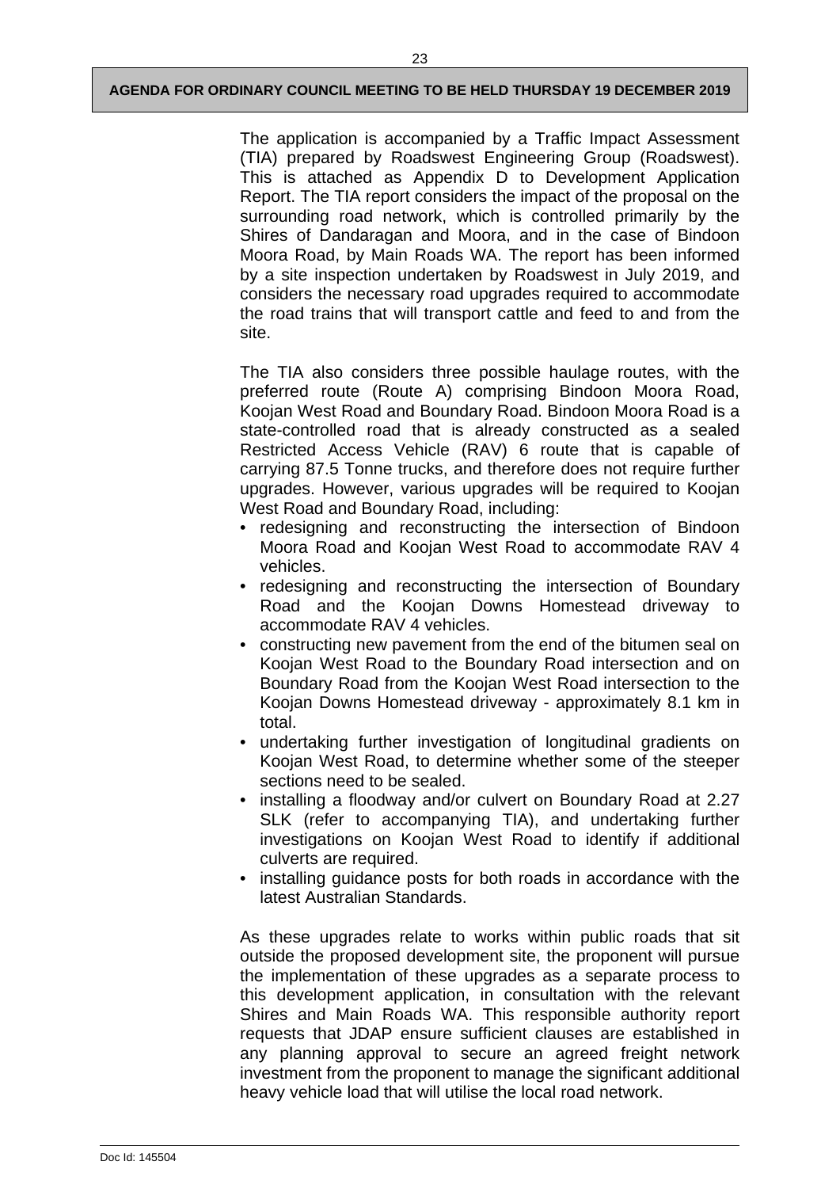The application is accompanied by a Traffic Impact Assessment (TIA) prepared by Roadswest Engineering Group (Roadswest). This is attached as Appendix D to Development Application Report. The TIA report considers the impact of the proposal on the surrounding road network, which is controlled primarily by the Shires of Dandaragan and Moora, and in the case of Bindoon Moora Road, by Main Roads WA. The report has been informed by a site inspection undertaken by Roadswest in July 2019, and considers the necessary road upgrades required to accommodate the road trains that will transport cattle and feed to and from the site.

The TIA also considers three possible haulage routes, with the preferred route (Route A) comprising Bindoon Moora Road, Koojan West Road and Boundary Road. Bindoon Moora Road is a state-controlled road that is already constructed as a sealed Restricted Access Vehicle (RAV) 6 route that is capable of carrying 87.5 Tonne trucks, and therefore does not require further upgrades. However, various upgrades will be required to Koojan West Road and Boundary Road, including:

- redesigning and reconstructing the intersection of Bindoon Moora Road and Koojan West Road to accommodate RAV 4 vehicles.
- redesigning and reconstructing the intersection of Boundary Road and the Koojan Downs Homestead driveway to accommodate RAV 4 vehicles.
- constructing new pavement from the end of the bitumen seal on Koojan West Road to the Boundary Road intersection and on Boundary Road from the Koojan West Road intersection to the Koojan Downs Homestead driveway - approximately 8.1 km in total.
- undertaking further investigation of longitudinal gradients on Koojan West Road, to determine whether some of the steeper sections need to be sealed.
- installing a floodway and/or culvert on Boundary Road at 2.27 SLK (refer to accompanying TIA), and undertaking further investigations on Koojan West Road to identify if additional culverts are required.
- installing guidance posts for both roads in accordance with the latest Australian Standards.

As these upgrades relate to works within public roads that sit outside the proposed development site, the proponent will pursue the implementation of these upgrades as a separate process to this development application, in consultation with the relevant Shires and Main Roads WA. This responsible authority report requests that JDAP ensure sufficient clauses are established in any planning approval to secure an agreed freight network investment from the proponent to manage the significant additional heavy vehicle load that will utilise the local road network.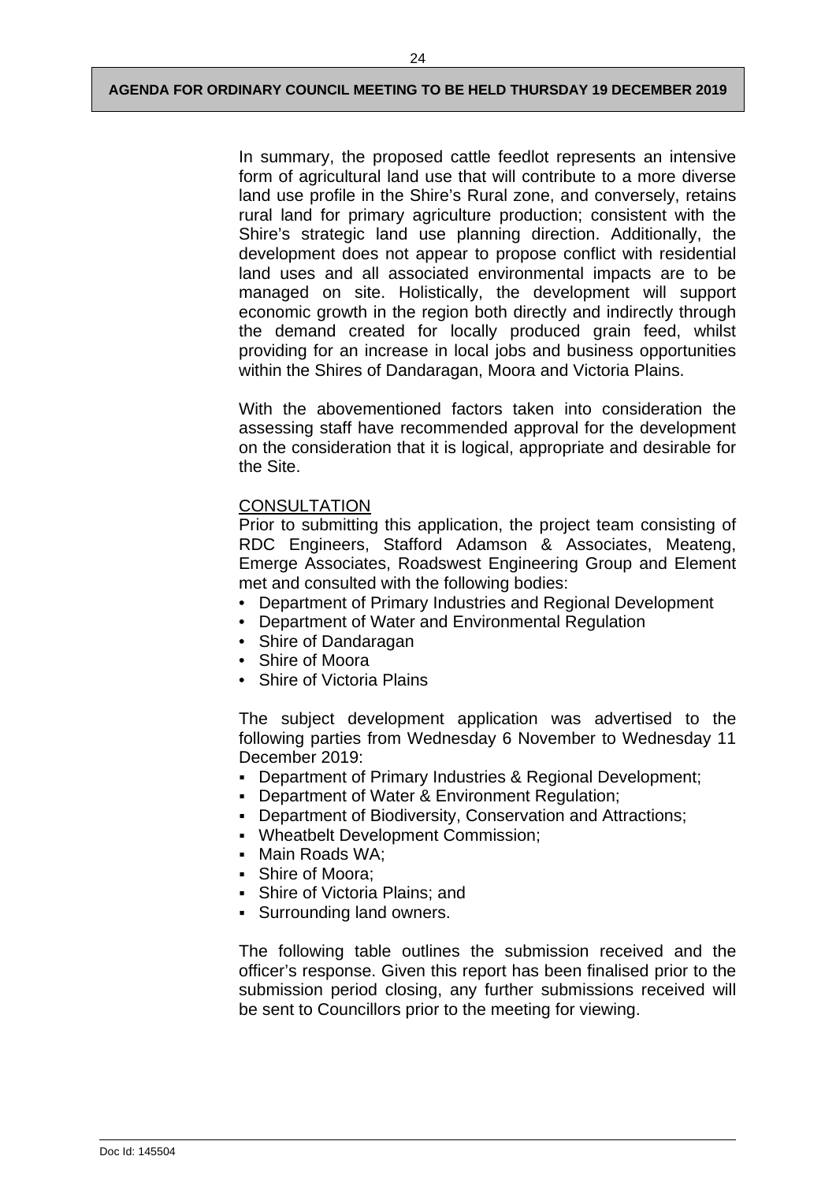In summary, the proposed cattle feedlot represents an intensive form of agricultural land use that will contribute to a more diverse land use profile in the Shire's Rural zone, and conversely, retains rural land for primary agriculture production; consistent with the Shire's strategic land use planning direction. Additionally, the development does not appear to propose conflict with residential land uses and all associated environmental impacts are to be managed on site. Holistically, the development will support economic growth in the region both directly and indirectly through the demand created for locally produced grain feed, whilst providing for an increase in local jobs and business opportunities within the Shires of Dandaragan, Moora and Victoria Plains.

With the abovementioned factors taken into consideration the assessing staff have recommended approval for the development on the consideration that it is logical, appropriate and desirable for the Site.

<u>CONSULTATION</u>

Prior to submitting this application, the project team consisting of RDC Engineers, Stafford Adamson & Associates, Meateng, Emerge Associates, Roadswest Engineering Group and Element met and consulted with the following bodies:

- Department of Primary Industries and Regional Development
- Department of Water and Environmental Regulation
- Shire of Dandaragan
- Shire of Moora
- Shire of Victoria Plains

The subject development application was advertised to the following parties from Wednesday 6 November to Wednesday 11 December 2019:

- Department of Primary Industries & Regional Development;
- Department of Water & Environment Regulation;
- Department of Biodiversity, Conservation and Attractions;
- Wheatbelt Development Commission;
- Main Roads WA;
- Shire of Moora;
- Shire of Victoria Plains; and
- Surrounding land owners.

The following table outlines the submission received and the officer's response. Given this report has been finalised prior to the submission period closing, any further submissions received will be sent to Councillors prior to the meeting for viewing.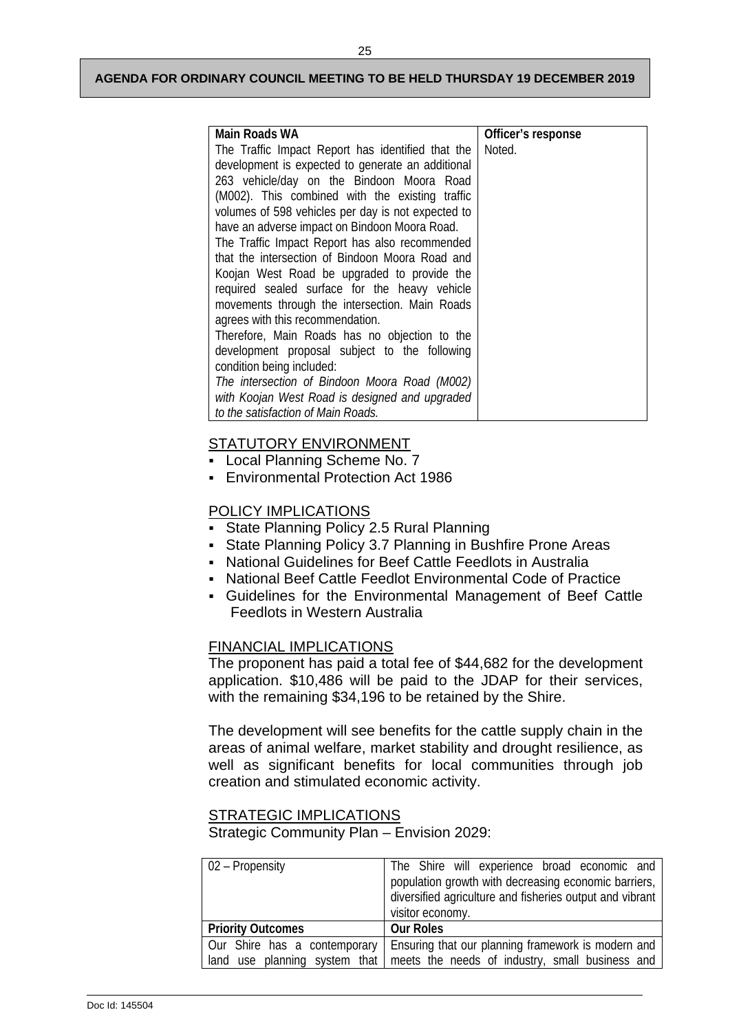| Main Roads WA | Officer's response |
|---|---|
| The Traffic Impact Report has identified that the development is expected to generate an additional 263 vehicle/day on the Bindoon Moora Road (M002). This combined with the existing traffic volumes of 598 vehicles per day is not expected to have an adverse impact on Bindoon Moora Road.<br>The Traffic Impact Report has also recommended that the intersection of Bindoon Moora Road and Koojan West Road be upgraded to provide the required sealed surface for the heavy vehicle movements through the intersection. Main Roads agrees with this recommendation.<br>Therefore, Main Roads has no objection to the development proposal subject to the following condition being included:<br>*The intersection of Bindoon Moora Road (M002) with Koojan West Road is designed and upgraded to the satisfaction of Main Roads.* | Noted. |

## STATUTORY ENVIRONMENT

- Local Planning Scheme No. 7
- Environmental Protection Act 1986

## POLICY IMPLICATIONS

- State Planning Policy 2.5 Rural Planning
- State Planning Policy 3.7 Planning in Bushfire Prone Areas
- National Guidelines for Beef Cattle Feedlots in Australia
- National Beef Cattle Feedlot Environmental Code of Practice
- Guidelines for the Environmental Management of Beef Cattle Feedlots in Western Australia

## FINANCIAL IMPLICATIONS

The proponent has paid a total fee of $44,682 for the development application. $10,486 will be paid to the JDAP for their services, with the remaining $34,196 to be retained by the Shire.

The development will see benefits for the cattle supply chain in the areas of animal welfare, market stability and drought resilience, as well as significant benefits for local communities through job creation and stimulated economic activity.

## STRATEGIC IMPLICATIONS

Strategic Community Plan – Envision 2029:

| 02 – Propensity | The Shire will experience broad economic and population growth with decreasing economic barriers, diversified agriculture and fisheries output and vibrant visitor economy. |
|---|---|
| **Priority Outcomes** | **Our Roles** |
| Our Shire has a contemporary land use planning system that | Ensuring that our planning framework is modern and meets the needs of industry, small business and |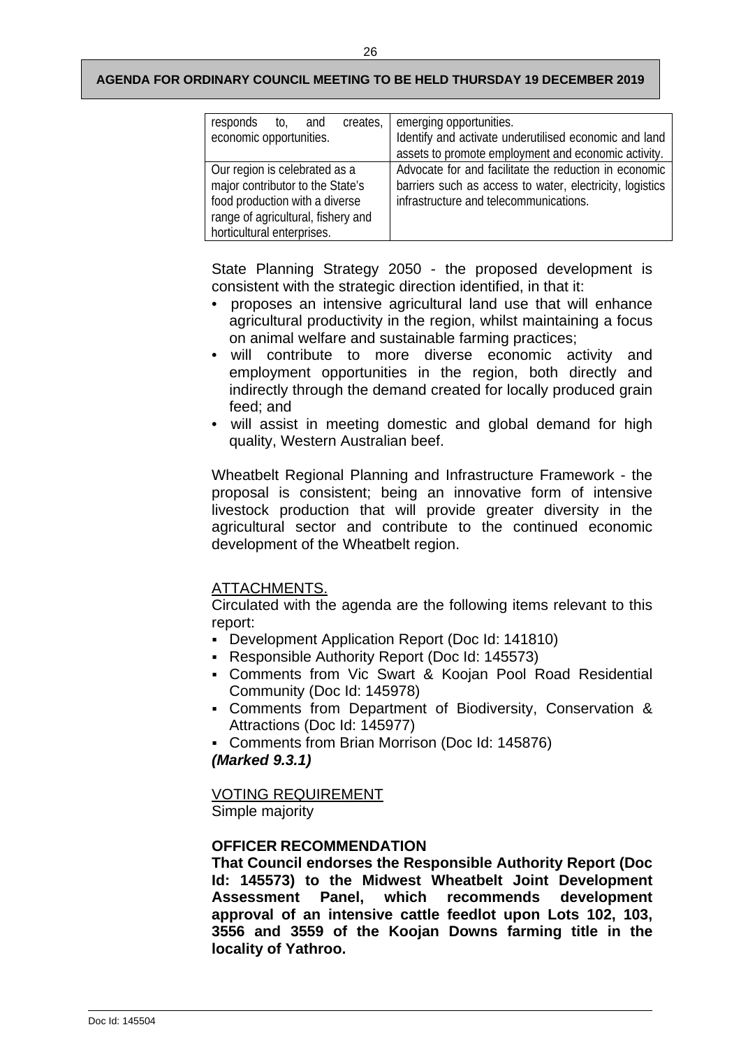| responds to, and creates, economic opportunities. | emerging opportunities.<br>Identify and activate underutilised economic and land assets to promote employment and economic activity. |
|---|---|
| Our region is celebrated as a major contributor to the State's food production with a diverse range of agricultural, fishery and horticultural enterprises. | Advocate for and facilitate the reduction in economic barriers such as access to water, electricity, logistics infrastructure and telecommunications. |

State Planning Strategy 2050 - the proposed development is consistent with the strategic direction identified, in that it:

- proposes an intensive agricultural land use that will enhance agricultural productivity in the region, whilst maintaining a focus on animal welfare and sustainable farming practices;
- will contribute to more diverse economic activity and employment opportunities in the region, both directly and indirectly through the demand created for locally produced grain feed; and
- will assist in meeting domestic and global demand for high quality, Western Australian beef.

Wheatbelt Regional Planning and Infrastructure Framework - the proposal is consistent; being an innovative form of intensive livestock production that will provide greater diversity in the agricultural sector and contribute to the continued economic development of the Wheatbelt region.

ATTACHMENTS.

Circulated with the agenda are the following items relevant to this report:

- Development Application Report (Doc Id: 141810)
- Responsible Authority Report (Doc Id: 145573)
- Comments from Vic Swart & Koojan Pool Road Residential Community (Doc Id: 145978)
- Comments from Department of Biodiversity, Conservation & Attractions (Doc Id: 145977)
- Comments from Brian Morrison (Doc Id: 145876)

***(Marked 9.3.1)***

VOTING REQUIREMENT

Simple majority

**OFFICER RECOMMENDATION**

**That Council endorses the Responsible Authority Report (Doc Id: 145573) to the Midwest Wheatbelt Joint Development Assessment Panel, which recommends development approval of an intensive cattle feedlot upon Lots 102, 103, 3556 and 3559 of the Koojan Downs farming title in the locality of Yathroo.**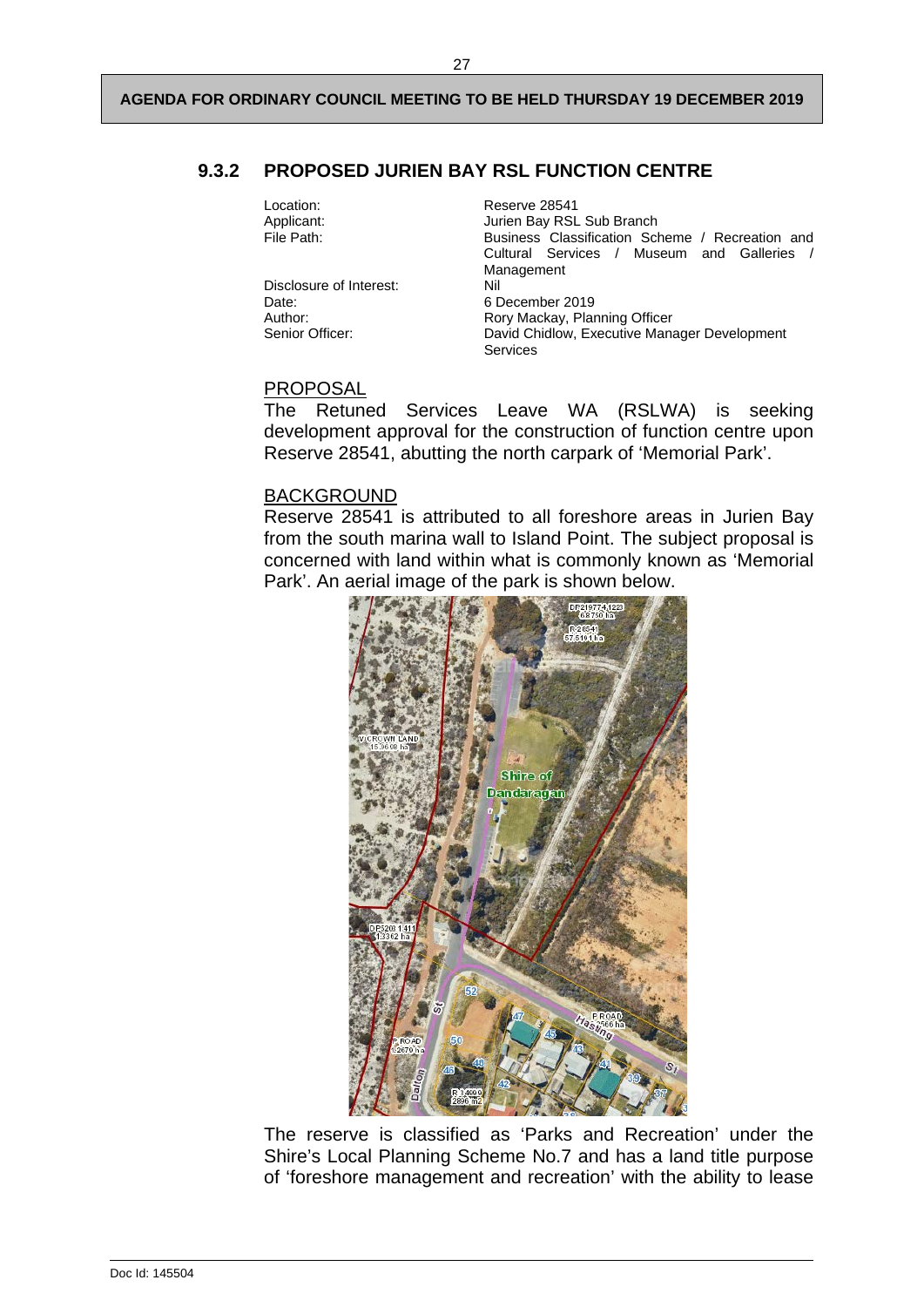## 9.3.2 PROPOSED JURIEN BAY RSL FUNCTION CENTRE

| | |
|---|---|
| Location: | Reserve 28541 |
| Applicant: | Jurien Bay RSL Sub Branch |
| File Path: | Business Classification Scheme / Recreation and Cultural Services / Museum and Galleries / Management |
| Disclosure of Interest: | Nil |
| Date: | 6 December 2019 |
| Author: | Rory Mackay, Planning Officer |
| Senior Officer: | David Chidlow, Executive Manager Development Services |

PROPOSAL

The Retuned Services Leave WA (RSLWA) is seeking development approval for the construction of function centre upon Reserve 28541, abutting the north carpark of 'Memorial Park'.

BACKGROUND

Reserve 28541 is attributed to all foreshore areas in Jurien Bay from the south marina wall to Island Point. The subject proposal is concerned with land within what is commonly known as 'Memorial Park'. An aerial image of the park is shown below.

The reserve is classified as 'Parks and Recreation' under the Shire's Local Planning Scheme No.7 and has a land title purpose of 'foreshore management and recreation' with the ability to lease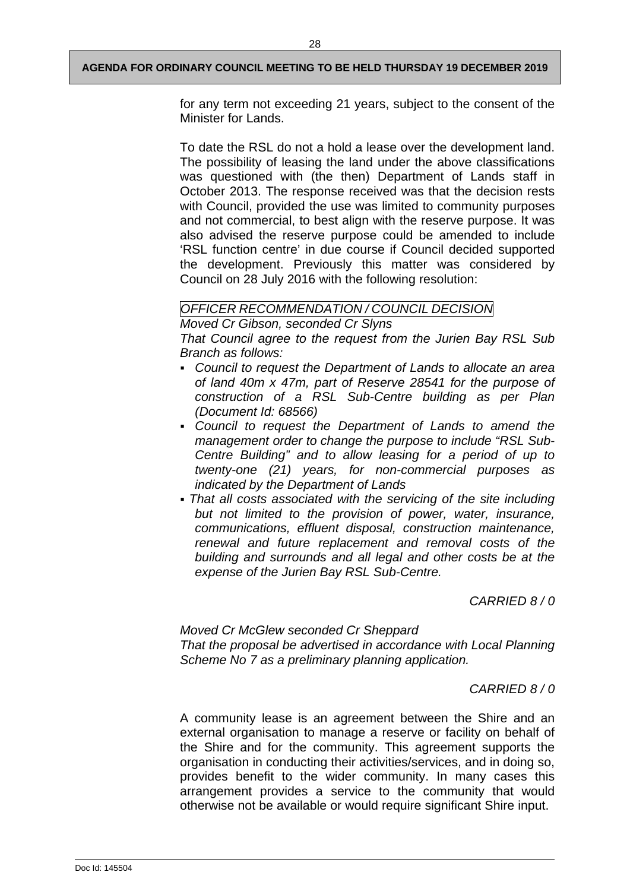for any term not exceeding 21 years, subject to the consent of the Minister for Lands.

To date the RSL do not a hold a lease over the development land. The possibility of leasing the land under the above classifications was questioned with (the then) Department of Lands staff in October 2013. The response received was that the decision rests with Council, provided the use was limited to community purposes and not commercial, to best align with the reserve purpose. It was also advised the reserve purpose could be amended to include 'RSL function centre' in due course if Council decided supported the development. Previously this matter was considered by Council on 28 July 2016 with the following resolution:

*OFFICER RECOMMENDATION / COUNCIL DECISION*

*Moved Cr Gibson, seconded Cr Slyns*

*That Council agree to the request from the Jurien Bay RSL Sub Branch as follows:*

- *Council to request the Department of Lands to allocate an area of land 40m x 47m, part of Reserve 28541 for the purpose of construction of a RSL Sub-Centre building as per Plan (Document Id: 68566)*
- *Council to request the Department of Lands to amend the management order to change the purpose to include "RSL Sub-Centre Building" and to allow leasing for a period of up to twenty-one (21) years, for non-commercial purposes as indicated by the Department of Lands*
- *That all costs associated with the servicing of the site including but not limited to the provision of power, water, insurance, communications, effluent disposal, construction maintenance, renewal and future replacement and removal costs of the building and surrounds and all legal and other costs be at the expense of the Jurien Bay RSL Sub-Centre.*

*CARRIED 8 / 0*

*Moved Cr McGlew seconded Cr Sheppard*

*That the proposal be advertised in accordance with Local Planning Scheme No 7 as a preliminary planning application.*

*CARRIED 8 / 0*

A community lease is an agreement between the Shire and an external organisation to manage a reserve or facility on behalf of the Shire and for the community. This agreement supports the organisation in conducting their activities/services, and in doing so, provides benefit to the wider community. In many cases this arrangement provides a service to the community that would otherwise not be available or would require significant Shire input.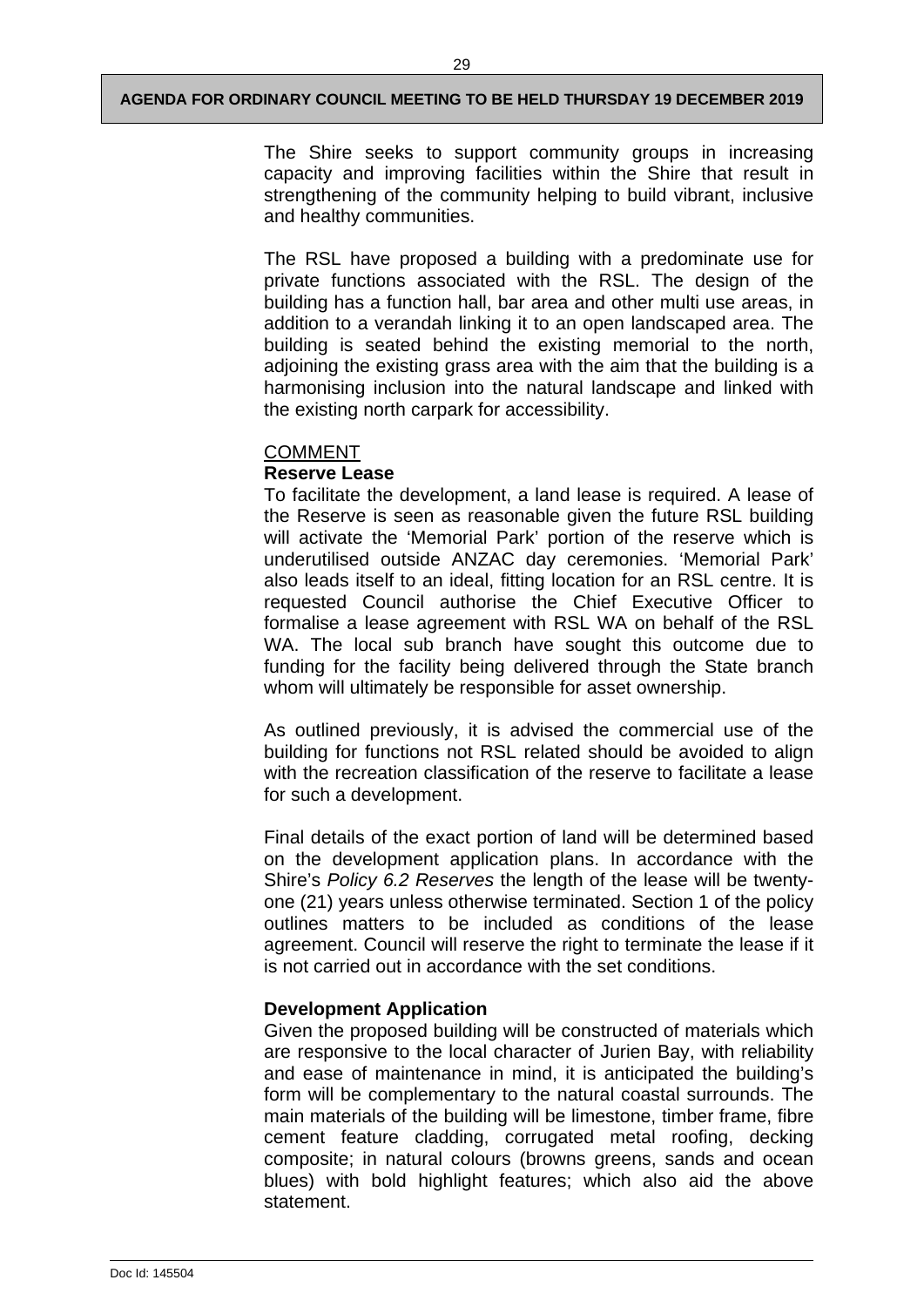The Shire seeks to support community groups in increasing capacity and improving facilities within the Shire that result in strengthening of the community helping to build vibrant, inclusive and healthy communities.

The RSL have proposed a building with a predominate use for private functions associated with the RSL. The design of the building has a function hall, bar area and other multi use areas, in addition to a verandah linking it to an open landscaped area. The building is seated behind the existing memorial to the north, adjoining the existing grass area with the aim that the building is a harmonising inclusion into the natural landscape and linked with the existing north carpark for accessibility.

COMMENT

**Reserve Lease**

To facilitate the development, a land lease is required. A lease of the Reserve is seen as reasonable given the future RSL building will activate the 'Memorial Park' portion of the reserve which is underutilised outside ANZAC day ceremonies. 'Memorial Park' also leads itself to an ideal, fitting location for an RSL centre. It is requested Council authorise the Chief Executive Officer to formalise a lease agreement with RSL WA on behalf of the RSL WA. The local sub branch have sought this outcome due to funding for the facility being delivered through the State branch whom will ultimately be responsible for asset ownership.

As outlined previously, it is advised the commercial use of the building for functions not RSL related should be avoided to align with the recreation classification of the reserve to facilitate a lease for such a development.

Final details of the exact portion of land will be determined based on the development application plans. In accordance with the Shire's *Policy 6.2 Reserves* the length of the lease will be twenty-one (21) years unless otherwise terminated. Section 1 of the policy outlines matters to be included as conditions of the lease agreement. Council will reserve the right to terminate the lease if it is not carried out in accordance with the set conditions.

**Development Application**

Given the proposed building will be constructed of materials which are responsive to the local character of Jurien Bay, with reliability and ease of maintenance in mind, it is anticipated the building's form will be complementary to the natural coastal surrounds. The main materials of the building will be limestone, timber frame, fibre cement feature cladding, corrugated metal roofing, decking composite; in natural colours (browns greens, sands and ocean blues) with bold highlight features; which also aid the above statement.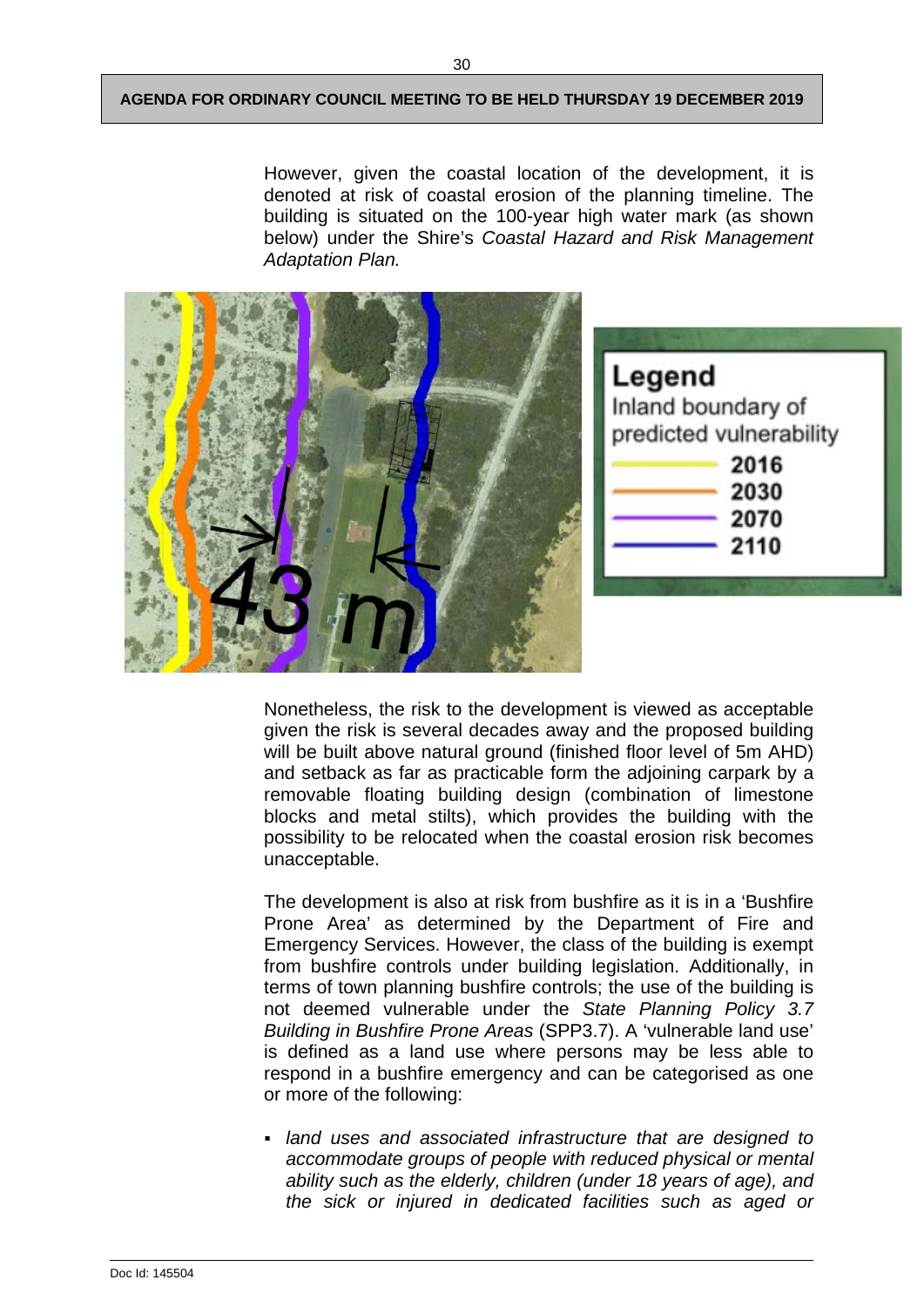However, given the coastal location of the development, it is denoted at risk of coastal erosion of the planning timeline. The building is situated on the 100-year high water mark (as shown below) under the Shire's *Coastal Hazard and Risk Management Adaptation Plan.*

Nonetheless, the risk to the development is viewed as acceptable given the risk is several decades away and the proposed building will be built above natural ground (finished floor level of 5m AHD) and setback as far as practicable form the adjoining carpark by a removable floating building design (combination of limestone blocks and metal stilts), which provides the building with the possibility to be relocated when the coastal erosion risk becomes unacceptable.

The development is also at risk from bushfire as it is in a 'Bushfire Prone Area' as determined by the Department of Fire and Emergency Services. However, the class of the building is exempt from bushfire controls under building legislation. Additionally, in terms of town planning bushfire controls; the use of the building is not deemed vulnerable under the *State Planning Policy 3.7 Building in Bushfire Prone Areas* (SPP3.7). A 'vulnerable land use' is defined as a land use where persons may be less able to respond in a bushfire emergency and can be categorised as one or more of the following:

- *land uses and associated infrastructure that are designed to accommodate groups of people with reduced physical or mental ability such as the elderly, children (under 18 years of age), and the sick or injured in dedicated facilities such as aged or*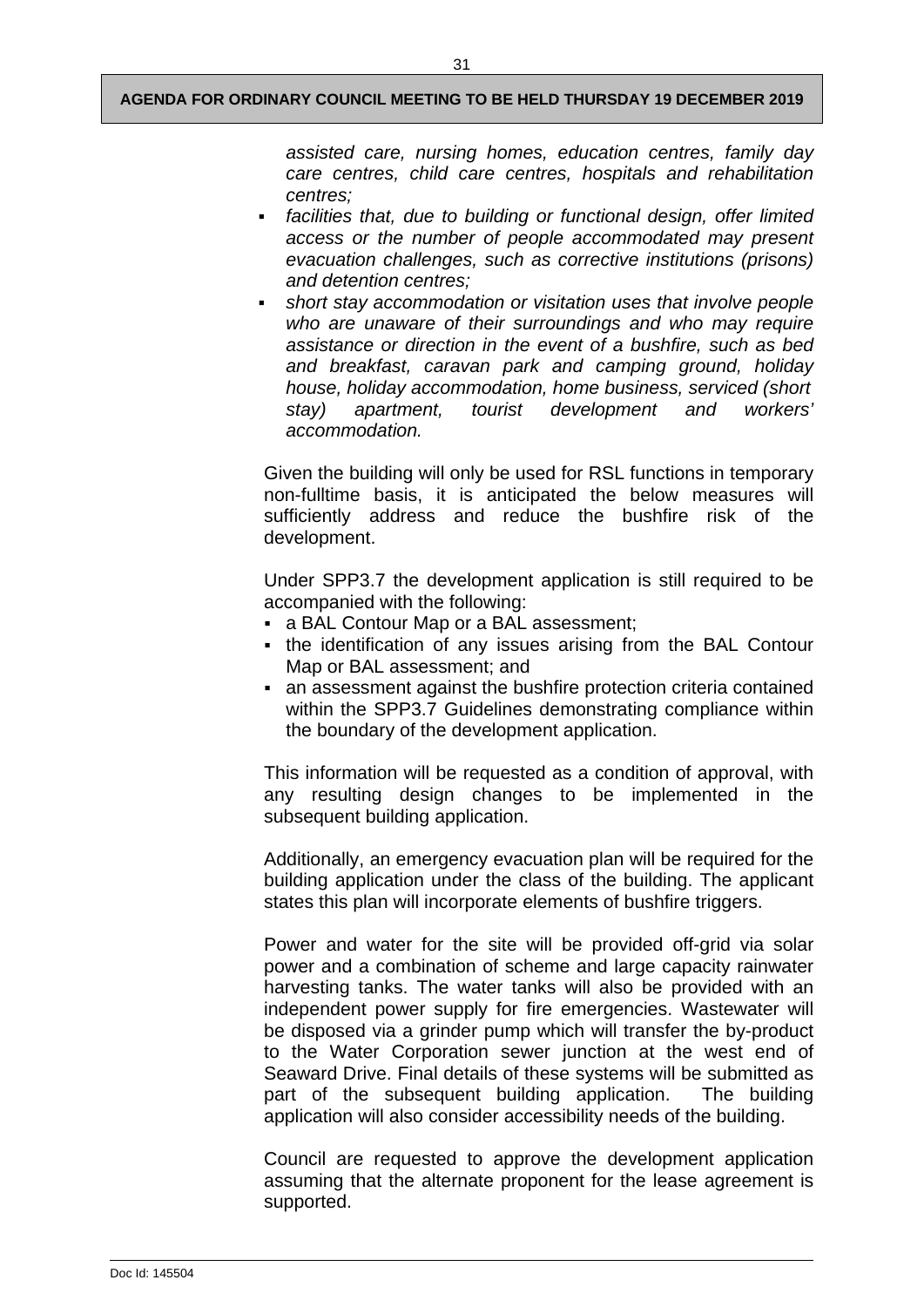*assisted care, nursing homes, education centres, family day care centres, child care centres, hospitals and rehabilitation centres;*

- *facilities that, due to building or functional design, offer limited access or the number of people accommodated may present evacuation challenges, such as corrective institutions (prisons) and detention centres;*
- *short stay accommodation or visitation uses that involve people who are unaware of their surroundings and who may require assistance or direction in the event of a bushfire, such as bed and breakfast, caravan park and camping ground, holiday house, holiday accommodation, home business, serviced (short stay) apartment, tourist development and workers' accommodation.*

Given the building will only be used for RSL functions in temporary non-fulltime basis, it is anticipated the below measures will sufficiently address and reduce the bushfire risk of the development.

Under SPP3.7 the development application is still required to be accompanied with the following:

- a BAL Contour Map or a BAL assessment;
- the identification of any issues arising from the BAL Contour Map or BAL assessment; and
- an assessment against the bushfire protection criteria contained within the SPP3.7 Guidelines demonstrating compliance within the boundary of the development application.

This information will be requested as a condition of approval, with any resulting design changes to be implemented in the subsequent building application.

Additionally, an emergency evacuation plan will be required for the building application under the class of the building. The applicant states this plan will incorporate elements of bushfire triggers.

Power and water for the site will be provided off-grid via solar power and a combination of scheme and large capacity rainwater harvesting tanks. The water tanks will also be provided with an independent power supply for fire emergencies. Wastewater will be disposed via a grinder pump which will transfer the by-product to the Water Corporation sewer junction at the west end of Seaward Drive. Final details of these systems will be submitted as part of the subsequent building application. The building application will also consider accessibility needs of the building.

Council are requested to approve the development application assuming that the alternate proponent for the lease agreement is supported.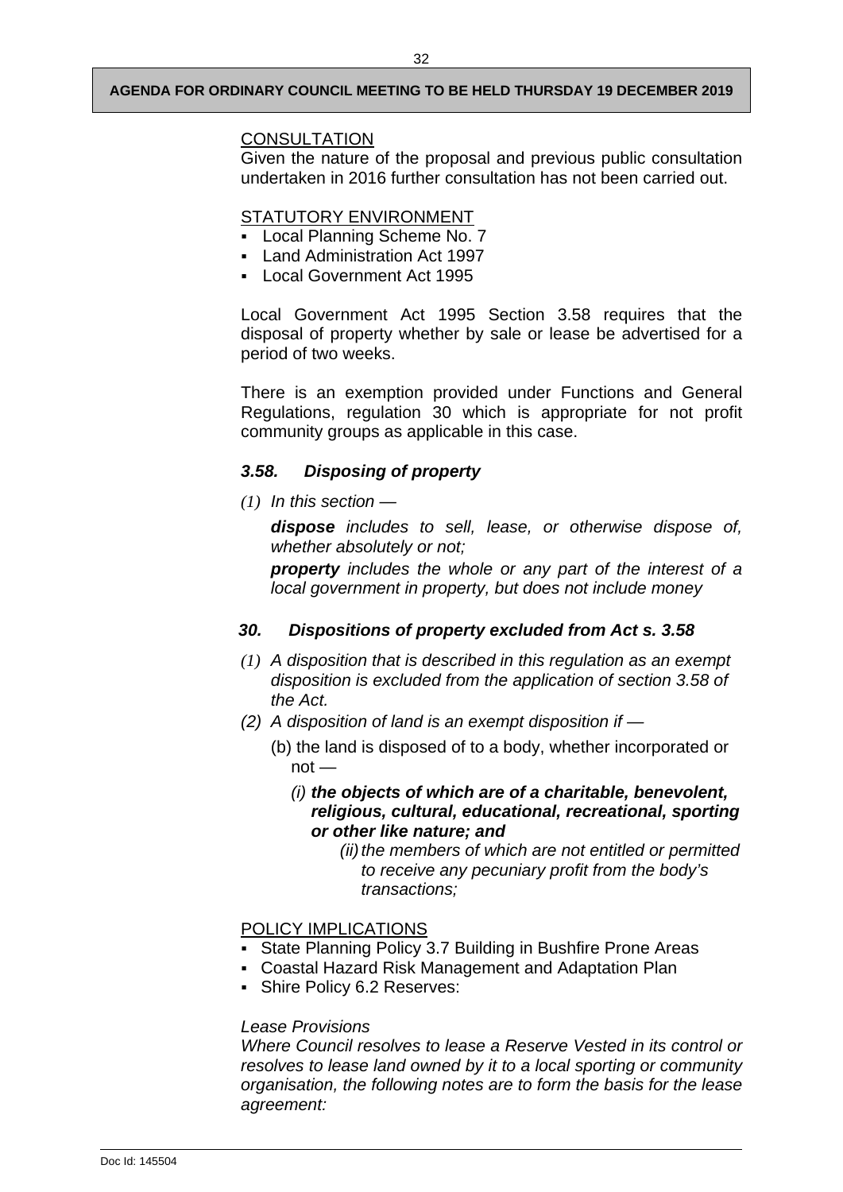CONSULTATION

Given the nature of the proposal and previous public consultation undertaken in 2016 further consultation has not been carried out.

STATUTORY ENVIRONMENT

- Local Planning Scheme No. 7
- Land Administration Act 1997
- Local Government Act 1995

Local Government Act 1995 Section 3.58 requires that the disposal of property whether by sale or lease be advertised for a period of two weeks.

There is an exemption provided under Functions and General Regulations, regulation 30 which is appropriate for not profit community groups as applicable in this case.

***3.58. Disposing of property***

*(1) In this section —*

***dispose*** *includes to sell, lease, or otherwise dispose of, whether absolutely or not;*

***property*** *includes the whole or any part of the interest of a local government in property, but does not include money*

***30. Dispositions of property excluded from Act s. 3.58***

*(1) A disposition that is described in this regulation as an exempt disposition is excluded from the application of section 3.58 of the Act.*

*(2) A disposition of land is an exempt disposition if —*

(b) the land is disposed of to a body, whether incorporated or not —

*(i)* ***the objects of which are of a charitable, benevolent, religious, cultural, educational, recreational, sporting or other like nature; and***

*(ii) the members of which are not entitled or permitted to receive any pecuniary profit from the body's transactions;*

POLICY IMPLICATIONS

- State Planning Policy 3.7 Building in Bushfire Prone Areas
- Coastal Hazard Risk Management and Adaptation Plan
- Shire Policy 6.2 Reserves:

*Lease Provisions*

*Where Council resolves to lease a Reserve Vested in its control or resolves to lease land owned by it to a local sporting or community organisation, the following notes are to form the basis for the lease agreement:*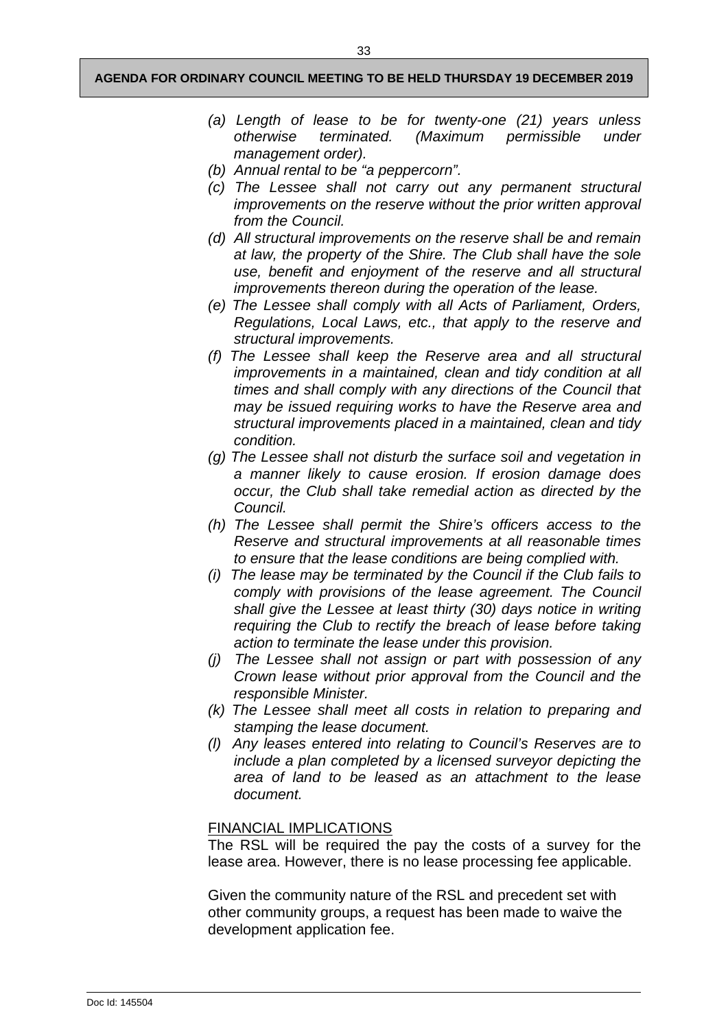*(a) Length of lease to be for twenty-one (21) years unless otherwise terminated. (Maximum permissible under management order).*

*(b) Annual rental to be "a peppercorn".*

*(c) The Lessee shall not carry out any permanent structural improvements on the reserve without the prior written approval from the Council.*

*(d) All structural improvements on the reserve shall be and remain at law, the property of the Shire. The Club shall have the sole use, benefit and enjoyment of the reserve and all structural improvements thereon during the operation of the lease.*

*(e) The Lessee shall comply with all Acts of Parliament, Orders, Regulations, Local Laws, etc., that apply to the reserve and structural improvements.*

*(f) The Lessee shall keep the Reserve area and all structural improvements in a maintained, clean and tidy condition at all times and shall comply with any directions of the Council that may be issued requiring works to have the Reserve area and structural improvements placed in a maintained, clean and tidy condition.*

*(g) The Lessee shall not disturb the surface soil and vegetation in a manner likely to cause erosion. If erosion damage does occur, the Club shall take remedial action as directed by the Council.*

*(h) The Lessee shall permit the Shire's officers access to the Reserve and structural improvements at all reasonable times to ensure that the lease conditions are being complied with.*

*(i) The lease may be terminated by the Council if the Club fails to comply with provisions of the lease agreement. The Council shall give the Lessee at least thirty (30) days notice in writing requiring the Club to rectify the breach of lease before taking action to terminate the lease under this provision.*

*(j) The Lessee shall not assign or part with possession of any Crown lease without prior approval from the Council and the responsible Minister.*

*(k) The Lessee shall meet all costs in relation to preparing and stamping the lease document.*

*(l) Any leases entered into relating to Council's Reserves are to include a plan completed by a licensed surveyor depicting the area of land to be leased as an attachment to the lease document.*

FINANCIAL IMPLICATIONS

The RSL will be required the pay the costs of a survey for the lease area. However, there is no lease processing fee applicable.

Given the community nature of the RSL and precedent set with other community groups, a request has been made to waive the development application fee.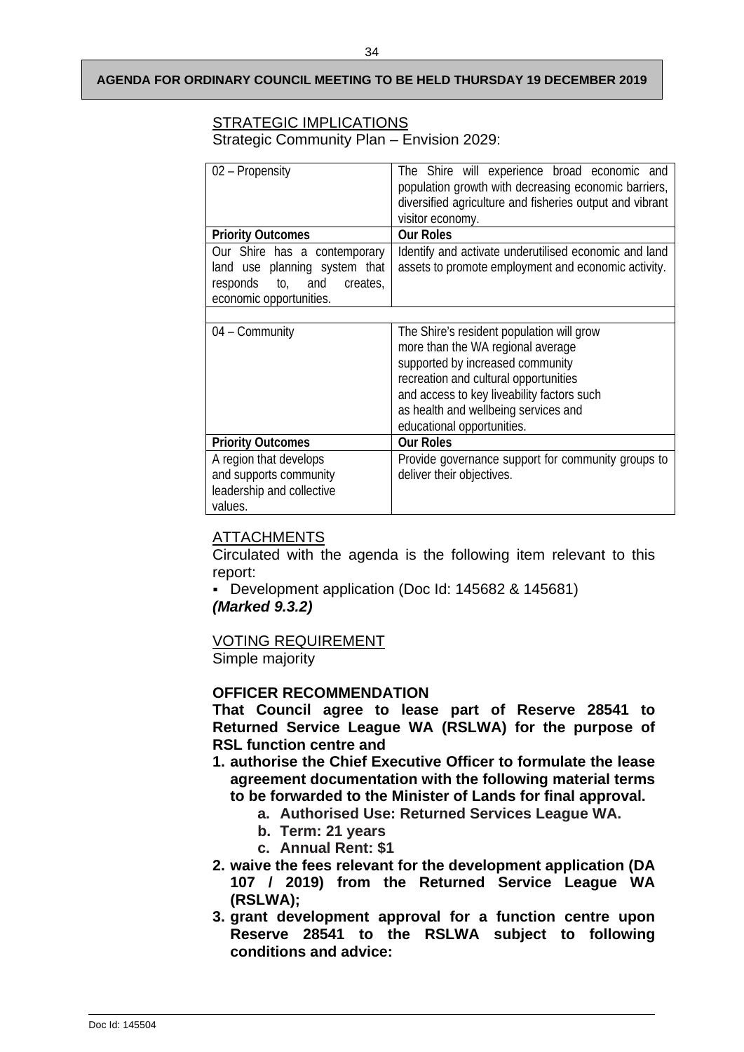STRATEGIC IMPLICATIONS

Strategic Community Plan – Envision 2029:

| 02 – Propensity | The Shire will experience broad economic and population growth with decreasing economic barriers, diversified agriculture and fisheries output and vibrant visitor economy. |
|---|---|
| **Priority Outcomes** | **Our Roles** |
| Our Shire has a contemporary land use planning system that responds to, and creates, economic opportunities. | Identify and activate underutilised economic and land assets to promote employment and economic activity. |
| | |
| 04 – Community | The Shire's resident population will grow more than the WA regional average supported by increased community recreation and cultural opportunities and access to key liveability factors such as health and wellbeing services and educational opportunities. |
| **Priority Outcomes** | **Our Roles** |
| A region that develops and supports community leadership and collective values. | Provide governance support for community groups to deliver their objectives. |

ATTACHMENTS

Circulated with the agenda is the following item relevant to this report:

- Development application (Doc Id: 145682 & 145681)

***(Marked 9.3.2)***

VOTING REQUIREMENT

Simple majority

**OFFICER RECOMMENDATION**

**That Council agree to lease part of Reserve 28541 to Returned Service League WA (RSLWA) for the purpose of RSL function centre and**

1. **authorise the Chief Executive Officer to formulate the lease agreement documentation with the following material terms to be forwarded to the Minister of Lands for final approval.**
    a. **Authorised Use: Returned Services League WA.**
    b. **Term: 21 years**
    c. **Annual Rent: $1**
2. **waive the fees relevant for the development application (DA 107 / 2019) from the Returned Service League WA (RSLWA);**
3. **grant development approval for a function centre upon Reserve 28541 to the RSLWA subject to following conditions and advice:**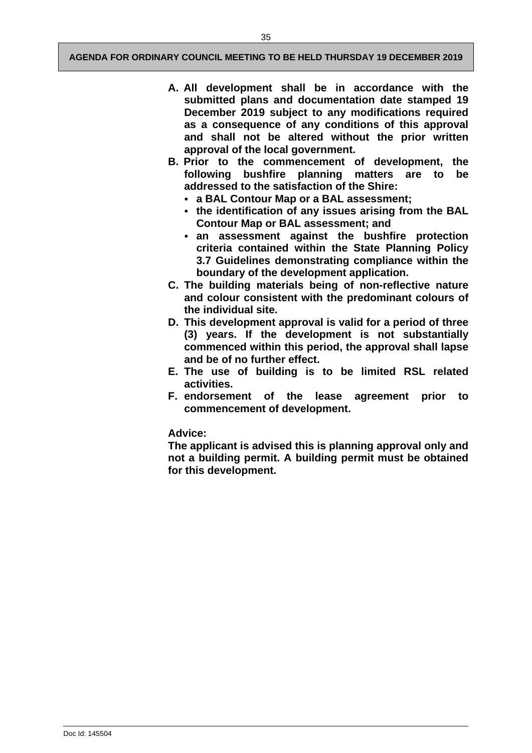**A. All development shall be in accordance with the submitted plans and documentation date stamped 19 December 2019 subject to any modifications required as a consequence of any conditions of this approval and shall not be altered without the prior written approval of the local government.**

**B. Prior to the commencement of development, the following bushfire planning matters are to be addressed to the satisfaction of the Shire:**
- **a BAL Contour Map or a BAL assessment;**
- **the identification of any issues arising from the BAL Contour Map or BAL assessment; and**
- **an assessment against the bushfire protection criteria contained within the State Planning Policy 3.7 Guidelines demonstrating compliance within the boundary of the development application.**

**C. The building materials being of non-reflective nature and colour consistent with the predominant colours of the individual site.**

**D. This development approval is valid for a period of three (3) years. If the development is not substantially commenced within this period, the approval shall lapse and be of no further effect.**

**E. The use of building is to be limited RSL related activities.**

**F. endorsement of the lease agreement prior to commencement of development.**

**Advice:**

**The applicant is advised this is planning approval only and not a building permit. A building permit must be obtained for this development.**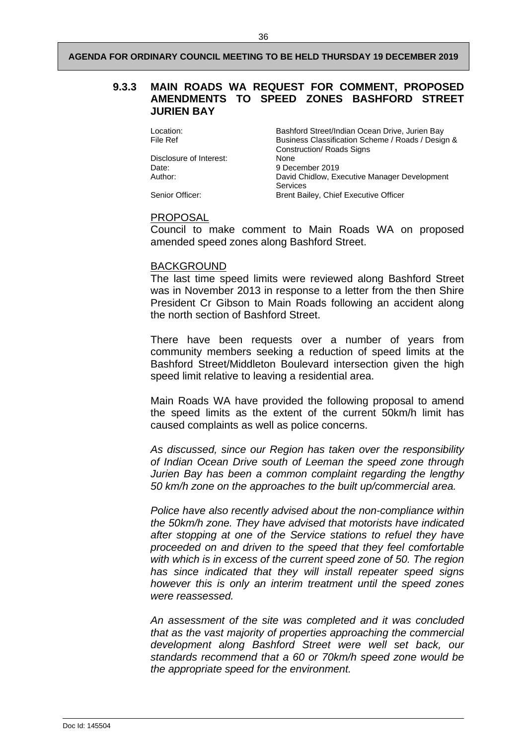### 9.3.3 MAIN ROADS WA REQUEST FOR COMMENT, PROPOSED AMENDMENTS TO SPEED ZONES BASHFORD STREET JURIEN BAY

| | |
|---|---|
| Location: | Bashford Street/Indian Ocean Drive, Jurien Bay |
| File Ref | Business Classification Scheme / Roads / Design & Construction/ Roads Signs |
| Disclosure of Interest: | None |
| Date: | 9 December 2019 |
| Author: | David Chidlow, Executive Manager Development Services |
| Senior Officer: | Brent Bailey, Chief Executive Officer |

PROPOSAL

Council to make comment to Main Roads WA on proposed amended speed zones along Bashford Street.

BACKGROUND

The last time speed limits were reviewed along Bashford Street was in November 2013 in response to a letter from the then Shire President Cr Gibson to Main Roads following an accident along the north section of Bashford Street.

There have been requests over a number of years from community members seeking a reduction of speed limits at the Bashford Street/Middleton Boulevard intersection given the high speed limit relative to leaving a residential area.

Main Roads WA have provided the following proposal to amend the speed limits as the extent of the current 50km/h limit has caused complaints as well as police concerns.

*As discussed, since our Region has taken over the responsibility of Indian Ocean Drive south of Leeman the speed zone through Jurien Bay has been a common complaint regarding the lengthy 50 km/h zone on the approaches to the built up/commercial area.*

*Police have also recently advised about the non-compliance within the 50km/h zone. They have advised that motorists have indicated after stopping at one of the Service stations to refuel they have proceeded on and driven to the speed that they feel comfortable with which is in excess of the current speed zone of 50. The region has since indicated that they will install repeater speed signs however this is only an interim treatment until the speed zones were reassessed.*

*An assessment of the site was completed and it was concluded that as the vast majority of properties approaching the commercial development along Bashford Street were well set back, our standards recommend that a 60 or 70km/h speed zone would be the appropriate speed for the environment.*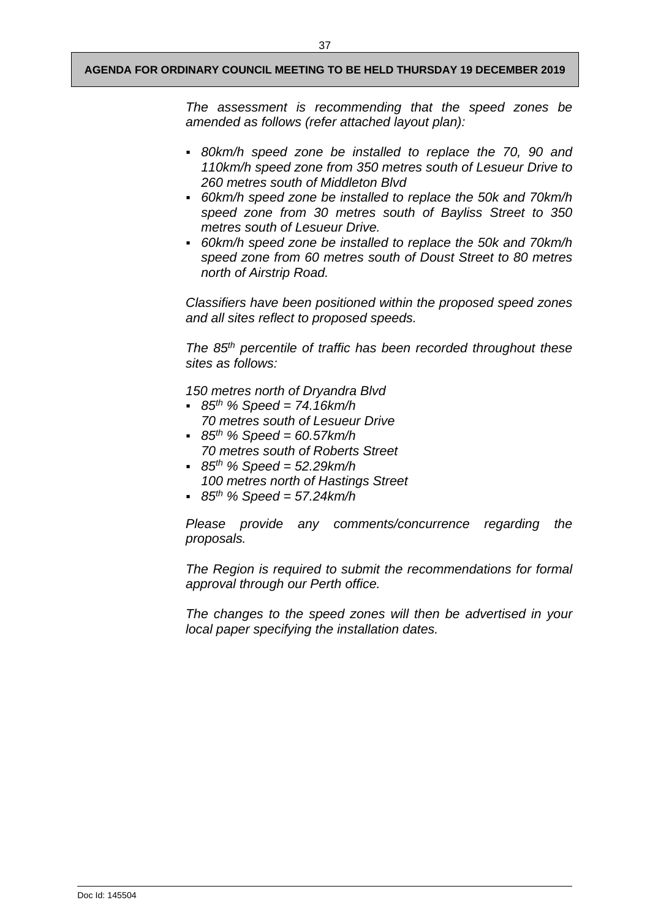*The assessment is recommending that the speed zones be amended as follows (refer attached layout plan):*

- *80km/h speed zone be installed to replace the 70, 90 and 110km/h speed zone from 350 metres south of Lesueur Drive to 260 metres south of Middleton Blvd*
- *60km/h speed zone be installed to replace the 50k and 70km/h speed zone from 30 metres south of Bayliss Street to 350 metres south of Lesueur Drive.*
- *60km/h speed zone be installed to replace the 50k and 70km/h speed zone from 60 metres south of Doust Street to 80 metres north of Airstrip Road.*

*Classifiers have been positioned within the proposed speed zones and all sites reflect to proposed speeds.*

*The 85th percentile of traffic has been recorded throughout these sites as follows:*

*150 metres north of Dryandra Blvd*

- *85th % Speed = 74.16km/h*
  *70 metres south of Lesueur Drive*
- *85th % Speed = 60.57km/h*
  *70 metres south of Roberts Street*
- *85th % Speed = 52.29km/h*
  *100 metres north of Hastings Street*
- *85th % Speed = 57.24km/h*

*Please provide any comments/concurrence regarding the proposals.*

*The Region is required to submit the recommendations for formal approval through our Perth office.*

*The changes to the speed zones will then be advertised in your local paper specifying the installation dates.*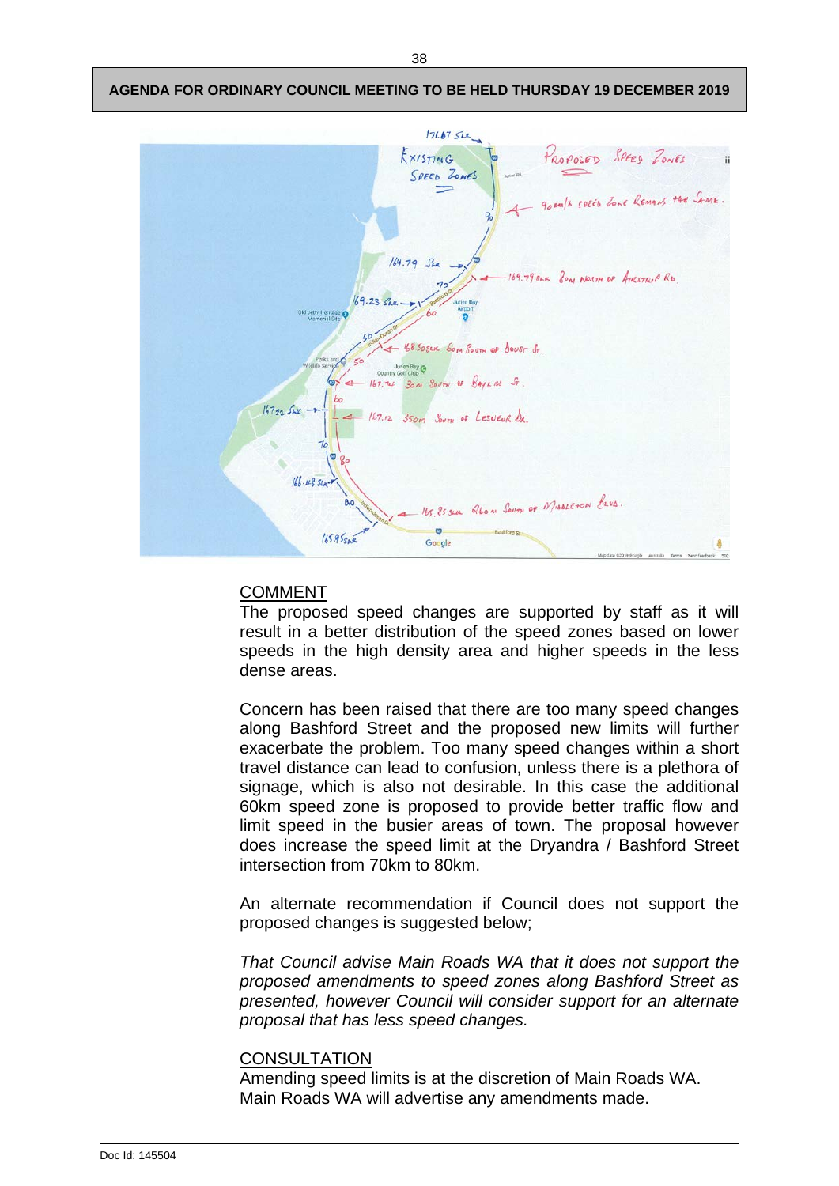## COMMENT

The proposed speed changes are supported by staff as it will result in a better distribution of the speed zones based on lower speeds in the high density area and higher speeds in the less dense areas.

Concern has been raised that there are too many speed changes along Bashford Street and the proposed new limits will further exacerbate the problem. Too many speed changes within a short travel distance can lead to confusion, unless there is a plethora of signage, which is also not desirable. In this case the additional 60km speed zone is proposed to provide better traffic flow and limit speed in the busier areas of town. The proposal however does increase the speed limit at the Dryandra / Bashford Street intersection from 70km to 80km.

An alternate recommendation if Council does not support the proposed changes is suggested below;

*That Council advise Main Roads WA that it does not support the proposed amendments to speed zones along Bashford Street as presented, however Council will consider support for an alternate proposal that has less speed changes.*

## CONSULTATION

Amending speed limits is at the discretion of Main Roads WA.
Main Roads WA will advertise any amendments made.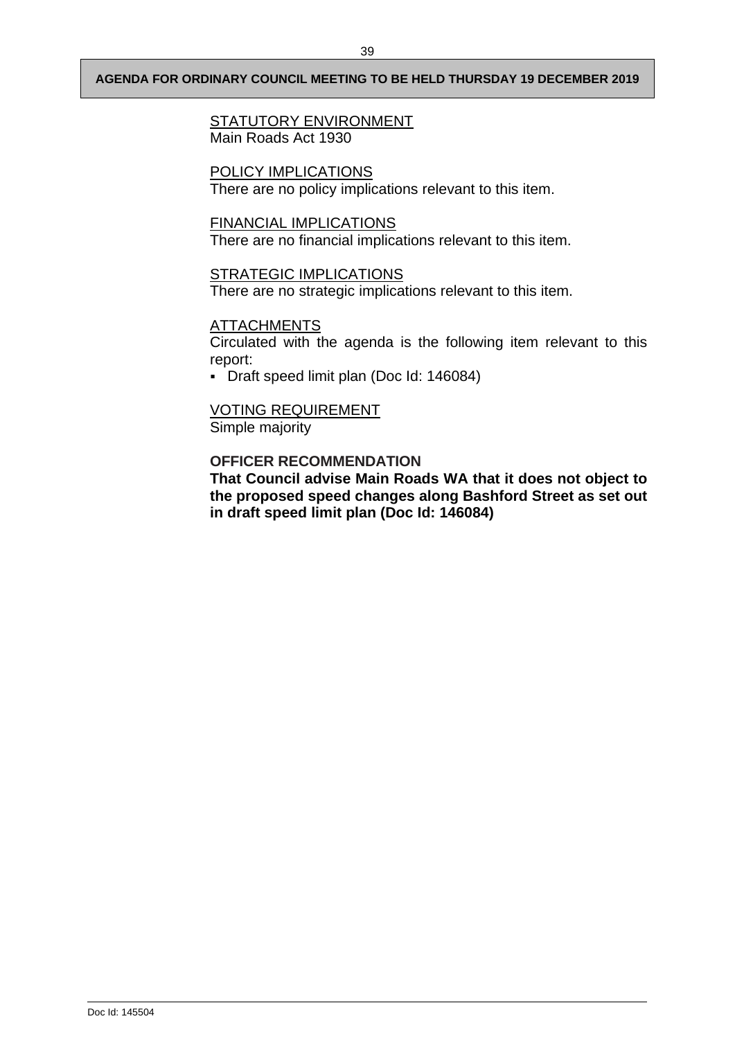STATUTORY ENVIRONMENT

Main Roads Act 1930

POLICY IMPLICATIONS

There are no policy implications relevant to this item.

FINANCIAL IMPLICATIONS

There are no financial implications relevant to this item.

STRATEGIC IMPLICATIONS

There are no strategic implications relevant to this item.

ATTACHMENTS

Circulated with the agenda is the following item relevant to this report:

- Draft speed limit plan (Doc Id: 146084)

VOTING REQUIREMENT

Simple majority

**OFFICER RECOMMENDATION**

**That Council advise Main Roads WA that it does not object to the proposed speed changes along Bashford Street as set out in draft speed limit plan (Doc Id: 146084)**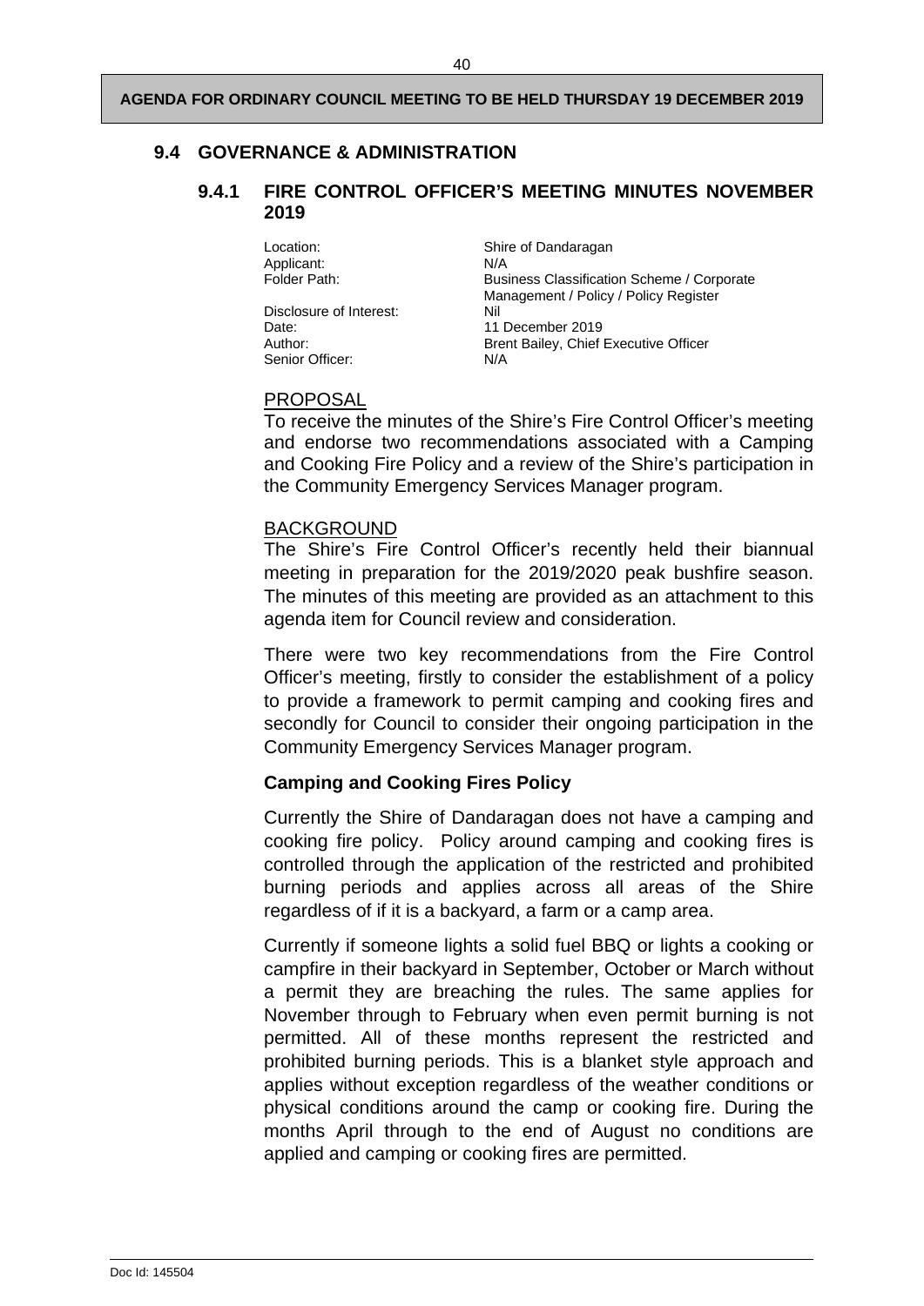## 9.4 GOVERNANCE & ADMINISTRATION

### 9.4.1 FIRE CONTROL OFFICER'S MEETING MINUTES NOVEMBER 2019

| | |
|---|---|
| Location: | Shire of Dandaragan |
| Applicant: | N/A |
| Folder Path: | Business Classification Scheme / Corporate Management / Policy / Policy Register |
| Disclosure of Interest: | Nil |
| Date: | 11 December 2019 |
| Author: | Brent Bailey, Chief Executive Officer |
| Senior Officer: | N/A |

PROPOSAL

To receive the minutes of the Shire's Fire Control Officer's meeting and endorse two recommendations associated with a Camping and Cooking Fire Policy and a review of the Shire's participation in the Community Emergency Services Manager program.

BACKGROUND

The Shire's Fire Control Officer's recently held their biannual meeting in preparation for the 2019/2020 peak bushfire season. The minutes of this meeting are provided as an attachment to this agenda item for Council review and consideration.

There were two key recommendations from the Fire Control Officer's meeting, firstly to consider the establishment of a policy to provide a framework to permit camping and cooking fires and secondly for Council to consider their ongoing participation in the Community Emergency Services Manager program.

**Camping and Cooking Fires Policy**

Currently the Shire of Dandaragan does not have a camping and cooking fire policy. Policy around camping and cooking fires is controlled through the application of the restricted and prohibited burning periods and applies across all areas of the Shire regardless of if it is a backyard, a farm or a camp area.

Currently if someone lights a solid fuel BBQ or lights a cooking or campfire in their backyard in September, October or March without a permit they are breaching the rules. The same applies for November through to February when even permit burning is not permitted. All of these months represent the restricted and prohibited burning periods. This is a blanket style approach and applies without exception regardless of the weather conditions or physical conditions around the camp or cooking fire. During the months April through to the end of August no conditions are applied and camping or cooking fires are permitted.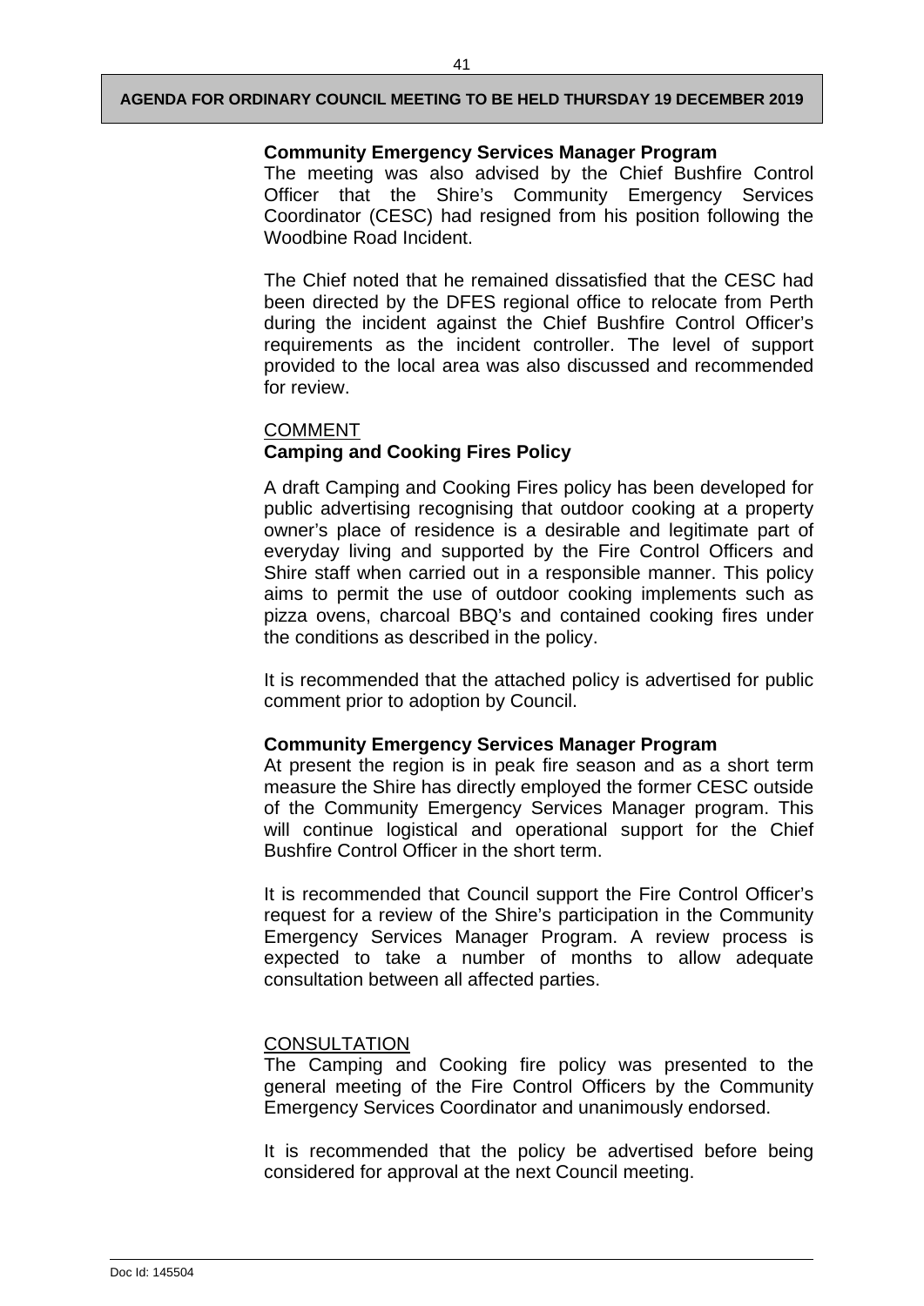**Community Emergency Services Manager Program**

The meeting was also advised by the Chief Bushfire Control Officer that the Shire's Community Emergency Services Coordinator (CESC) had resigned from his position following the Woodbine Road Incident.

The Chief noted that he remained dissatisfied that the CESC had been directed by the DFES regional office to relocate from Perth during the incident against the Chief Bushfire Control Officer's requirements as the incident controller. The level of support provided to the local area was also discussed and recommended for review.

COMMENT

**Camping and Cooking Fires Policy**

A draft Camping and Cooking Fires policy has been developed for public advertising recognising that outdoor cooking at a property owner's place of residence is a desirable and legitimate part of everyday living and supported by the Fire Control Officers and Shire staff when carried out in a responsible manner. This policy aims to permit the use of outdoor cooking implements such as pizza ovens, charcoal BBQ's and contained cooking fires under the conditions as described in the policy.

It is recommended that the attached policy is advertised for public comment prior to adoption by Council.

**Community Emergency Services Manager Program**

At present the region is in peak fire season and as a short term measure the Shire has directly employed the former CESC outside of the Community Emergency Services Manager program. This will continue logistical and operational support for the Chief Bushfire Control Officer in the short term.

It is recommended that Council support the Fire Control Officer's request for a review of the Shire's participation in the Community Emergency Services Manager Program. A review process is expected to take a number of months to allow adequate consultation between all affected parties.

CONSULTATION

The Camping and Cooking fire policy was presented to the general meeting of the Fire Control Officers by the Community Emergency Services Coordinator and unanimously endorsed.

It is recommended that the policy be advertised before being considered for approval at the next Council meeting.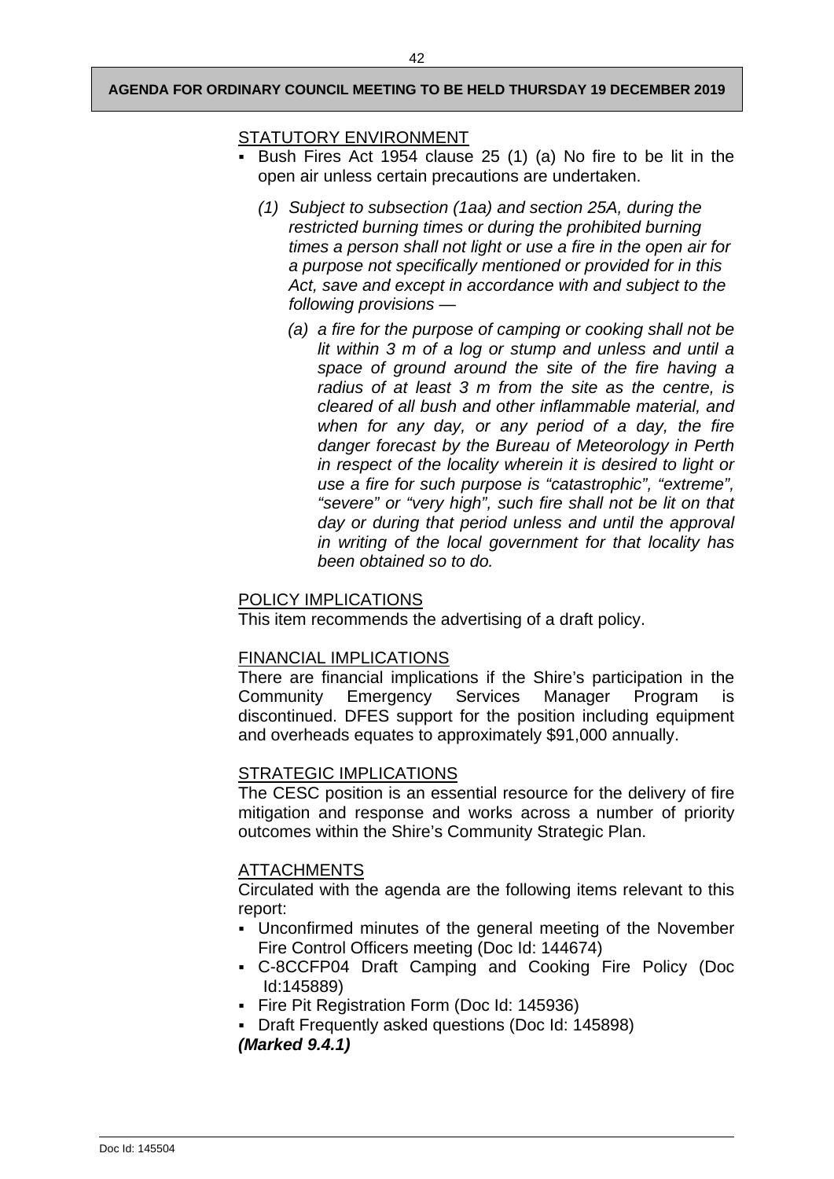STATUTORY ENVIRONMENT

- Bush Fires Act 1954 clause 25 (1) (a) No fire to be lit in the open air unless certain precautions are undertaken.

  *(1) Subject to subsection (1aa) and section 25A, during the restricted burning times or during the prohibited burning times a person shall not light or use a fire in the open air for a purpose not specifically mentioned or provided for in this Act, save and except in accordance with and subject to the following provisions —*

  *(a) a fire for the purpose of camping or cooking shall not be lit within 3 m of a log or stump and unless and until a space of ground around the site of the fire having a radius of at least 3 m from the site as the centre, is cleared of all bush and other inflammable material, and when for any day, or any period of a day, the fire danger forecast by the Bureau of Meteorology in Perth in respect of the locality wherein it is desired to light or use a fire for such purpose is "catastrophic", "extreme", "severe" or "very high", such fire shall not be lit on that day or during that period unless and until the approval in writing of the local government for that locality has been obtained so to do.*

POLICY IMPLICATIONS

This item recommends the advertising of a draft policy.

FINANCIAL IMPLICATIONS

There are financial implications if the Shire's participation in the Community Emergency Services Manager Program is discontinued. DFES support for the position including equipment and overheads equates to approximately $91,000 annually.

STRATEGIC IMPLICATIONS

The CESC position is an essential resource for the delivery of fire mitigation and response and works across a number of priority outcomes within the Shire's Community Strategic Plan.

ATTACHMENTS

Circulated with the agenda are the following items relevant to this report:

- Unconfirmed minutes of the general meeting of the November Fire Control Officers meeting (Doc Id: 144674)
- C-8CCFP04 Draft Camping and Cooking Fire Policy (Doc Id:145889)
- Fire Pit Registration Form (Doc Id: 145936)
- Draft Frequently asked questions (Doc Id: 145898)

***(Marked 9.4.1)***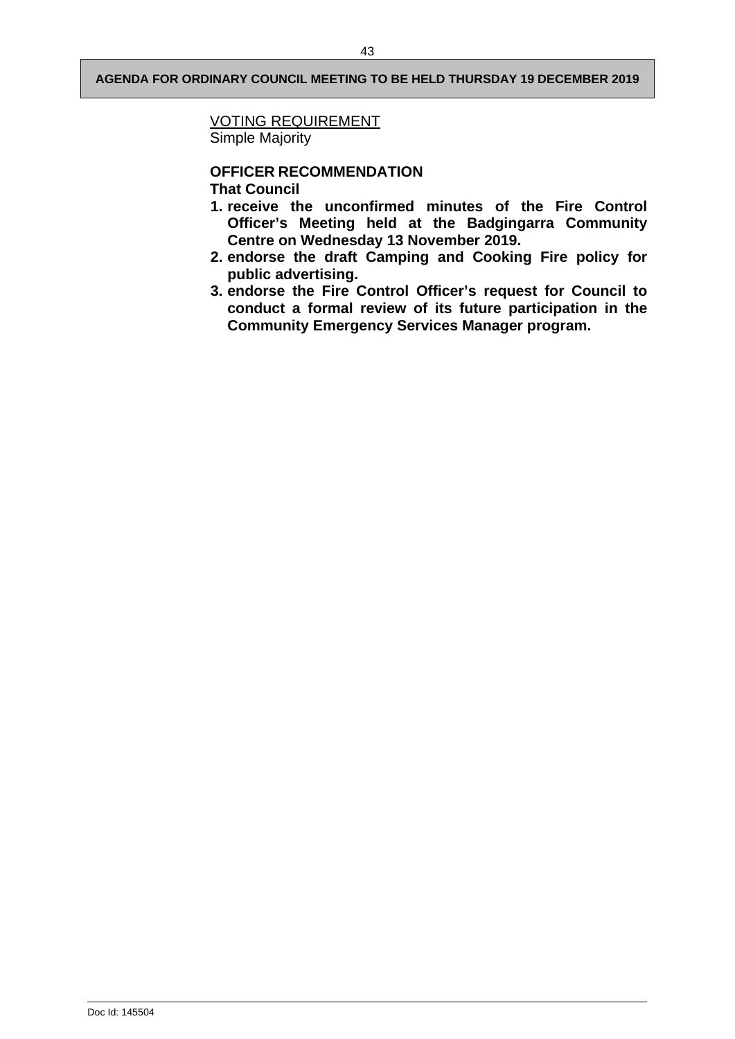<u>VOTING REQUIREMENT</u>
Simple Majority

**OFFICER RECOMMENDATION**
**That Council**

1. **receive the unconfirmed minutes of the Fire Control Officer's Meeting held at the Badgingarra Community Centre on Wednesday 13 November 2019.**
2. **endorse the draft Camping and Cooking Fire policy for public advertising.**
3. **endorse the Fire Control Officer's request for Council to conduct a formal review of its future participation in the Community Emergency Services Manager program.**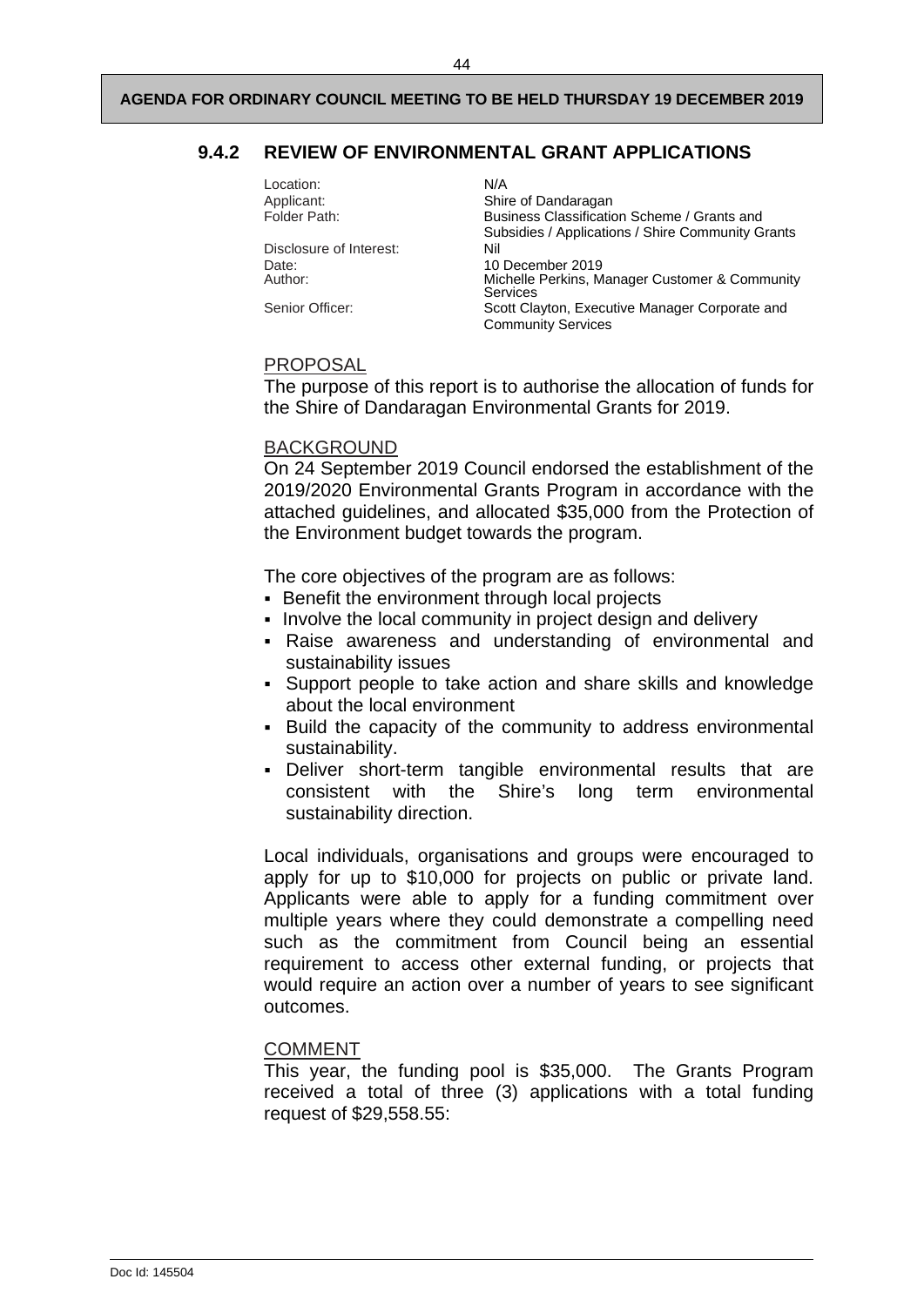## 9.4.2 REVIEW OF ENVIRONMENTAL GRANT APPLICATIONS

| | |
|---|---|
| Location: | N/A |
| Applicant: | Shire of Dandaragan |
| Folder Path: | Business Classification Scheme / Grants and Subsidies / Applications / Shire Community Grants |
| Disclosure of Interest: | Nil |
| Date: | 10 December 2019 |
| Author: | Michelle Perkins, Manager Customer & Community Services |
| Senior Officer: | Scott Clayton, Executive Manager Corporate and Community Services |

### PROPOSAL

The purpose of this report is to authorise the allocation of funds for the Shire of Dandaragan Environmental Grants for 2019.

### BACKGROUND

On 24 September 2019 Council endorsed the establishment of the 2019/2020 Environmental Grants Program in accordance with the attached guidelines, and allocated $35,000 from the Protection of the Environment budget towards the program.

The core objectives of the program are as follows:

- Benefit the environment through local projects
- Involve the local community in project design and delivery
- Raise awareness and understanding of environmental and sustainability issues
- Support people to take action and share skills and knowledge about the local environment
- Build the capacity of the community to address environmental sustainability.
- Deliver short-term tangible environmental results that are consistent with the Shire's long term environmental sustainability direction.

Local individuals, organisations and groups were encouraged to apply for up to $10,000 for projects on public or private land. Applicants were able to apply for a funding commitment over multiple years where they could demonstrate a compelling need such as the commitment from Council being an essential requirement to access other external funding, or projects that would require an action over a number of years to see significant outcomes.

### COMMENT

This year, the funding pool is $35,000. The Grants Program received a total of three (3) applications with a total funding request of $29,558.55: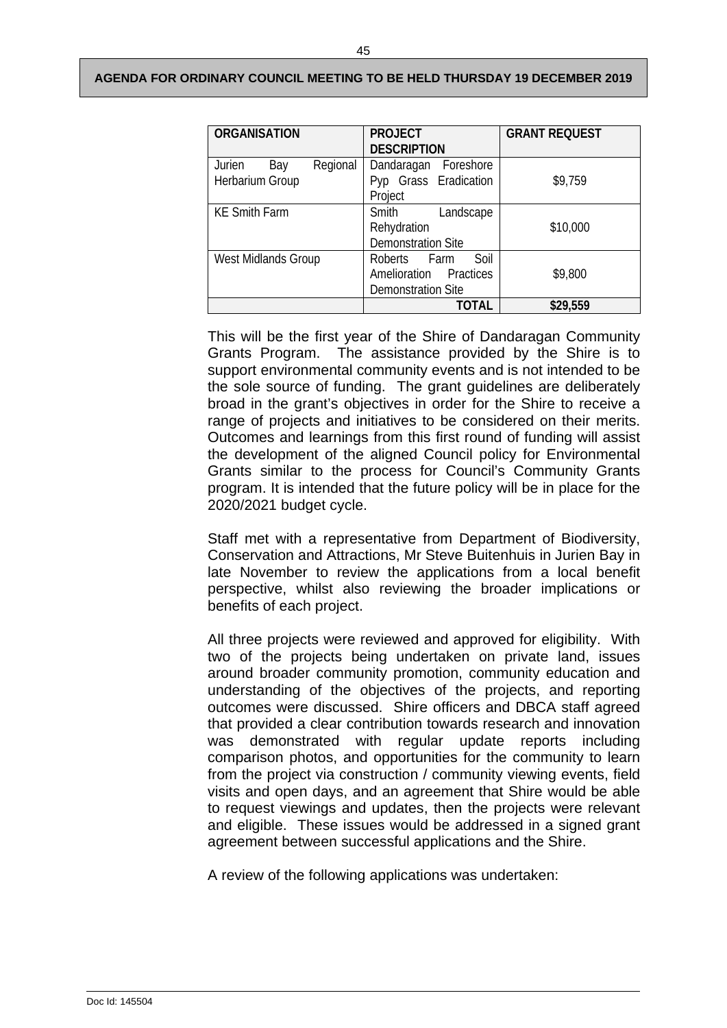| ORGANISATION | PROJECT DESCRIPTION | GRANT REQUEST |
| --- | --- | --- |
| Jurien Bay Regional Herbarium Group | Dandaragan Foreshore Pyp Grass Eradication Project | $9,759 |
| KE Smith Farm | Smith Landscape Rehydration Demonstration Site | $10,000 |
| West Midlands Group | Roberts Farm Soil Amelioration Practices Demonstration Site | $9,800 |
| | **TOTAL** | **$29,559** |

This will be the first year of the Shire of Dandaragan Community Grants Program. The assistance provided by the Shire is to support environmental community events and is not intended to be the sole source of funding. The grant guidelines are deliberately broad in the grant's objectives in order for the Shire to receive a range of projects and initiatives to be considered on their merits. Outcomes and learnings from this first round of funding will assist the development of the aligned Council policy for Environmental Grants similar to the process for Council's Community Grants program. It is intended that the future policy will be in place for the 2020/2021 budget cycle.

Staff met with a representative from Department of Biodiversity, Conservation and Attractions, Mr Steve Buitenhuis in Jurien Bay in late November to review the applications from a local benefit perspective, whilst also reviewing the broader implications or benefits of each project.

All three projects were reviewed and approved for eligibility. With two of the projects being undertaken on private land, issues around broader community promotion, community education and understanding of the objectives of the projects, and reporting outcomes were discussed. Shire officers and DBCA staff agreed that provided a clear contribution towards research and innovation was demonstrated with regular update reports including comparison photos, and opportunities for the community to learn from the project via construction / community viewing events, field visits and open days, and an agreement that Shire would be able to request viewings and updates, then the projects were relevant and eligible. These issues would be addressed in a signed grant agreement between successful applications and the Shire.

A review of the following applications was undertaken: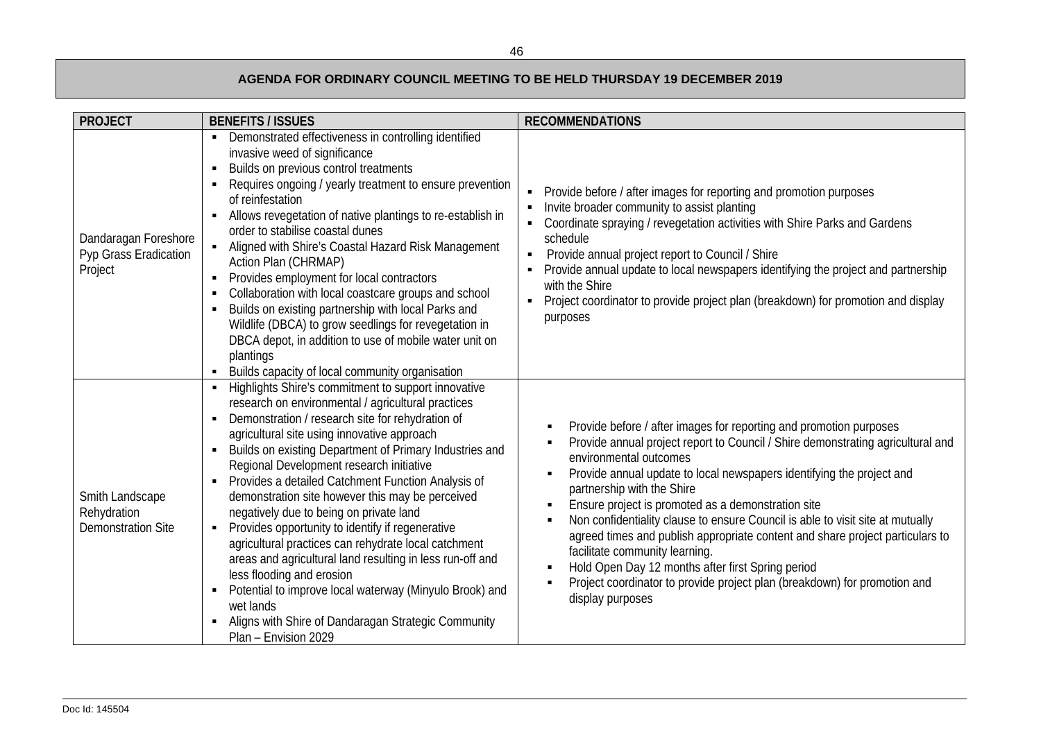| PROJECT | BENEFITS / ISSUES | RECOMMENDATIONS |
|---|---|---|
| Dandaragan Foreshore Pyp Grass Eradication Project | ▪ Demonstrated effectiveness in controlling identified invasive weed of significance<br>▪ Builds on previous control treatments<br>▪ Requires ongoing / yearly treatment to ensure prevention of reinfestation<br>▪ Allows revegetation of native plantings to re-establish in order to stabilise coastal dunes<br>▪ Aligned with Shire's Coastal Hazard Risk Management Action Plan (CHRMAP)<br>▪ Provides employment for local contractors<br>▪ Collaboration with local coastcare groups and school<br>▪ Builds on existing partnership with local Parks and Wildlife (DBCA) to grow seedlings for revegetation in DBCA depot, in addition to use of mobile water unit on plantings<br>▪ Builds capacity of local community organisation | ▪ Provide before / after images for reporting and promotion purposes<br>▪ Invite broader community to assist planting<br>▪ Coordinate spraying / revegetation activities with Shire Parks and Gardens schedule<br>▪ Provide annual project report to Council / Shire<br>▪ Provide annual update to local newspapers identifying the project and partnership with the Shire<br>▪ Project coordinator to provide project plan (breakdown) for promotion and display purposes |
| Smith Landscape Rehydration Demonstration Site | ▪ Highlights Shire's commitment to support innovative research on environmental / agricultural practices<br>▪ Demonstration / research site for rehydration of agricultural site using innovative approach<br>▪ Builds on existing Department of Primary Industries and Regional Development research initiative<br>▪ Provides a detailed Catchment Function Analysis of demonstration site however this may be perceived negatively due to being on private land<br>▪ Provides opportunity to identify if regenerative agricultural practices can rehydrate local catchment areas and agricultural land resulting in less run-off and less flooding and erosion<br>▪ Potential to improve local waterway (Minyulo Brook) and wet lands<br>▪ Aligns with Shire of Dandaragan Strategic Community Plan – Envision 2029 | ▪ Provide before / after images for reporting and promotion purposes<br>▪ Provide annual project report to Council / Shire demonstrating agricultural and environmental outcomes<br>▪ Provide annual update to local newspapers identifying the project and partnership with the Shire<br>▪ Ensure project is promoted as a demonstration site<br>▪ Non confidentiality clause to ensure Council is able to visit site at mutually agreed times and publish appropriate content and share project particulars to facilitate community learning.<br>▪ Hold Open Day 12 months after first Spring period<br>▪ Project coordinator to provide project plan (breakdown) for promotion and display purposes |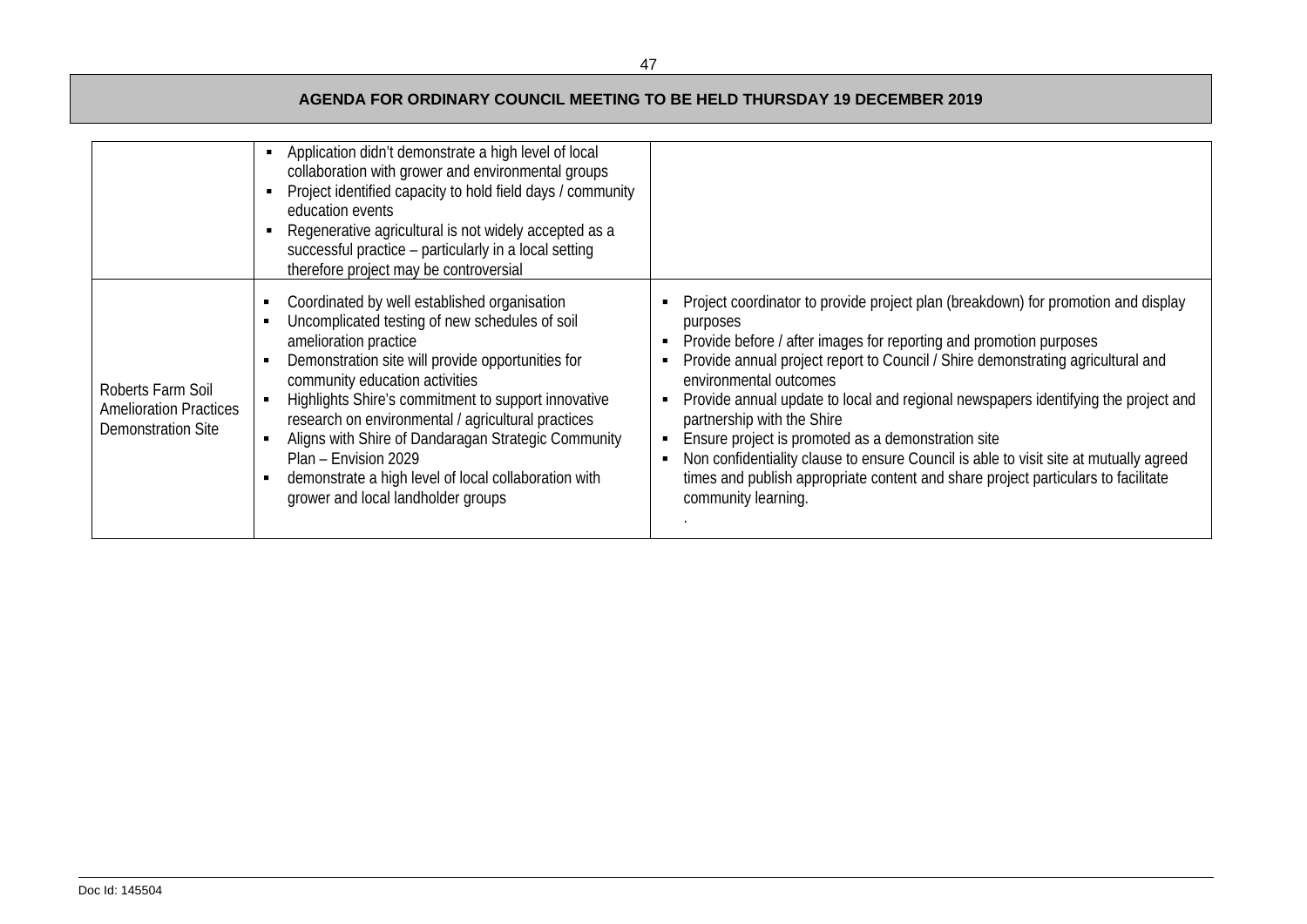| | | |
|---|---|---|
| | ▪ Application didn't demonstrate a high level of local collaboration with grower and environmental groups<br>▪ Project identified capacity to hold field days / community education events<br>▪ Regenerative agricultural is not widely accepted as a successful practice – particularly in a local setting therefore project may be controversial | |
| Roberts Farm Soil Amelioration Practices Demonstration Site | ▪ Coordinated by well established organisation<br>▪ Uncomplicated testing of new schedules of soil amelioration practice<br>▪ Demonstration site will provide opportunities for community education activities<br>▪ Highlights Shire's commitment to support innovative research on environmental / agricultural practices<br>▪ Aligns with Shire of Dandaragan Strategic Community Plan – Envision 2029<br>▪ demonstrate a high level of local collaboration with grower and local landholder groups | ▪ Project coordinator to provide project plan (breakdown) for promotion and display purposes<br>▪ Provide before / after images for reporting and promotion purposes<br>▪ Provide annual project report to Council / Shire demonstrating agricultural and environmental outcomes<br>▪ Provide annual update to local and regional newspapers identifying the project and partnership with the Shire<br>▪ Ensure project is promoted as a demonstration site<br>▪ Non confidentiality clause to ensure Council is able to visit site at mutually agreed times and publish appropriate content and share project particulars to facilitate community learning.<br>. |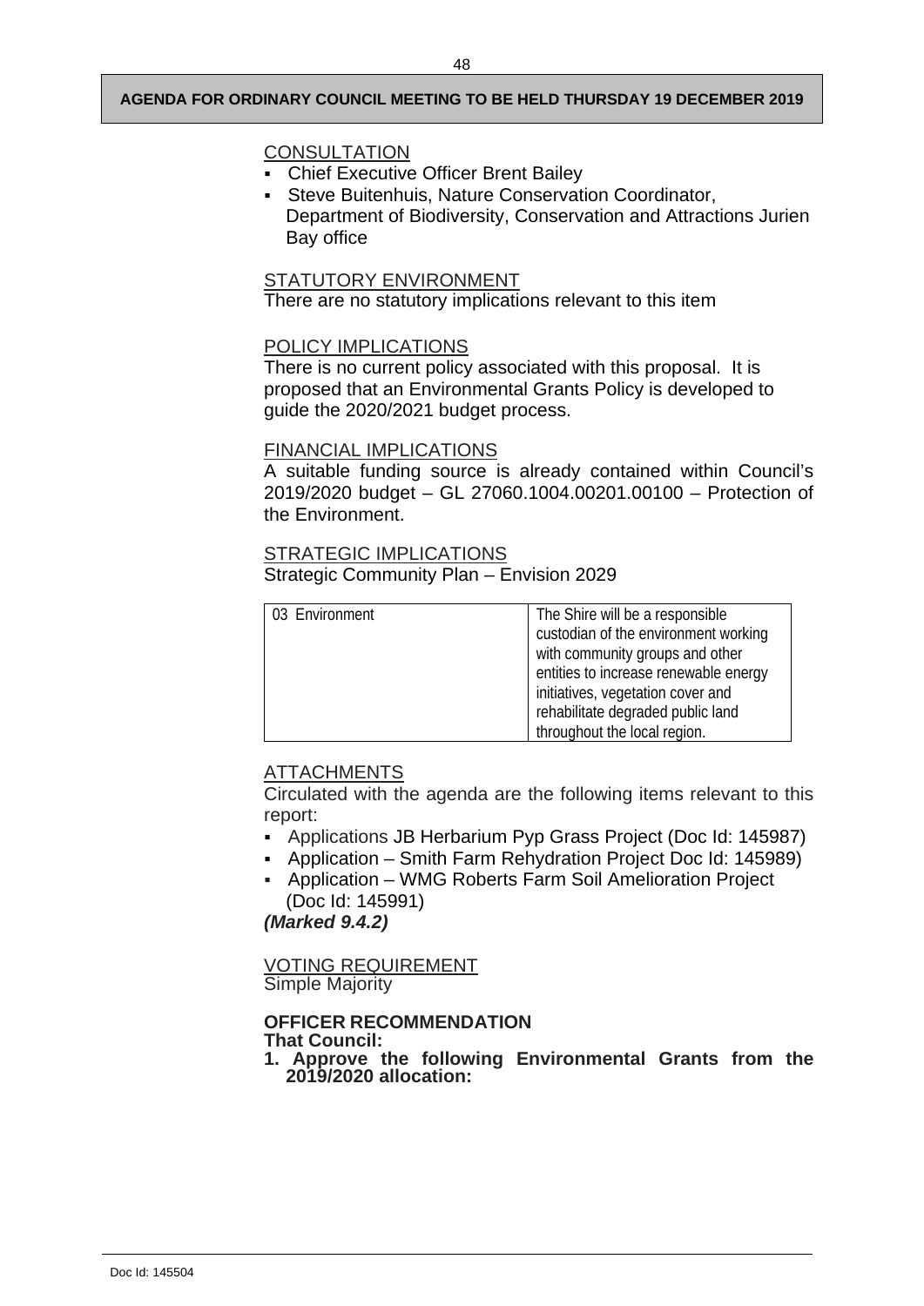CONSULTATION

- Chief Executive Officer Brent Bailey
- Steve Buitenhuis, Nature Conservation Coordinator, Department of Biodiversity, Conservation and Attractions Jurien Bay office

STATUTORY ENVIRONMENT

There are no statutory implications relevant to this item

POLICY IMPLICATIONS

There is no current policy associated with this proposal. It is proposed that an Environmental Grants Policy is developed to guide the 2020/2021 budget process.

FINANCIAL IMPLICATIONS

A suitable funding source is already contained within Council's 2019/2020 budget – GL 27060.1004.00201.00100 – Protection of the Environment.

STRATEGIC IMPLICATIONS

Strategic Community Plan – Envision 2029

| 03 Environment | The Shire will be a responsible custodian of the environment working with community groups and other entities to increase renewable energy initiatives, vegetation cover and rehabilitate degraded public land throughout the local region. |
|---|---|

ATTACHMENTS

Circulated with the agenda are the following items relevant to this report:

- Applications JB Herbarium Pyp Grass Project (Doc Id: 145987)
- Application – Smith Farm Rehydration Project Doc Id: 145989)
- Application – WMG Roberts Farm Soil Amelioration Project (Doc Id: 145991)

***(Marked 9.4.2)***

VOTING REQUIREMENT

Simple Majority

**OFFICER RECOMMENDATION**

**That Council:**

**1. Approve the following Environmental Grants from the 2019/2020 allocation:**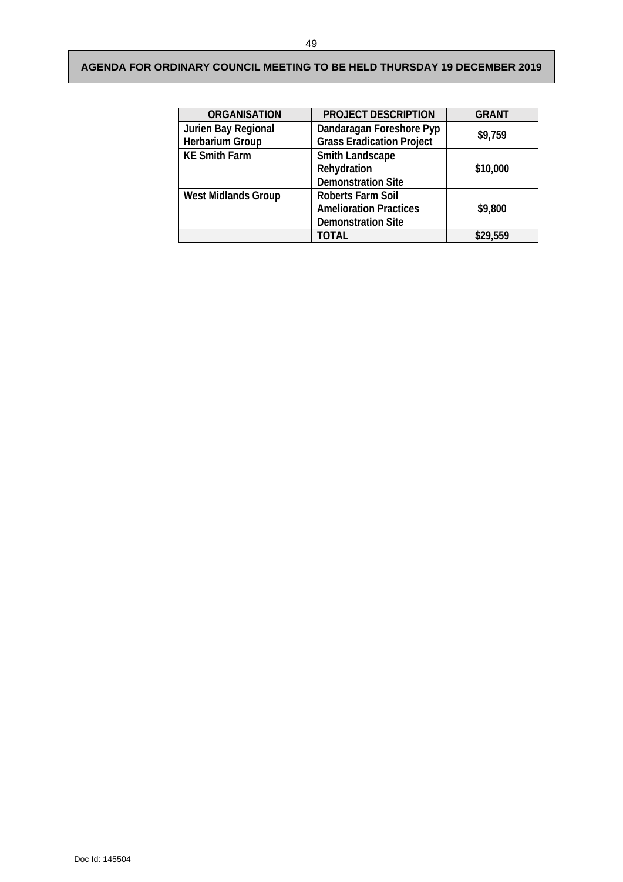| ORGANISATION | PROJECT DESCRIPTION | GRANT |
|---|---|---|
| Jurien Bay Regional Herbarium Group | Dandaragan Foreshore Pyp Grass Eradication Project | $9,759 |
| KE Smith Farm | Smith Landscape Rehydration Demonstration Site | $10,000 |
| West Midlands Group | Roberts Farm Soil Amelioration Practices Demonstration Site | $9,800 |
| | TOTAL | $29,559 |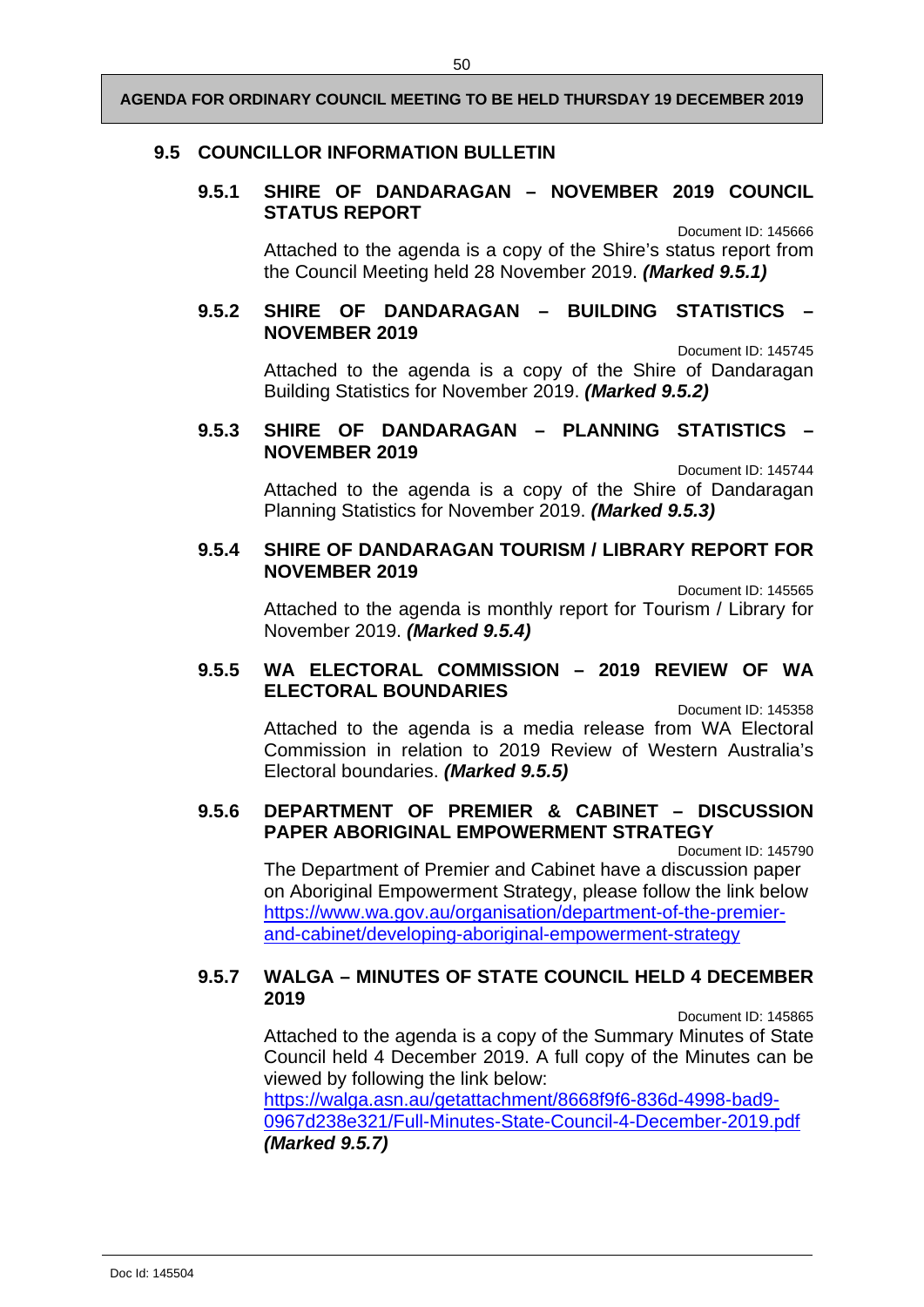## 9.5 COUNCILLOR INFORMATION BULLETIN

### 9.5.1 SHIRE OF DANDARAGAN – NOVEMBER 2019 COUNCIL STATUS REPORT

Document ID: 145666

Attached to the agenda is a copy of the Shire's status report from the Council Meeting held 28 November 2019. ***(Marked 9.5.1)***

### 9.5.2 SHIRE OF DANDARAGAN – BUILDING STATISTICS – NOVEMBER 2019

Document ID: 145745

Attached to the agenda is a copy of the Shire of Dandaragan Building Statistics for November 2019. ***(Marked 9.5.2)***

### 9.5.3 SHIRE OF DANDARAGAN – PLANNING STATISTICS – NOVEMBER 2019

Document ID: 145744

Attached to the agenda is a copy of the Shire of Dandaragan Planning Statistics for November 2019. ***(Marked 9.5.3)***

### 9.5.4 SHIRE OF DANDARAGAN TOURISM / LIBRARY REPORT FOR NOVEMBER 2019

Document ID: 145565

Attached to the agenda is monthly report for Tourism / Library for November 2019. ***(Marked 9.5.4)***

### 9.5.5 WA ELECTORAL COMMISSION – 2019 REVIEW OF WA ELECTORAL BOUNDARIES

Document ID: 145358

Attached to the agenda is a media release from WA Electoral Commission in relation to 2019 Review of Western Australia's Electoral boundaries. ***(Marked 9.5.5)***

### 9.5.6 DEPARTMENT OF PREMIER & CABINET – DISCUSSION PAPER ABORIGINAL EMPOWERMENT STRATEGY

Document ID: 145790

The Department of Premier and Cabinet have a discussion paper on Aboriginal Empowerment Strategy, please follow the link below https://www.wa.gov.au/organisation/department-of-the-premier-and-cabinet/developing-aboriginal-empowerment-strategy

### 9.5.7 WALGA – MINUTES OF STATE COUNCIL HELD 4 DECEMBER 2019

Document ID: 145865

Attached to the agenda is a copy of the Summary Minutes of State Council held 4 December 2019. A full copy of the Minutes can be viewed by following the link below:
https://walga.asn.au/getattachment/8668f9f6-836d-4998-bad9-0967d238e321/Full-Minutes-State-Council-4-December-2019.pdf
***(Marked 9.5.7)***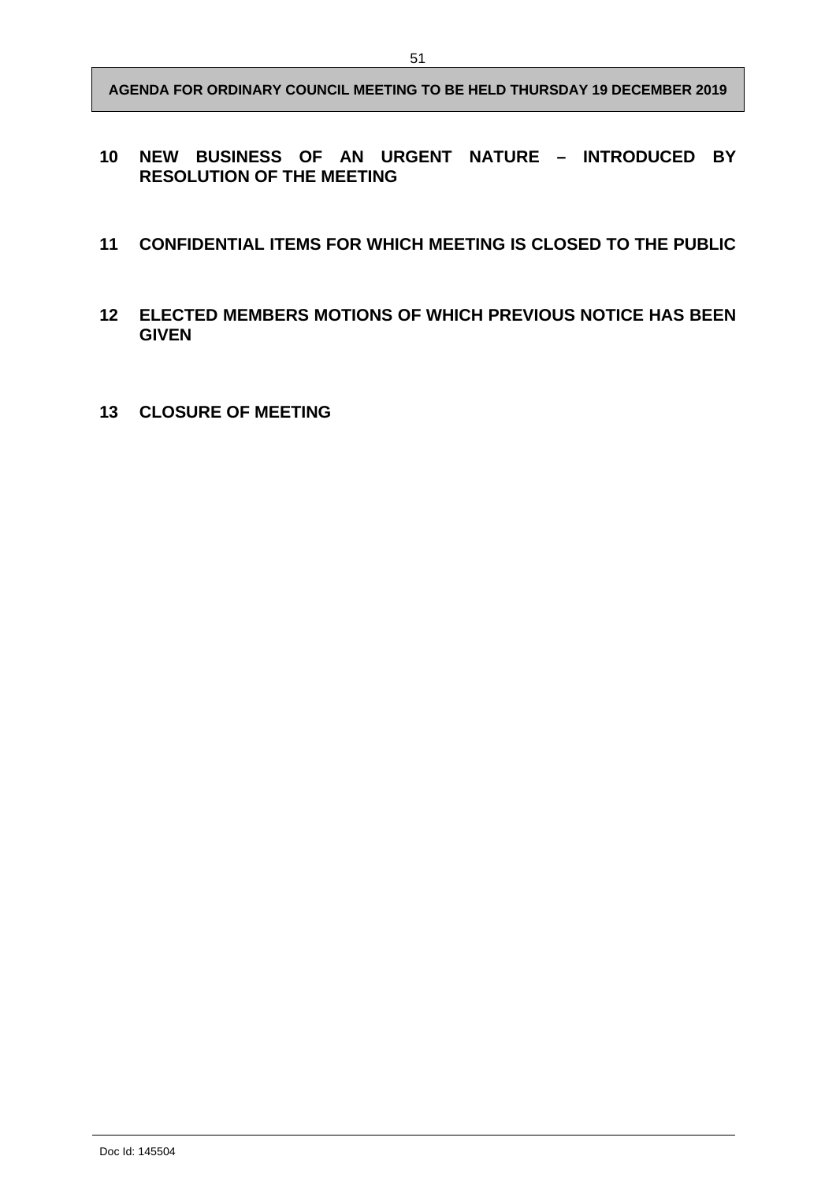## 10 NEW BUSINESS OF AN URGENT NATURE – INTRODUCED BY RESOLUTION OF THE MEETING

## 11 CONFIDENTIAL ITEMS FOR WHICH MEETING IS CLOSED TO THE PUBLIC

## 12 ELECTED MEMBERS MOTIONS OF WHICH PREVIOUS NOTICE HAS BEEN GIVEN

## 13 CLOSURE OF MEETING